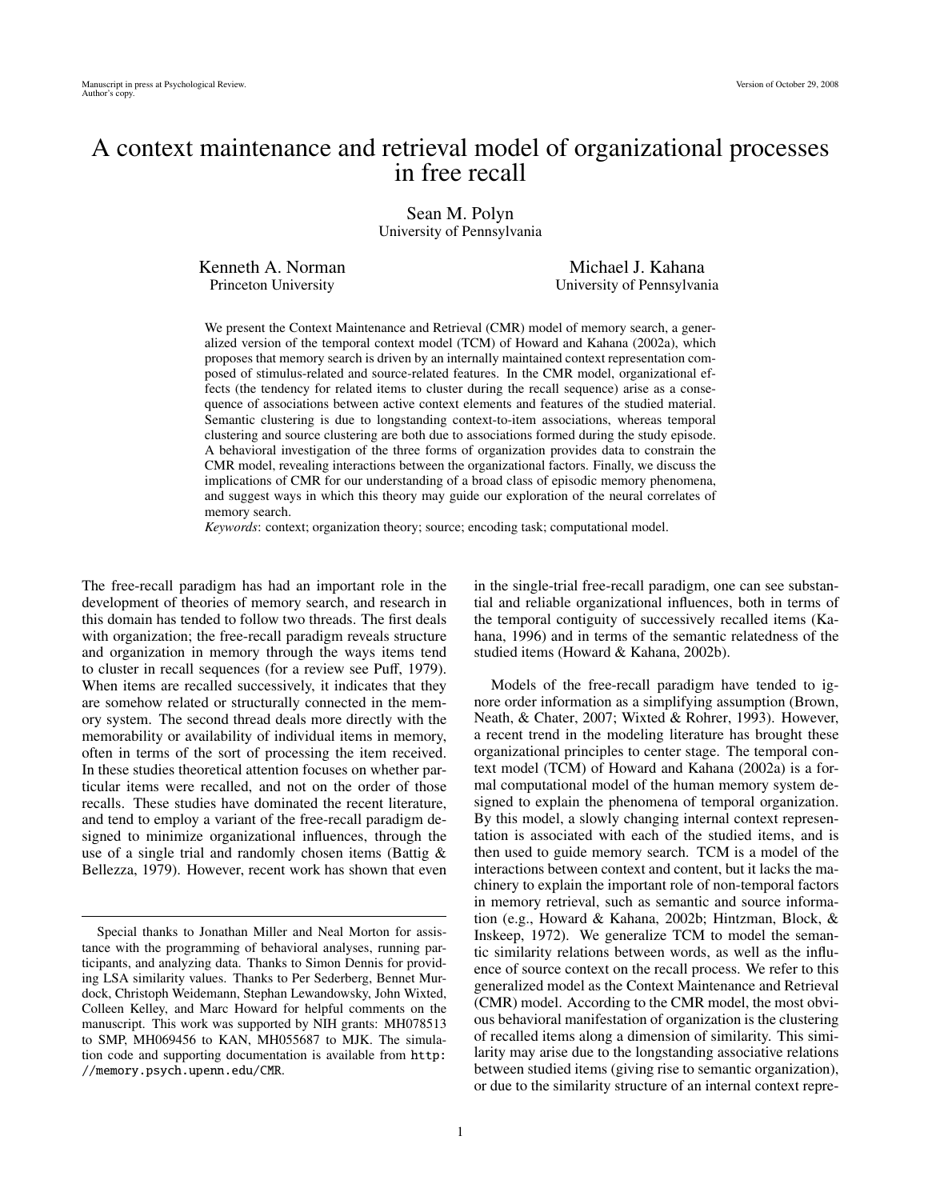Manuscript in press at Psychological Review.
Author's copy.

Version of October 29, 2008

# A context maintenance and retrieval model of organizational processes in free recall

Sean M. Polyn
University of Pennsylvania

Kenneth A. Norman
Princeton University

Michael J. Kahana
University of Pennsylvania

We present the Context Maintenance and Retrieval (CMR) model of memory search, a generalized version of the temporal context model (TCM) of Howard and Kahana (2002a), which proposes that memory search is driven by an internally maintained context representation composed of stimulus-related and source-related features. In the CMR model, organizational effects (the tendency for related items to cluster during the recall sequence) arise as a consequence of associations between active context elements and features of the studied material. Semantic clustering is due to longstanding context-to-item associations, whereas temporal clustering and source clustering are both due to associations formed during the study episode. A behavioral investigation of the three forms of organization provides data to constrain the CMR model, revealing interactions between the organizational factors. Finally, we discuss the implications of CMR for our understanding of a broad class of episodic memory phenomena, and suggest ways in which this theory may guide our exploration of the neural correlates of memory search.

*Keywords*: context; organization theory; source; encoding task; computational model.

The free-recall paradigm has had an important role in the development of theories of memory search, and research in this domain has tended to follow two threads. The first deals with organization; the free-recall paradigm reveals structure and organization in memory through the ways items tend to cluster in recall sequences (for a review see Puff, 1979). When items are recalled successively, it indicates that they are somehow related or structurally connected in the memory system. The second thread deals more directly with the memorability or availability of individual items in memory, often in terms of the sort of processing the item received. In these studies theoretical attention focuses on whether particular items were recalled, and not on the order of those recalls. These studies have dominated the recent literature, and tend to employ a variant of the free-recall paradigm designed to minimize organizational influences, through the use of a single trial and randomly chosen items (Battig & Bellezza, 1979). However, recent work has shown that even in the single-trial free-recall paradigm, one can see substantial and reliable organizational influences, both in terms of the temporal contiguity of successively recalled items (Kahana, 1996) and in terms of the semantic relatedness of the studied items (Howard & Kahana, 2002b).

Models of the free-recall paradigm have tended to ignore order information as a simplifying assumption (Brown, Neath, & Chater, 2007; Wixted & Rohrer, 1993). However, a recent trend in the modeling literature has brought these organizational principles to center stage. The temporal context model (TCM) of Howard and Kahana (2002a) is a formal computational model of the human memory system designed to explain the phenomena of temporal organization. By this model, a slowly changing internal context representation is associated with each of the studied items, and is then used to guide memory search. TCM is a model of the interactions between context and content, but it lacks the machinery to explain the important role of non-temporal factors in memory retrieval, such as semantic and source information (e.g., Howard & Kahana, 2002b; Hintzman, Block, & Inskeep, 1972). We generalize TCM to model the semantic similarity relations between words, as well as the influence of source context on the recall process. We refer to this generalized model as the Context Maintenance and Retrieval (CMR) model. According to the CMR model, the most obvious behavioral manifestation of organization is the clustering of recalled items along a dimension of similarity. This similarity may arise due to the longstanding associative relations between studied items (giving rise to semantic organization), or due to the similarity structure of an internal context repre-

Special thanks to Jonathan Miller and Neal Morton for assistance with the programming of behavioral analyses, running participants, and analyzing data. Thanks to Simon Dennis for providing LSA similarity values. Thanks to Per Sederberg, Bennet Murdock, Christoph Weidemann, Stephan Lewandowsky, John Wixted, Colleen Kelley, and Marc Howard for helpful comments on the manuscript. This work was supported by NIH grants: MH078513 to SMP, MH069456 to KAN, MH055687 to MJK. The simulation code and supporting documentation is available from http://memory.psych.upenn.edu/CMR.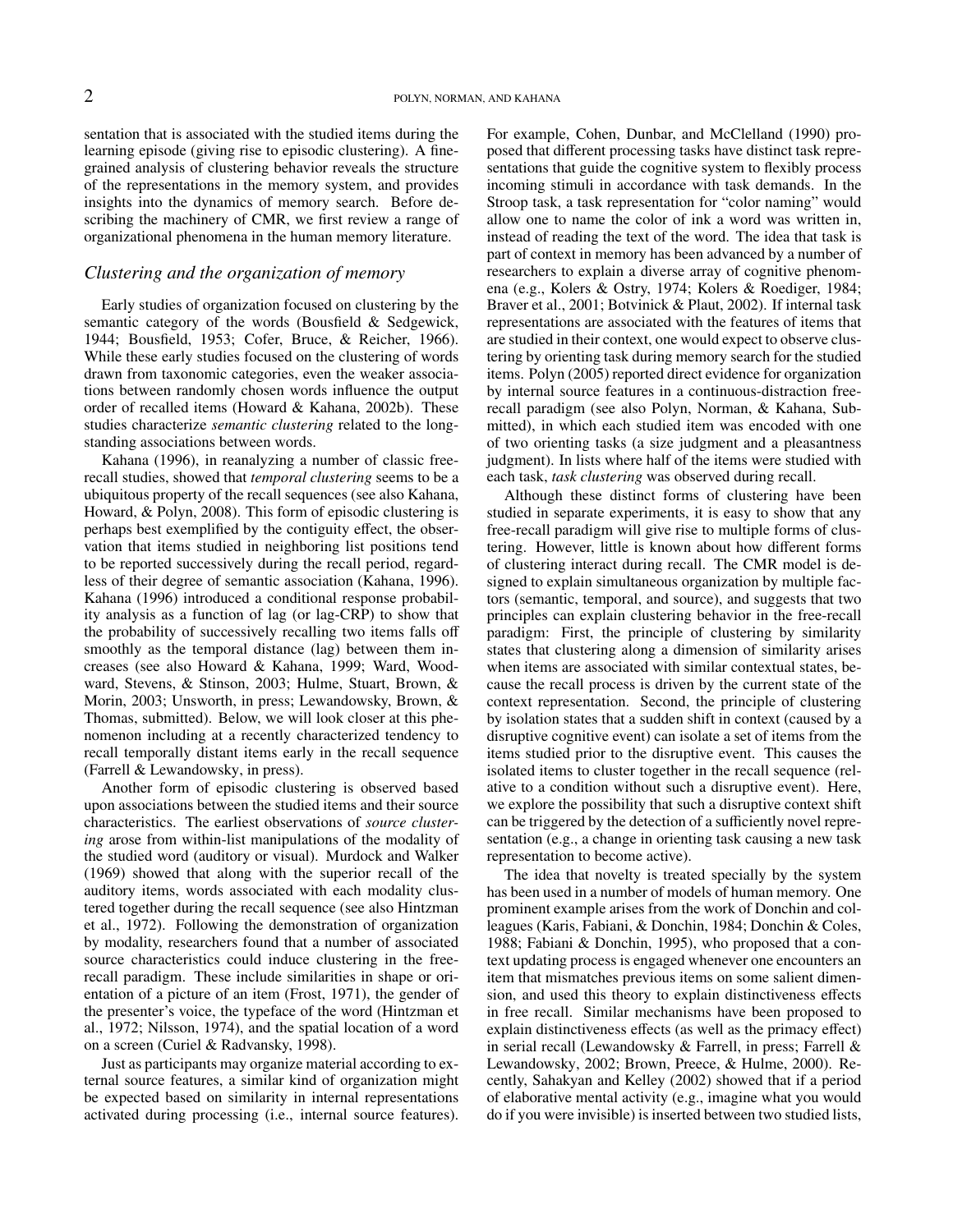sentation that is associated with the studied items during the learning episode (giving rise to episodic clustering). A fine-grained analysis of clustering behavior reveals the structure of the representations in the memory system, and provides insights into the dynamics of memory search. Before describing the machinery of CMR, we first review a range of organizational phenomena in the human memory literature.

## *Clustering and the organization of memory*

Early studies of organization focused on clustering by the semantic category of the words (Bousfield & Sedgewick, 1944; Bousfield, 1953; Cofer, Bruce, & Reicher, 1966). While these early studies focused on the clustering of words drawn from taxonomic categories, even the weaker associations between randomly chosen words influence the output order of recalled items (Howard & Kahana, 2002b). These studies characterize *semantic clustering* related to the long-standing associations between words.

Kahana (1996), in reanalyzing a number of classic free-recall studies, showed that *temporal clustering* seems to be a ubiquitous property of the recall sequences (see also Kahana, Howard, & Polyn, 2008). This form of episodic clustering is perhaps best exemplified by the contiguity effect, the observation that items studied in neighboring list positions tend to be reported successively during the recall period, regardless of their degree of semantic association (Kahana, 1996). Kahana (1996) introduced a conditional response probability analysis as a function of lag (or lag-CRP) to show that the probability of successively recalling two items falls off smoothly as the temporal distance (lag) between them increases (see also Howard & Kahana, 1999; Ward, Woodward, Stevens, & Stinson, 2003; Hulme, Stuart, Brown, & Morin, 2003; Unsworth, in press; Lewandowsky, Brown, & Thomas, submitted). Below, we will look closer at this phenomenon including at a recently characterized tendency to recall temporally distant items early in the recall sequence (Farrell & Lewandowsky, in press).

Another form of episodic clustering is observed based upon associations between the studied items and their source characteristics. The earliest observations of *source clustering* arose from within-list manipulations of the modality of the studied word (auditory or visual). Murdock and Walker (1969) showed that along with the superior recall of the auditory items, words associated with each modality clustered together during the recall sequence (see also Hintzman et al., 1972). Following the demonstration of organization by modality, researchers found that a number of associated source characteristics could induce clustering in the free-recall paradigm. These include similarities in shape or orientation of a picture of an item (Frost, 1971), the gender of the presenter's voice, the typeface of the word (Hintzman et al., 1972; Nilsson, 1974), and the spatial location of a word on a screen (Curiel & Radvansky, 1998).

Just as participants may organize material according to external source features, a similar kind of organization might be expected based on similarity in internal representations activated during processing (i.e., internal source features). For example, Cohen, Dunbar, and McClelland (1990) proposed that different processing tasks have distinct task representations that guide the cognitive system to flexibly process incoming stimuli in accordance with task demands. In the Stroop task, a task representation for "color naming" would allow one to name the color of ink a word was written in, instead of reading the text of the word. The idea that task is part of context in memory has been advanced by a number of researchers to explain a diverse array of cognitive phenomena (e.g., Kolers & Ostry, 1974; Kolers & Roediger, 1984; Braver et al., 2001; Botvinick & Plaut, 2002). If internal task representations are associated with the features of items that are studied in their context, one would expect to observe clustering by orienting task during memory search for the studied items. Polyn (2005) reported direct evidence for organization by internal source features in a continuous-distraction free-recall paradigm (see also Polyn, Norman, & Kahana, Submitted), in which each studied item was encoded with one of two orienting tasks (a size judgment and a pleasantness judgment). In lists where half of the items were studied with each task, *task clustering* was observed during recall.

Although these distinct forms of clustering have been studied in separate experiments, it is easy to show that any free-recall paradigm will give rise to multiple forms of clustering. However, little is known about how different forms of clustering interact during recall. The CMR model is designed to explain simultaneous organization by multiple factors (semantic, temporal, and source), and suggests that two principles can explain clustering behavior in the free-recall paradigm: First, the principle of clustering by similarity states that clustering along a dimension of similarity arises when items are associated with similar contextual states, because the recall process is driven by the current state of the context representation. Second, the principle of clustering by isolation states that a sudden shift in context (caused by a disruptive cognitive event) can isolate a set of items from the items studied prior to the disruptive event. This causes the isolated items to cluster together in the recall sequence (relative to a condition without such a disruptive event). Here, we explore the possibility that such a disruptive context shift can be triggered by the detection of a sufficiently novel representation (e.g., a change in orienting task causing a new task representation to become active).

The idea that novelty is treated specially by the system has been used in a number of models of human memory. One prominent example arises from the work of Donchin and colleagues (Karis, Fabiani, & Donchin, 1984; Donchin & Coles, 1988; Fabiani & Donchin, 1995), who proposed that a context updating process is engaged whenever one encounters an item that mismatches previous items on some salient dimension, and used this theory to explain distinctiveness effects in free recall. Similar mechanisms have been proposed to explain distinctiveness effects (as well as the primacy effect) in serial recall (Lewandowsky & Farrell, in press; Farrell & Lewandowsky, 2002; Brown, Preece, & Hulme, 2000). Recently, Sahakyan and Kelley (2002) showed that if a period of elaborative mental activity (e.g., imagine what you would do if you were invisible) is inserted between two studied lists,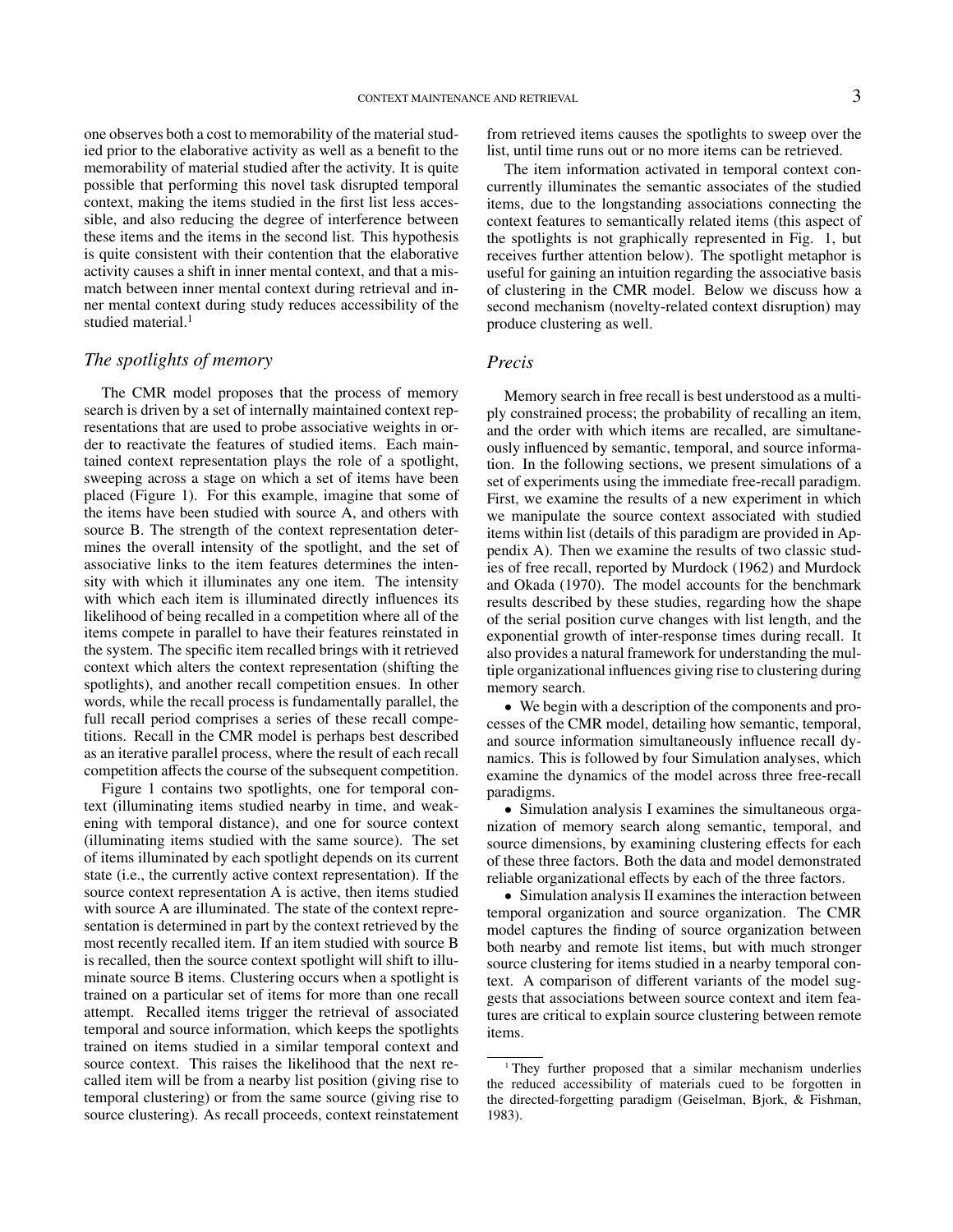one observes both a cost to memorability of the material studied prior to the elaborative activity as well as a benefit to the memorability of material studied after the activity. It is quite possible that performing this novel task disrupted temporal context, making the items studied in the first list less accessible, and also reducing the degree of interference between these items and the items in the second list. This hypothesis is quite consistent with their contention that the elaborative activity causes a shift in inner mental context, and that a mismatch between inner mental context during retrieval and inner mental context during study reduces accessibility of the studied material.[1]

## *The spotlights of memory*

The CMR model proposes that the process of memory search is driven by a set of internally maintained context representations that are used to probe associative weights in order to reactivate the features of studied items. Each maintained context representation plays the role of a spotlight, sweeping across a stage on which a set of items have been placed (Figure 1). For this example, imagine that some of the items have been studied with source A, and others with source B. The strength of the context representation determines the overall intensity of the spotlight, and the set of associative links to the item features determines the intensity with which it illuminates any one item. The intensity with which each item is illuminated directly influences its likelihood of being recalled in a competition where all of the items compete in parallel to have their features reinstated in the system. The specific item recalled brings with it retrieved context which alters the context representation (shifting the spotlights), and another recall competition ensues. In other words, while the recall process is fundamentally parallel, the full recall period comprises a series of these recall competitions. Recall in the CMR model is perhaps best described as an iterative parallel process, where the result of each recall competition affects the course of the subsequent competition.

Figure 1 contains two spotlights, one for temporal context (illuminating items studied nearby in time, and weakening with temporal distance), and one for source context (illuminating items studied with the same source). The set of items illuminated by each spotlight depends on its current state (i.e., the currently active context representation). If the source context representation A is active, then items studied with source A are illuminated. The state of the context representation is determined in part by the context retrieved by the most recently recalled item. If an item studied with source B is recalled, then the source context spotlight will shift to illuminate source B items. Clustering occurs when a spotlight is trained on a particular set of items for more than one recall attempt. Recalled items trigger the retrieval of associated temporal and source information, which keeps the spotlights trained on items studied in a similar temporal context and source context. This raises the likelihood that the next recalled item will be from a nearby list position (giving rise to temporal clustering) or from the same source (giving rise to source clustering). As recall proceeds, context reinstatement from retrieved items causes the spotlights to sweep over the list, until time runs out or no more items can be retrieved.

The item information activated in temporal context concurrently illuminates the semantic associates of the studied items, due to the longstanding associations connecting the context features to semantically related items (this aspect of the spotlights is not graphically represented in Fig. 1, but receives further attention below). The spotlight metaphor is useful for gaining an intuition regarding the associative basis of clustering in the CMR model. Below we discuss how a second mechanism (novelty-related context disruption) may produce clustering as well.

## *Precis*

Memory search in free recall is best understood as a multiply constrained process; the probability of recalling an item, and the order with which items are recalled, are simultaneously influenced by semantic, temporal, and source information. In the following sections, we present simulations of a set of experiments using the immediate free-recall paradigm. First, we examine the results of a new experiment in which we manipulate the source context associated with studied items within list (details of this paradigm are provided in Appendix A). Then we examine the results of two classic studies of free recall, reported by Murdock (1962) and Murdock and Okada (1970). The model accounts for the benchmark results described by these studies, regarding how the shape of the serial position curve changes with list length, and the exponential growth of inter-response times during recall. It also provides a natural framework for understanding the multiple organizational influences giving rise to clustering during memory search.

- We begin with a description of the components and processes of the CMR model, detailing how semantic, temporal, and source information simultaneously influence recall dynamics. This is followed by four Simulation analyses, which examine the dynamics of the model across three free-recall paradigms.
- Simulation analysis I examines the simultaneous organization of memory search along semantic, temporal, and source dimensions, by examining clustering effects for each of these three factors. Both the data and model demonstrated reliable organizational effects by each of the three factors.
- Simulation analysis II examines the interaction between temporal organization and source organization. The CMR model captures the finding of source organization between both nearby and remote list items, but with much stronger source clustering for items studied in a nearby temporal context. A comparison of different variants of the model suggests that associations between source context and item features are critical to explain source clustering between remote items.

[1] They further proposed that a similar mechanism underlies the reduced accessibility of materials cued to be forgotten in the directed-forgetting paradigm (Geiselman, Bjork, & Fishman, 1983).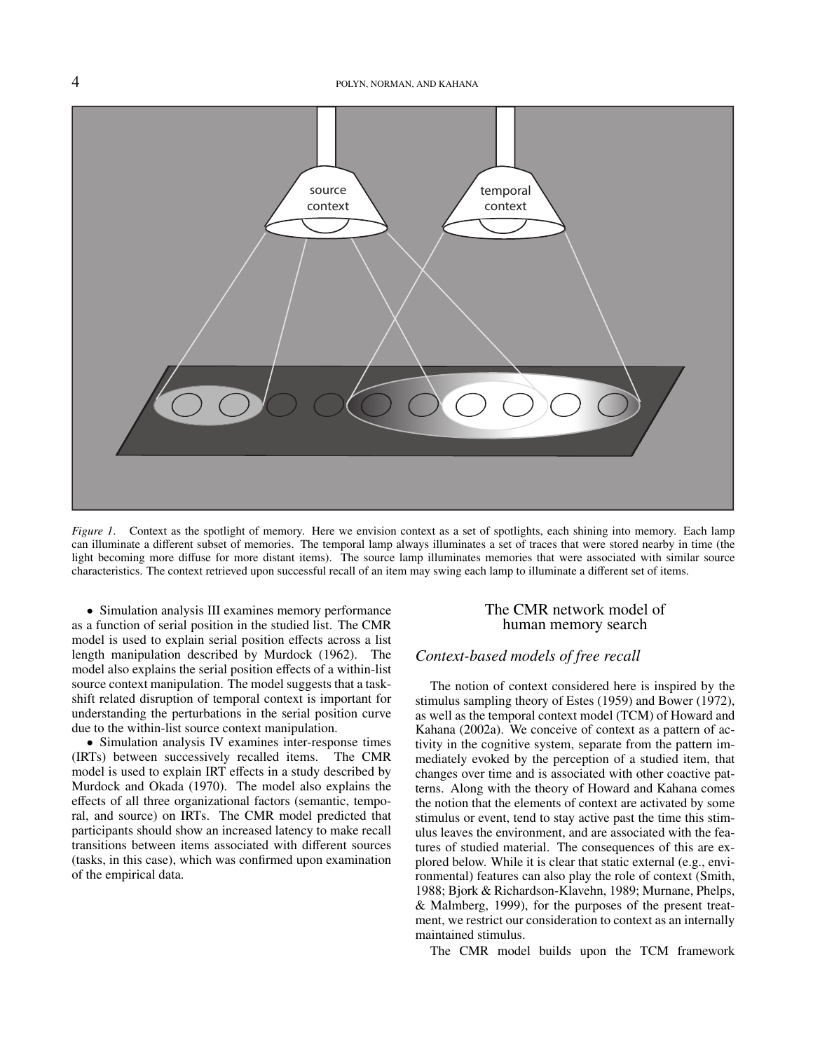*Figure 1*. Context as the spotlight of memory. Here we envision context as a set of spotlights, each shining into memory. Each lamp can illuminate a different subset of memories. The temporal lamp always illuminates a set of traces that were stored nearby in time (the light becoming more diffuse for more distant items). The source lamp illuminates memories that were associated with similar source characteristics. The context retrieved upon successful recall of an item may swing each lamp to illuminate a different set of items.

- Simulation analysis III examines memory performance as a function of serial position in the studied list. The CMR model is used to explain serial position effects across a list length manipulation described by Murdock (1962). The model also explains the serial position effects of a within-list source context manipulation. The model suggests that a task-shift related disruption of temporal context is important for understanding the perturbations in the serial position curve due to the within-list source context manipulation.
- Simulation analysis IV examines inter-response times (IRTs) between successively recalled items. The CMR model is used to explain IRT effects in a study described by Murdock and Okada (1970). The model also explains the effects of all three organizational factors (semantic, temporal, and source) on IRTs. The CMR model predicted that participants should show an increased latency to make recall transitions between items associated with different sources (tasks, in this case), which was confirmed upon examination of the empirical data.

## The CMR network model of human memory search

### *Context-based models of free recall*

The notion of context considered here is inspired by the stimulus sampling theory of Estes (1959) and Bower (1972), as well as the temporal context model (TCM) of Howard and Kahana (2002a). We conceive of context as a pattern of activity in the cognitive system, separate from the pattern immediately evoked by the perception of a studied item, that changes over time and is associated with other coactive patterns. Along with the theory of Howard and Kahana comes the notion that the elements of context are activated by some stimulus or event, tend to stay active past the time this stimulus leaves the environment, and are associated with the features of studied material. The consequences of this are explored below. While it is clear that static external (e.g., environmental) features can also play the role of context (Smith, 1988; Bjork & Richardson-Klavehn, 1989; Murnane, Phelps, & Malmberg, 1999), for the purposes of the present treatment, we restrict our consideration to context as an internally maintained stimulus.

The CMR model builds upon the TCM framework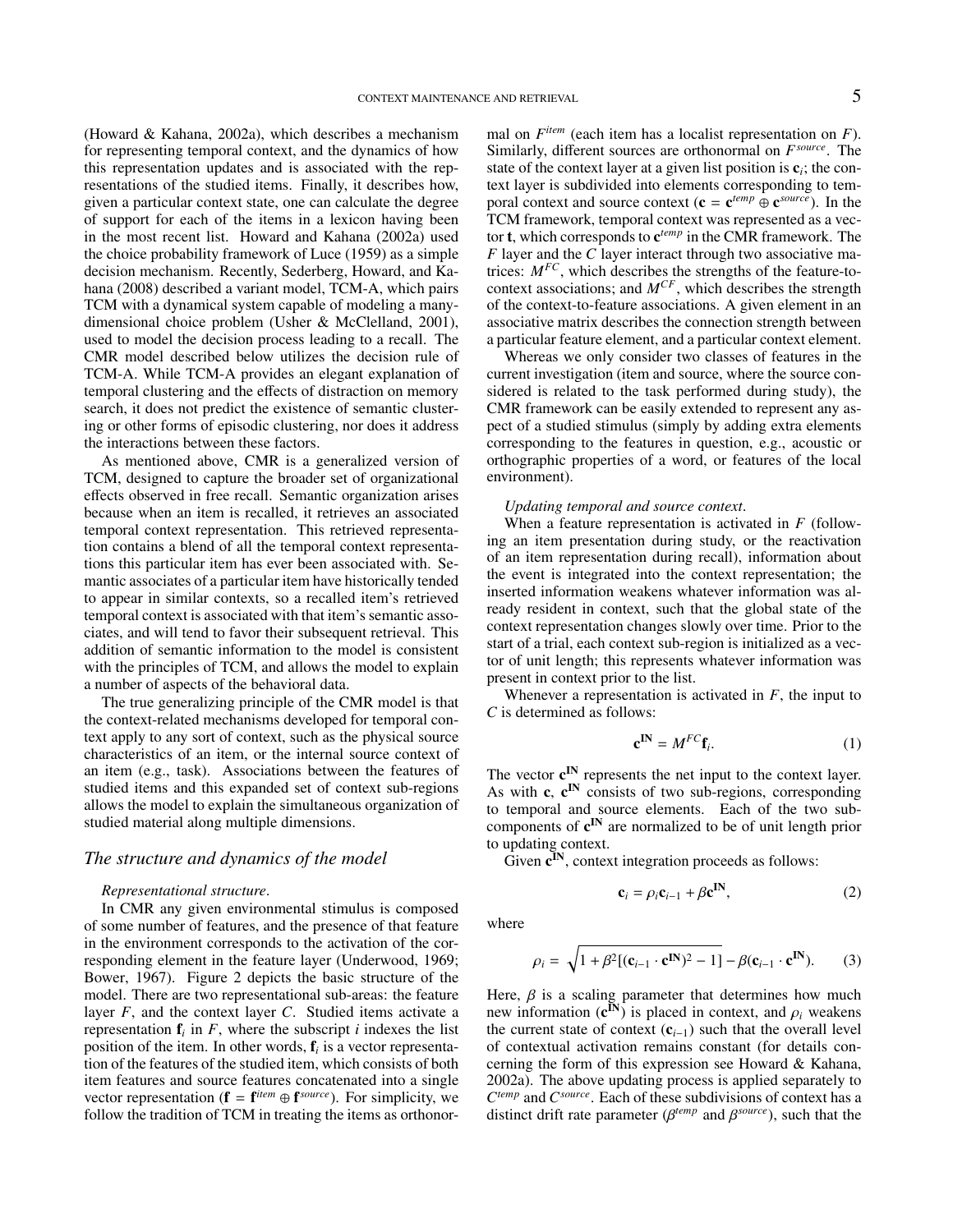(Howard & Kahana, 2002a), which describes a mechanism for representing temporal context, and the dynamics of how this representation updates and is associated with the representations of the studied items. Finally, it describes how, given a particular context state, one can calculate the degree of support for each of the items in a lexicon having been in the most recent list. Howard and Kahana (2002a) used the choice probability framework of Luce (1959) as a simple decision mechanism. Recently, Sederberg, Howard, and Kahana (2008) described a variant model, TCM-A, which pairs TCM with a dynamical system capable of modeling a many-dimensional choice problem (Usher & McClelland, 2001), used to model the decision process leading to a recall. The CMR model described below utilizes the decision rule of TCM-A. While TCM-A provides an elegant explanation of temporal clustering and the effects of distraction on memory search, it does not predict the existence of semantic clustering or other forms of episodic clustering, nor does it address the interactions between these factors.

As mentioned above, CMR is a generalized version of TCM, designed to capture the broader set of organizational effects observed in free recall. Semantic organization arises because when an item is recalled, it retrieves an associated temporal context representation. This retrieved representation contains a blend of all the temporal context representations this particular item has ever been associated with. Semantic associates of a particular item have historically tended to appear in similar contexts, so a recalled item's retrieved temporal context is associated with that item's semantic associates, and will tend to favor their subsequent retrieval. This addition of semantic information to the model is consistent with the principles of TCM, and allows the model to explain a number of aspects of the behavioral data.

The true generalizing principle of the CMR model is that the context-related mechanisms developed for temporal context apply to any sort of context, such as the physical source characteristics of an item, or the internal source context of an item (e.g., task). Associations between the features of studied items and this expanded set of context sub-regions allows the model to explain the simultaneous organization of studied material along multiple dimensions.

## *The structure and dynamics of the model*

*Representational structure*.

In CMR any given environmental stimulus is composed of some number of features, and the presence of that feature in the environment corresponds to the activation of the corresponding element in the feature layer (Underwood, 1969; Bower, 1967). Figure 2 depicts the basic structure of the model. There are two representational sub-areas: the feature layer $F$, and the context layer $C$. Studied items activate a representation $\mathbf{f}_i$ in $F$, where the subscript $i$ indexes the list position of the item. In other words, $\mathbf{f}_i$ is a vector representation of the features of the studied item, which consists of both item features and source features concatenated into a single vector representation ($\mathbf{f} = \mathbf{f}^{item} \oplus \mathbf{f}^{source}$). For simplicity, we follow the tradition of TCM in treating the items as orthonormal on $F^{item}$ (each item has a localist representation on $F$). Similarly, different sources are orthonormal on $F^{source}$. The state of the context layer at a given list position is $\mathbf{c}_i$; the context layer is subdivided into elements corresponding to temporal context and source context ($\mathbf{c} = \mathbf{c}^{temp} \oplus \mathbf{c}^{source}$). In the TCM framework, temporal context was represented as a vector $\mathbf{t}$, which corresponds to $\mathbf{c}^{temp}$ in the CMR framework. The $F$ layer and the $C$ layer interact through two associative matrices: $M^{FC}$, which describes the strengths of the feature-to-context associations; and $M^{CF}$, which describes the strength of the context-to-feature associations. A given element in an associative matrix describes the connection strength between a particular feature element, and a particular context element.

Whereas we only consider two classes of features in the current investigation (item and source, where the source considered is related to the task performed during study), the CMR framework can be easily extended to represent any aspect of a studied stimulus (simply by adding extra elements corresponding to the features in question, e.g., acoustic or orthographic properties of a word, or features of the local environment).

*Updating temporal and source context*.

When a feature representation is activated in $F$ (following an item presentation during study, or the reactivation of an item representation during recall), information about the event is integrated into the context representation; the inserted information weakens whatever information was already resident in context, such that the global state of the context representation changes slowly over time. Prior to the start of a trial, each context sub-region is initialized as a vector of unit length; this represents whatever information was present in context prior to the list.

Whenever a representation is activated in $F$, the input to $C$ is determined as follows:

$$\mathbf{c}^{\mathbf{IN}} = M^{FC}\mathbf{f}_i. \tag{1}$$

The vector $\mathbf{c}^{\mathbf{IN}}$ represents the net input to the context layer. As with $\mathbf{c}$, $\mathbf{c}^{\mathbf{IN}}$ consists of two sub-regions, corresponding to temporal and source elements. Each of the two subcomponents of $\mathbf{c}^{\mathbf{IN}}$ are normalized to be of unit length prior to updating context.

Given $\mathbf{c}^{\mathbf{IN}}$, context integration proceeds as follows:

$$\mathbf{c}_i = \rho_i \mathbf{c}_{i-1} + \beta \mathbf{c}^{\mathbf{IN}}, \tag{2}$$

where

$$\rho_i = \sqrt{1 + \beta^2[(\mathbf{c}_{i-1} \cdot \mathbf{c}^{\mathbf{IN}})^2 - 1]} - \beta(\mathbf{c}_{i-1} \cdot \mathbf{c}^{\mathbf{IN}}). \tag{3}$$

Here, $\beta$ is a scaling parameter that determines how much new information ($\mathbf{c}^{\mathbf{IN}}$) is placed in context, and $\rho_i$ weakens the current state of context ($\mathbf{c}_{i-1}$) such that the overall level of contextual activation remains constant (for details concerning the form of this expression see Howard & Kahana, 2002a). The above updating process is applied separately to $C^{temp}$ and $C^{source}$. Each of these subdivisions of context has a distinct drift rate parameter ($\beta^{temp}$ and $\beta^{source}$), such that the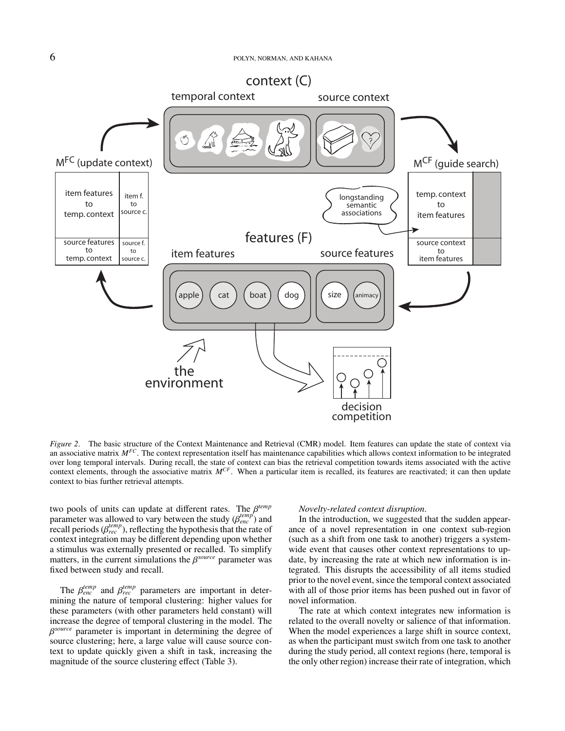*Figure 2*. The basic structure of the Context Maintenance and Retrieval (CMR) model. Item features can update the state of context via an associative matrix $M^{FC}$. The context representation itself has maintenance capabilities which allows context information to be integrated over long temporal intervals. During recall, the state of context can bias the retrieval competition towards items associated with the active context elements, through the associative matrix $M^{CF}$. When a particular item is recalled, its features are reactivated; it can then update context to bias further retrieval attempts.

two pools of units can update at different rates. The $\beta^{temp}$ parameter was allowed to vary between the study ($\beta^{temp}_{enc}$) and recall periods ($\beta^{temp}_{rec}$), reflecting the hypothesis that the rate of context integration may be different depending upon whether a stimulus was externally presented or recalled. To simplify matters, in the current simulations the $\beta^{source}$ parameter was fixed between study and recall.

The $\beta^{temp}_{enc}$ and $\beta^{temp}_{rec}$ parameters are important in determining the nature of temporal clustering: higher values for these parameters (with other parameters held constant) will increase the degree of temporal clustering in the model. The $\beta^{source}$ parameter is important in determining the degree of source clustering; here, a large value will cause source context to update quickly given a shift in task, increasing the magnitude of the source clustering effect (Table 3).

*Novelty-related context disruption.*

In the introduction, we suggested that the sudden appearance of a novel representation in one context sub-region (such as a shift from one task to another) triggers a system-wide event that causes other context representations to update, by increasing the rate at which new information is integrated. This disrupts the accessibility of all items studied prior to the novel event, since the temporal context associated with all of those prior items has been pushed out in favor of novel information.

The rate at which context integrates new information is related to the overall novelty or salience of that information. When the model experiences a large shift in source context, as when the participant must switch from one task to another during the study period, all context regions (here, temporal is the only other region) increase their rate of integration, which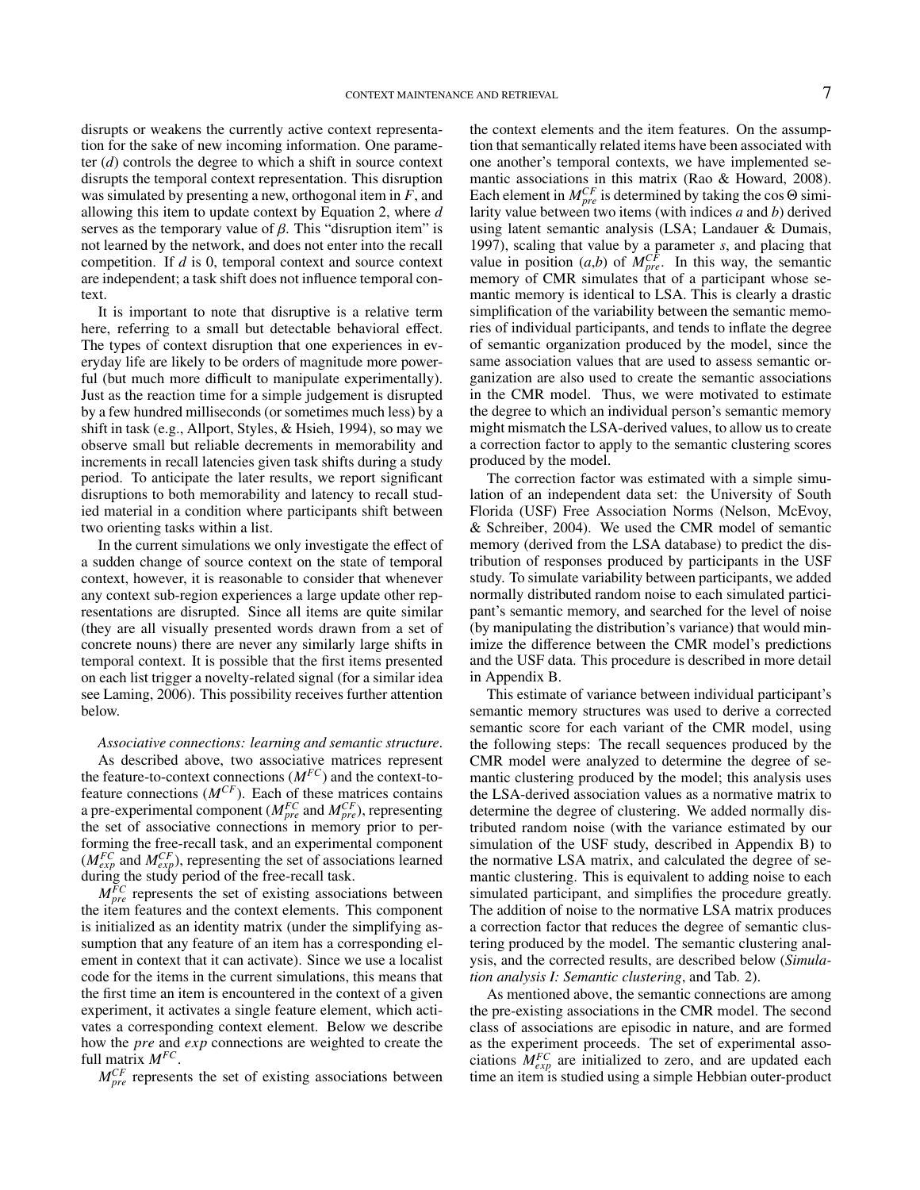disrupts or weakens the currently active context representation for the sake of new incoming information. One parameter ($d$) controls the degree to which a shift in source context disrupts the temporal context representation. This disruption was simulated by presenting a new, orthogonal item in $F$, and allowing this item to update context by Equation 2, where $d$ serves as the temporary value of $\beta$. This "disruption item" is not learned by the network, and does not enter into the recall competition. If $d$ is 0, temporal context and source context are independent; a task shift does not influence temporal context.

It is important to note that disruptive is a relative term here, referring to a small but detectable behavioral effect. The types of context disruption that one experiences in everyday life are likely to be orders of magnitude more powerful (but much more difficult to manipulate experimentally). Just as the reaction time for a simple judgement is disrupted by a few hundred milliseconds (or sometimes much less) by a shift in task (e.g., Allport, Styles, & Hsieh, 1994), so may we observe small but reliable decrements in memorability and increments in recall latencies given task shifts during a study period. To anticipate the later results, we report significant disruptions to both memorability and latency to recall studied material in a condition where participants shift between two orienting tasks within a list.

In the current simulations we only investigate the effect of a sudden change of source context on the state of temporal context, however, it is reasonable to consider that whenever any context sub-region experiences a large update other representations are disrupted. Since all items are quite similar (they are all visually presented words drawn from a set of concrete nouns) there are never any similarly large shifts in temporal context. It is possible that the first items presented on each list trigger a novelty-related signal (for a similar idea see Laming, 2006). This possibility receives further attention below.

*Associative connections: learning and semantic structure.* As described above, two associative matrices represent the feature-to-context connections ($M^{FC}$) and the context-to-feature connections ($M^{CF}$). Each of these matrices contains a pre-experimental component ($M^{FC}_{pre}$ and $M^{CF}_{pre}$), representing the set of associative connections in memory prior to performing the free-recall task, and an experimental component ($M^{FC}_{exp}$ and $M^{CF}_{exp}$), representing the set of associations learned during the study period of the free-recall task.

$M^{FC}_{pre}$ represents the set of existing associations between the item features and the context elements. This component is initialized as an identity matrix (under the simplifying assumption that any feature of an item has a corresponding element in context that it can activate). Since we use a localist code for the items in the current simulations, this means that the first time an item is encountered in the context of a given experiment, it activates a single feature element, which activates a corresponding context element. Below we describe how the *pre* and *exp* connections are weighted to create the full matrix $M^{FC}$.

$M^{CF}_{pre}$ represents the set of existing associations between the context elements and the item features. On the assumption that semantically related items have been associated with one another's temporal contexts, we have implemented semantic associations in this matrix (Rao & Howard, 2008). Each element in $M^{CF}_{pre}$ is determined by taking the $\cos\Theta$ similarity value between two items (with indices $a$ and $b$) derived using latent semantic analysis (LSA; Landauer & Dumais, 1997), scaling that value by a parameter $s$, and placing that value in position ($a$,$b$) of $M^{CF}_{pre}$. In this way, the semantic memory of CMR simulates that of a participant whose semantic memory is identical to LSA. This is clearly a drastic simplification of the variability between the semantic memories of individual participants, and tends to inflate the degree of semantic organization produced by the model, since the same association values that are used to assess semantic organization are also used to create the semantic associations in the CMR model. Thus, we were motivated to estimate the degree to which an individual person's semantic memory might mismatch the LSA-derived values, to allow us to create a correction factor to apply to the semantic clustering scores produced by the model.

The correction factor was estimated with a simple simulation of an independent data set: the University of South Florida (USF) Free Association Norms (Nelson, McEvoy, & Schreiber, 2004). We used the CMR model of semantic memory (derived from the LSA database) to predict the distribution of responses produced by participants in the USF study. To simulate variability between participants, we added normally distributed random noise to each simulated participant's semantic memory, and searched for the level of noise (by manipulating the distribution's variance) that would minimize the difference between the CMR model's predictions and the USF data. This procedure is described in more detail in Appendix B.

This estimate of variance between individual participant's semantic memory structures was used to derive a corrected semantic score for each variant of the CMR model, using the following steps: The recall sequences produced by the CMR model were analyzed to determine the degree of semantic clustering produced by the model; this analysis uses the LSA-derived association values as a normative matrix to determine the degree of clustering. We added normally distributed random noise (with the variance estimated by our simulation of the USF study, described in Appendix B) to the normative LSA matrix, and calculated the degree of semantic clustering. This is equivalent to adding noise to each simulated participant, and simplifies the procedure greatly. The addition of noise to the normative LSA matrix produces a correction factor that reduces the degree of semantic clustering produced by the model. The semantic clustering analysis, and the corrected results, are described below (*Simulation analysis I: Semantic clustering*, and Tab. 2).

As mentioned above, the semantic connections are among the pre-existing associations in the CMR model. The second class of associations are episodic in nature, and are formed as the experiment proceeds. The set of experimental associations $M^{FC}_{exp}$ are initialized to zero, and are updated each time an item is studied using a simple Hebbian outer-product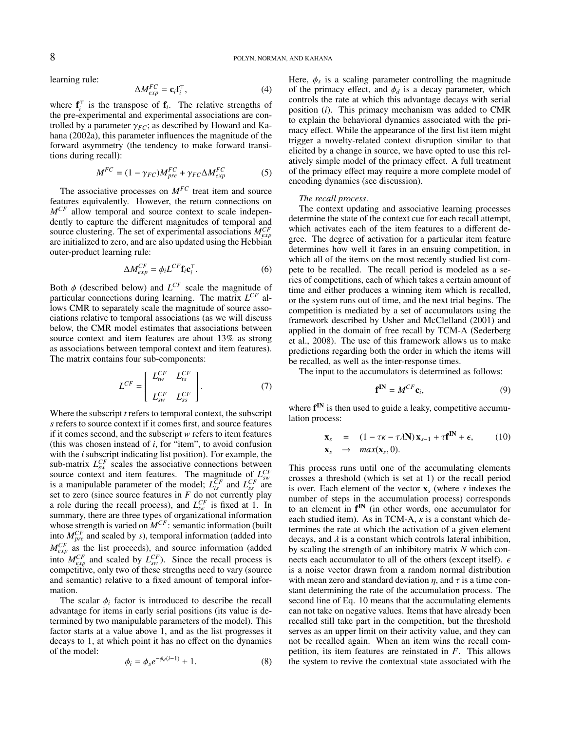learning rule:

$$\Delta M^{FC}_{exp} = \mathbf{c}_i \mathbf{f}_i^{\top}, \tag{4}$$

where $\mathbf{f}_i^{\top}$ is the transpose of $\mathbf{f}_i$. The relative strengths of the pre-experimental and experimental associations are controlled by a parameter $\gamma_{FC}$; as described by Howard and Kahana (2002a), this parameter influences the magnitude of the forward asymmetry (the tendency to make forward transitions during recall):

$$M^{FC} = (1 - \gamma_{FC}) M^{FC}_{pre} + \gamma_{FC} \Delta M^{FC}_{exp} \tag{5}$$

The associative processes on $M^{FC}$ treat item and source features equivalently. However, the return connections on $M^{CF}$ allow temporal and source context to scale independently to capture the different magnitudes of temporal and source clustering. The set of experimental associations $M^{CF}_{exp}$ are initialized to zero, and are also updated using the Hebbian outer-product learning rule:

$$\Delta M^{CF}_{exp} = \phi_i L^{CF} \mathbf{f}_i \mathbf{c}_i^{\top}. \tag{6}$$

Both $\phi$ (described below) and $L^{CF}$ scale the magnitude of particular connections during learning. The matrix $L^{CF}$ allows CMR to separately scale the magnitude of source associations relative to temporal associations (as we will discuss below, the CMR model estimates that associations between source context and item features are about 13% as strong as associations between temporal context and item features). The matrix contains four sub-components:

$$L^{CF} = \begin{bmatrix} L^{CF}_{tw} & L^{CF}_{ts} \\ L^{CF}_{sw} & L^{CF}_{ss} \end{bmatrix}. \tag{7}$$

Where the subscript $t$ refers to temporal context, the subscript $s$ refers to source context if it comes first, and source features if it comes second, and the subscript $w$ refers to item features (this was chosen instead of $i$, for "item", to avoid confusion with the $i$ subscript indicating list position). For example, the sub-matrix $L^{CF}_{sw}$ scales the associative connections between source context and item features. The magnitude of $L^{CF}_{sw}$ is a manipulable parameter of the model; $L^{CF}_{ts}$ and $L^{CF}_{ss}$ are set to zero (since source features in $F$ do not currently play a role during the recall process), and $L^{CF}_{tw}$ is fixed at 1. In summary, there are three types of organizational information whose strength is varied on $M^{CF}$: semantic information (built into $M^{CF}_{pre}$ and scaled by $s$), temporal information (added into $M^{CF}_{exp}$ as the list proceeds), and source information (added into $M^{CF}_{exp}$ and scaled by $L^{CF}_{sw}$). Since the recall process is competitive, only two of these strengths need to vary (source and semantic) relative to a fixed amount of temporal information.

The scalar $\phi_i$ factor is introduced to describe the recall advantage for items in early serial positions (its value is determined by two manipulable parameters of the model). This factor starts at a value above 1, and as the list progresses it decays to 1, at which point it has no effect on the dynamics of the model:

$$\phi_i = \phi_s e^{-\phi_d (i-1)} + 1. \tag{8}$$

Here, $\phi_s$ is a scaling parameter controlling the magnitude of the primacy effect, and $\phi_d$ is a decay parameter, which controls the rate at which this advantage decays with serial position ($i$). This primacy mechanism was added to CMR to explain the behavioral dynamics associated with the primacy effect. While the appearance of the first list item might trigger a novelty-related context disruption similar to that elicited by a change in source, we have opted to use this relatively simple model of the primacy effect. A full treatment of the primacy effect may require a more complete model of encoding dynamics (see discussion).

*The recall process.*

The context updating and associative learning processes determine the state of the context cue for each recall attempt, which activates each of the item features to a different degree. The degree of activation for a particular item feature determines how well it fares in an ensuing competition, in which all of the items on the most recently studied list compete to be recalled. The recall period is modeled as a series of competitions, each of which takes a certain amount of time and either produces a winning item which is recalled, or the system runs out of time, and the next trial begins. The competition is mediated by a set of accumulators using the framework described by Usher and McClelland (2001) and applied in the domain of free recall by TCM-A (Sederberg et al., 2008). The use of this framework allows us to make predictions regarding both the order in which the items will be recalled, as well as the inter-response times.

The input to the accumulators is determined as follows:

$$\mathbf{f}^{\mathbf{IN}} = M^{CF} \mathbf{c}_i, \tag{9}$$

where $\mathbf{f}^{\mathbf{IN}}$ is then used to guide a leaky, competitive accumulation process:

$$\begin{aligned} \mathbf{x}_s &= (1 - \tau\kappa - \tau\lambda \mathbf{N}) \mathbf{x}_{s-1} + \tau \mathbf{f}^{\mathbf{IN}} + \epsilon, \\ \mathbf{x}_s &\rightarrow max(\mathbf{x}_s, 0). \end{aligned} \tag{10}$$

This process runs until one of the accumulating elements crosses a threshold (which is set at 1) or the recall period is over. Each element of the vector $\mathbf{x}_s$ (where $s$ indexes the number of steps in the accumulation process) corresponds to an element in $\mathbf{f}^{\mathbf{IN}}$ (in other words, one accumulator for each studied item). As in TCM-A, $\kappa$ is a constant which determines the rate at which the activation of a given element decays, and $\lambda$ is a constant which controls lateral inhibition, by scaling the strength of an inhibitory matrix $N$ which connects each accumulator to all of the others (except itself). $\epsilon$ is a noise vector drawn from a random normal distribution with mean zero and standard deviation $\eta$, and $\tau$ is a time constant determining the rate of the accumulation process. The second line of Eq. 10 means that the accumulating elements can not take on negative values. Items that have already been recalled still take part in the competition, but the threshold serves as an upper limit on their activity value, and they can not be recalled again. When an item wins the recall competition, its item features are reinstated in $F$. This allows the system to revive the contextual state associated with the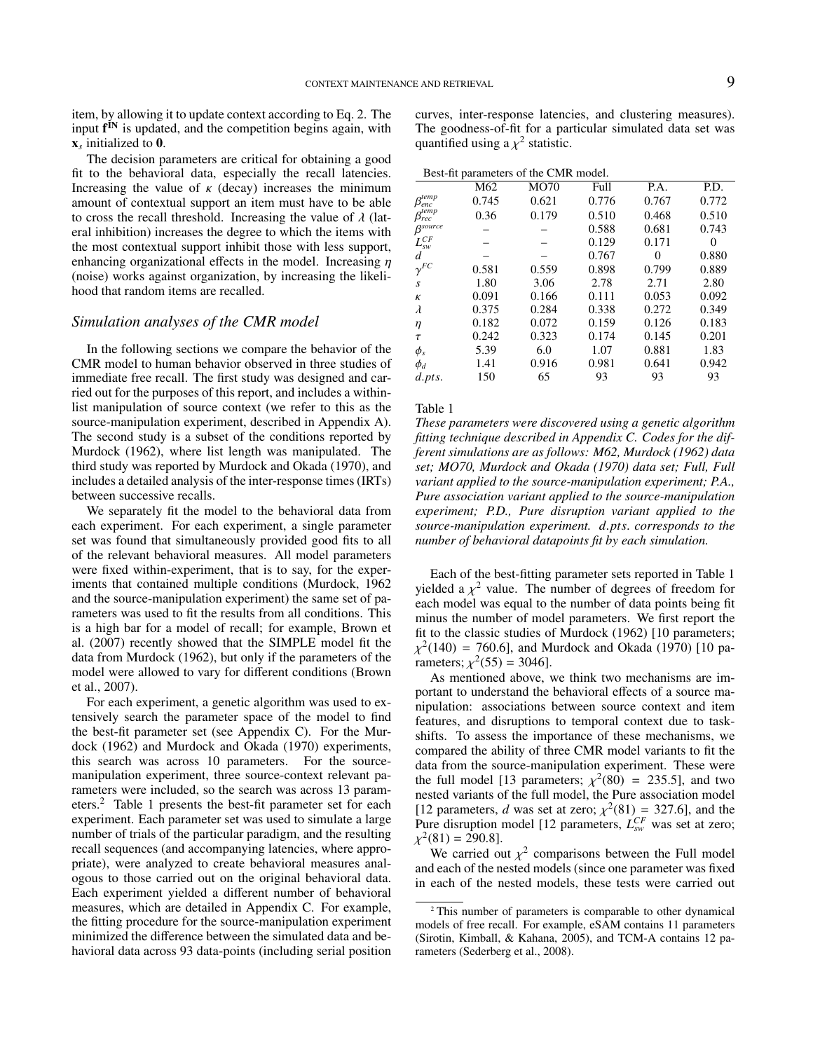item, by allowing it to update context according to Eq. 2. The input $\mathbf{f^{IN}}$ is updated, and the competition begins again, with $\mathbf{x}_s$ initialized to $\mathbf{0}$.

The decision parameters are critical for obtaining a good fit to the behavioral data, especially the recall latencies. Increasing the value of $\kappa$ (decay) increases the minimum amount of contextual support an item must have to be able to cross the recall threshold. Increasing the value of $\lambda$ (lateral inhibition) increases the degree to which the items with the most contextual support inhibit those with less support, enhancing organizational effects in the model. Increasing $\eta$ (noise) works against organization, by increasing the likelihood that random items are recalled.

### *Simulation analyses of the CMR model*

In the following sections we compare the behavior of the CMR model to human behavior observed in three studies of immediate free recall. The first study was designed and carried out for the purposes of this report, and includes a within-list manipulation of source context (we refer to this as the source-manipulation experiment, described in Appendix A). The second study is a subset of the conditions reported by Murdock (1962), where list length was manipulated. The third study was reported by Murdock and Okada (1970), and includes a detailed analysis of the inter-response times (IRTs) between successive recalls.

We separately fit the model to the behavioral data from each experiment. For each experiment, a single parameter set was found that simultaneously provided good fits to all of the relevant behavioral measures. All model parameters were fixed within-experiment, that is to say, for the experiments that contained multiple conditions (Murdock, 1962 and the source-manipulation experiment) the same set of parameters was used to fit the results from all conditions. This is a high bar for a model of recall; for example, Brown et al. (2007) recently showed that the SIMPLE model fit the data from Murdock (1962), but only if the parameters of the model were allowed to vary for different conditions (Brown et al., 2007).

For each experiment, a genetic algorithm was used to extensively search the parameter space of the model to find the best-fit parameter set (see Appendix C). For the Murdock (1962) and Murdock and Okada (1970) experiments, this search was across 10 parameters. For the source-manipulation experiment, three source-context relevant parameters were included, so the search was across 13 parameters.[2] Table 1 presents the best-fit parameter set for each experiment. Each parameter set was used to simulate a large number of trials of the particular paradigm, and the resulting recall sequences (and accompanying latencies, where appropriate), were analyzed to create behavioral measures analogous to those carried out on the original behavioral data. Each experiment yielded a different number of behavioral measures, which are detailed in Appendix C. For example, the fitting procedure for the source-manipulation experiment minimized the difference between the simulated data and behavioral data across 93 data-points (including serial position curves, inter-response latencies, and clustering measures). The goodness-of-fit for a particular simulated data set was quantified using a $\chi^2$ statistic.

Best-fit parameters of the CMR model.

| | M62 | MO70 | Full | P.A. | P.D. |
|---|---|---|---|---|---|
| $\beta^{temp}_{enc}$ | 0.745 | 0.621 | 0.776 | 0.767 | 0.772 |
| $\beta^{temp}_{rec}$ | 0.36 | 0.179 | 0.510 | 0.468 | 0.510 |
| $\beta^{source}$ | – | – | 0.588 | 0.681 | 0.743 |
| $L^{CF}_{sw}$ | – | – | 0.129 | 0.171 | 0 |
| $d$ | – | – | 0.767 | 0 | 0.880 |
| $\gamma^{FC}$ | 0.581 | 0.559 | 0.898 | 0.799 | 0.889 |
| $s$ | 1.80 | 3.06 | 2.78 | 2.71 | 2.80 |
| $\kappa$ | 0.091 | 0.166 | 0.111 | 0.053 | 0.092 |
| $\lambda$ | 0.375 | 0.284 | 0.338 | 0.272 | 0.349 |
| $\eta$ | 0.182 | 0.072 | 0.159 | 0.126 | 0.183 |
| $\tau$ | 0.242 | 0.323 | 0.174 | 0.145 | 0.201 |
| $\phi_s$ | 5.39 | 6.0 | 1.07 | 0.881 | 1.83 |
| $\phi_d$ | 1.41 | 0.916 | 0.981 | 0.641 | 0.942 |
| $d.pts.$ | 150 | 65 | 93 | 93 | 93 |

Table 1

*These parameters were discovered using a genetic algorithm fitting technique described in Appendix C. Codes for the different simulations are as follows: M62, Murdock (1962) data set; MO70, Murdock and Okada (1970) data set; Full, Full variant applied to the source-manipulation experiment; P.A., Pure association variant applied to the source-manipulation experiment; P.D., Pure disruption variant applied to the source-manipulation experiment. $d.pts.$ corresponds to the number of behavioral datapoints fit by each simulation.*

Each of the best-fitting parameter sets reported in Table 1 yielded a $\chi^2$ value. The number of degrees of freedom for each model was equal to the number of data points being fit minus the number of model parameters. We first report the fit to the classic studies of Murdock (1962) [10 parameters; $\chi^2(140) = 760.6$], and Murdock and Okada (1970) [10 parameters; $\chi^2(55) = 3046$].

As mentioned above, we think two mechanisms are important to understand the behavioral effects of a source manipulation: associations between source context and item features, and disruptions to temporal context due to task-shifts. To assess the importance of these mechanisms, we compared the ability of three CMR model variants to fit the data from the source-manipulation experiment. These were the full model [13 parameters; $\chi^2(80) = 235.5$], and two nested variants of the full model, the Pure association model [12 parameters, $d$ was set at zero; $\chi^2(81) = 327.6$], and the Pure disruption model [12 parameters, $L^{CF}_{sw}$ was set at zero; $\chi^2(81) = 290.8$].

We carried out $\chi^2$ comparisons between the Full model and each of the nested models (since one parameter was fixed in each of the nested models, these tests were carried out

[2] This number of parameters is comparable to other dynamical models of free recall. For example, eSAM contains 11 parameters (Sirotin, Kimball, & Kahana, 2005), and TCM-A contains 12 parameters (Sederberg et al., 2008).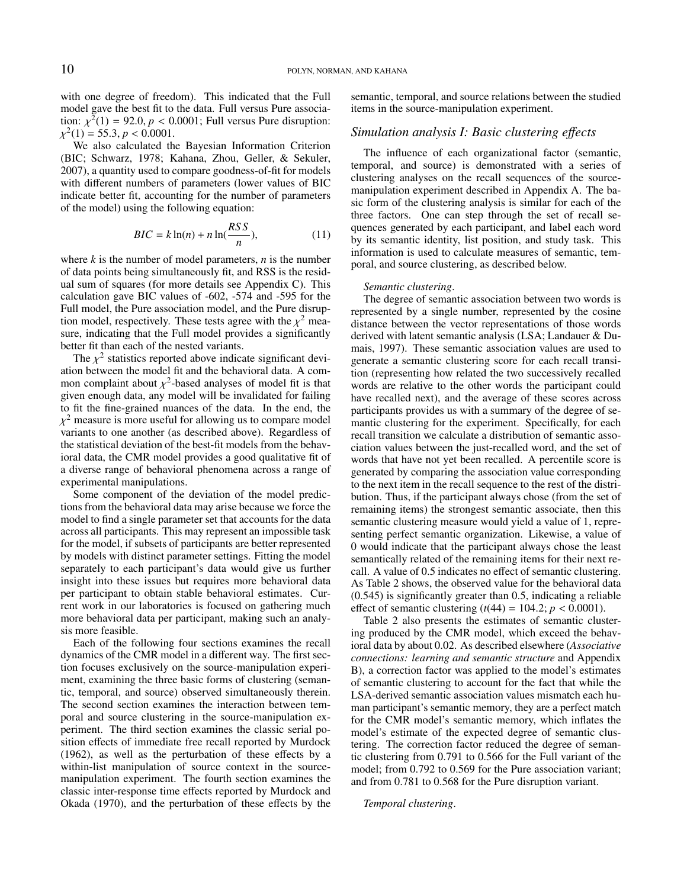with one degree of freedom). This indicated that the Full model gave the best fit to the data. Full versus Pure association: $\chi^2(1) = 92.0, p < 0.0001$; Full versus Pure disruption: $\chi^2(1) = 55.3, p < 0.0001$.

We also calculated the Bayesian Information Criterion (BIC; Schwarz, 1978; Kahana, Zhou, Geller, & Sekuler, 2007), a quantity used to compare goodness-of-fit for models with different numbers of parameters (lower values of BIC indicate better fit, accounting for the number of parameters of the model) using the following equation:

$$BIC = k \ln(n) + n \ln(\frac{RSS}{n}), \tag{11}$$

where $k$ is the number of model parameters, $n$ is the number of data points being simultaneously fit, and RSS is the residual sum of squares (for more details see Appendix C). This calculation gave BIC values of -602, -574 and -595 for the Full model, the Pure association model, and the Pure disruption model, respectively. These tests agree with the $\chi^2$ measure, indicating that the Full model provides a significantly better fit than each of the nested variants.

The $\chi^2$ statistics reported above indicate significant deviation between the model fit and the behavioral data. A common complaint about $\chi^2$-based analyses of model fit is that given enough data, any model will be invalidated for failing to fit the fine-grained nuances of the data. In the end, the $\chi^2$ measure is more useful for allowing us to compare model variants to one another (as described above). Regardless of the statistical deviation of the best-fit models from the behavioral data, the CMR model provides a good qualitative fit of a diverse range of behavioral phenomena across a range of experimental manipulations.

Some component of the deviation of the model predictions from the behavioral data may arise because we force the model to find a single parameter set that accounts for the data across all participants. This may represent an impossible task for the model, if subsets of participants are better represented by models with distinct parameter settings. Fitting the model separately to each participant's data would give us further insight into these issues but requires more behavioral data per participant to obtain stable behavioral estimates. Current work in our laboratories is focused on gathering much more behavioral data per participant, making such an analysis more feasible.

Each of the following four sections examines the recall dynamics of the CMR model in a different way. The first section focuses exclusively on the source-manipulation experiment, examining the three basic forms of clustering (semantic, temporal, and source) observed simultaneously therein. The second section examines the interaction between temporal and source clustering in the source-manipulation experiment. The third section examines the classic serial position effects of immediate free recall reported by Murdock (1962), as well as the perturbation of these effects by a within-list manipulation of source context in the source-manipulation experiment. The fourth section examines the classic inter-response time effects reported by Murdock and Okada (1970), and the perturbation of these effects by the semantic, temporal, and source relations between the studied items in the source-manipulation experiment.

## *Simulation analysis I: Basic clustering effects*

The influence of each organizational factor (semantic, temporal, and source) is demonstrated with a series of clustering analyses on the recall sequences of the source-manipulation experiment described in Appendix A. The basic form of the clustering analysis is similar for each of the three factors. One can step through the set of recall sequences generated by each participant, and label each word by its semantic identity, list position, and study task. This information is used to calculate measures of semantic, temporal, and source clustering, as described below.

*Semantic clustering.*

The degree of semantic association between two words is represented by a single number, represented by the cosine distance between the vector representations of those words derived with latent semantic analysis (LSA; Landauer & Dumais, 1997). These semantic association values are used to generate a semantic clustering score for each recall transition (representing how related the two successively recalled words are relative to the other words the participant could have recalled next), and the average of these scores across participants provides us with a summary of the degree of semantic clustering for the experiment. Specifically, for each recall transition we calculate a distribution of semantic association values between the just-recalled word, and the set of words that have not yet been recalled. A percentile score is generated by comparing the association value corresponding to the next item in the recall sequence to the rest of the distribution. Thus, if the participant always chose (from the set of remaining items) the strongest semantic associate, then this semantic clustering measure would yield a value of 1, representing perfect semantic organization. Likewise, a value of 0 would indicate that the participant always chose the least semantically related of the remaining items for their next recall. A value of 0.5 indicates no effect of semantic clustering. As Table 2 shows, the observed value for the behavioral data (0.545) is significantly greater than 0.5, indicating a reliable effect of semantic clustering ($t(44) = 104.2; p < 0.0001$).

Table 2 also presents the estimates of semantic clustering produced by the CMR model, which exceed the behavioral data by about 0.02. As described elsewhere (*Associative connections: learning and semantic structure* and Appendix B), a correction factor was applied to the model's estimates of semantic clustering to account for the fact that while the LSA-derived semantic association values mismatch each human participant's semantic memory, they are a perfect match for the CMR model's semantic memory, which inflates the model's estimate of the expected degree of semantic clustering. The correction factor reduced the degree of semantic clustering from 0.791 to 0.566 for the Full variant of the model; from 0.792 to 0.569 for the Pure association variant; and from 0.781 to 0.568 for the Pure disruption variant.

*Temporal clustering.*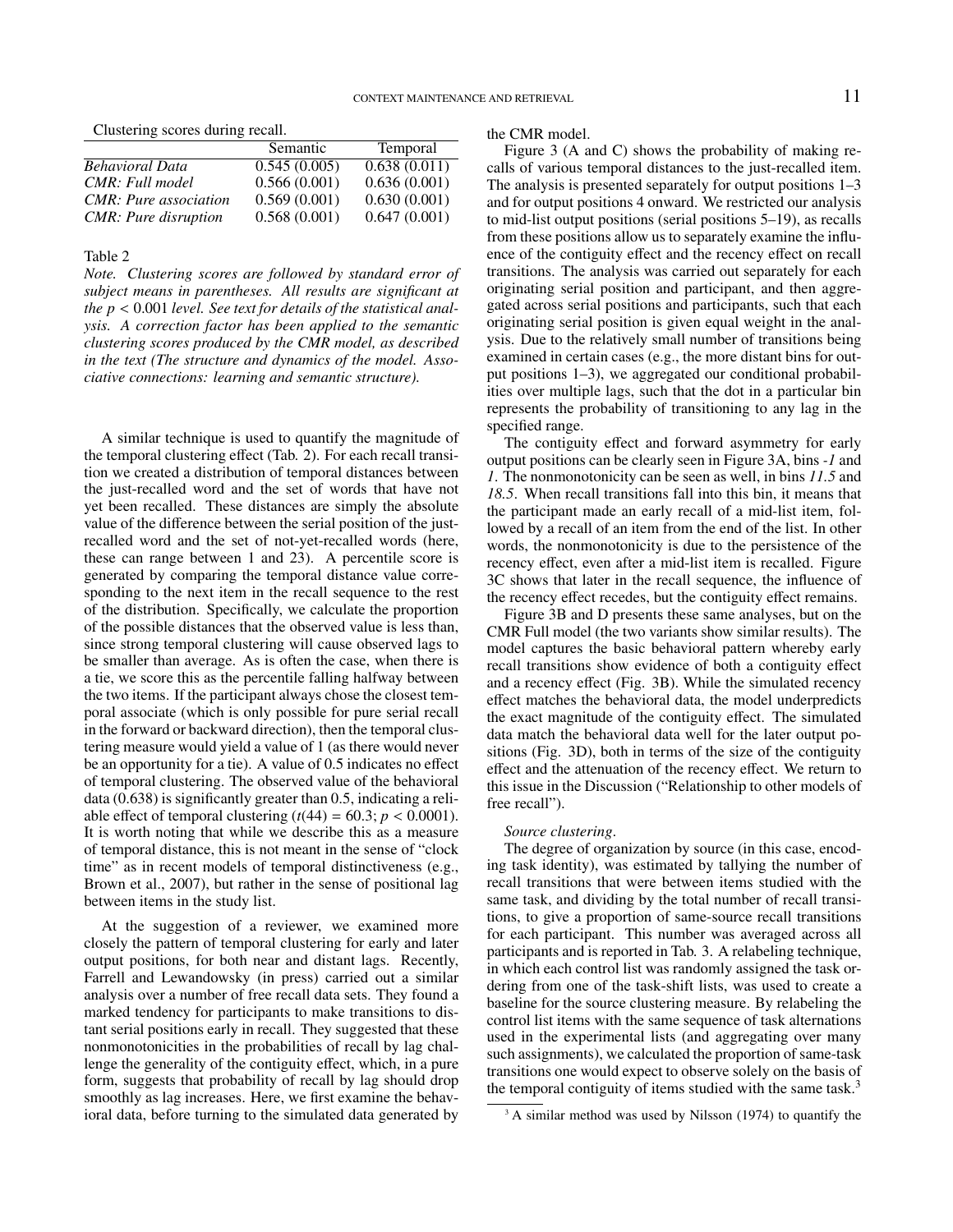Clustering scores during recall.

| | Semantic | Temporal |
|---|---|---|
| *Behavioral Data* | 0.545 (0.005) | 0.638 (0.011) |
| *CMR: Full model* | 0.566 (0.001) | 0.636 (0.001) |
| *CMR: Pure association* | 0.569 (0.001) | 0.630 (0.001) |
| *CMR: Pure disruption* | 0.568 (0.001) | 0.647 (0.001) |

Table 2

*Note. Clustering scores are followed by standard error of subject means in parentheses. All results are significant at the $p < 0.001$ level. See text for details of the statistical analysis. A correction factor has been applied to the semantic clustering scores produced by the CMR model, as described in the text (The structure and dynamics of the model. Associative connections: learning and semantic structure).*

A similar technique is used to quantify the magnitude of the temporal clustering effect (Tab. 2). For each recall transition we created a distribution of temporal distances between the just-recalled word and the set of words that have not yet been recalled. These distances are simply the absolute value of the difference between the serial position of the just-recalled word and the set of not-yet-recalled words (here, these can range between 1 and 23). A percentile score is generated by comparing the temporal distance value corresponding to the next item in the recall sequence to the rest of the distribution. Specifically, we calculate the proportion of the possible distances that the observed value is less than, since strong temporal clustering will cause observed lags to be smaller than average. As is often the case, when there is a tie, we score this as the percentile falling halfway between the two items. If the participant always chose the closest temporal associate (which is only possible for pure serial recall in the forward or backward direction), then the temporal clustering measure would yield a value of 1 (as there would never be an opportunity for a tie). A value of 0.5 indicates no effect of temporal clustering. The observed value of the behavioral data (0.638) is significantly greater than 0.5, indicating a reliable effect of temporal clustering ($t(44) = 60.3$; $p < 0.0001$). It is worth noting that while we describe this as a measure of temporal distance, this is not meant in the sense of "clock time" as in recent models of temporal distinctiveness (e.g., Brown et al., 2007), but rather in the sense of positional lag between items in the study list.

At the suggestion of a reviewer, we examined more closely the pattern of temporal clustering for early and later output positions, for both near and distant lags. Recently, Farrell and Lewandowsky (in press) carried out a similar analysis over a number of free recall data sets. They found a marked tendency for participants to make transitions to distant serial positions early in recall. They suggested that these nonmonotonicities in the probabilities of recall by lag challenge the generality of the contiguity effect, which, in a pure form, suggests that probability of recall by lag should drop smoothly as lag increases. Here, we first examine the behavioral data, before turning to the simulated data generated by the CMR model.

Figure 3 (A and C) shows the probability of making recalls of various temporal distances to the just-recalled item. The analysis is presented separately for output positions 1–3 and for output positions 4 onward. We restricted our analysis to mid-list output positions (serial positions 5–19), as recalls from these positions allow us to separately examine the influence of the contiguity effect and the recency effect on recall transitions. The analysis was carried out separately for each originating serial position and participant, and then aggregated across serial positions and participants, such that each originating serial position is given equal weight in the analysis. Due to the relatively small number of transitions being examined in certain cases (e.g., the more distant bins for output positions 1–3), we aggregated our conditional probabilities over multiple lags, such that the dot in a particular bin represents the probability of transitioning to any lag in the specified range.

The contiguity effect and forward asymmetry for early output positions can be clearly seen in Figure 3A, bins *-1* and *1*. The nonmonotonicity can be seen as well, in bins *11.5* and *18.5*. When recall transitions fall into this bin, it means that the participant made an early recall of a mid-list item, followed by a recall of an item from the end of the list. In other words, the nonmonotonicity is due to the persistence of the recency effect, even after a mid-list item is recalled. Figure 3C shows that later in the recall sequence, the influence of the recency effect recedes, but the contiguity effect remains.

Figure 3B and D presents these same analyses, but on the CMR Full model (the two variants show similar results). The model captures the basic behavioral pattern whereby early recall transitions show evidence of both a contiguity effect and a recency effect (Fig. 3B). While the simulated recency effect matches the behavioral data, the model underpredicts the exact magnitude of the contiguity effect. The simulated data match the behavioral data well for the later output positions (Fig. 3D), both in terms of the size of the contiguity effect and the attenuation of the recency effect. We return to this issue in the Discussion ("Relationship to other models of free recall").

*Source clustering.*

The degree of organization by source (in this case, encoding task identity), was estimated by tallying the number of recall transitions that were between items studied with the same task, and dividing by the total number of recall transitions, to give a proportion of same-source recall transitions for each participant. This number was averaged across all participants and is reported in Tab. 3. A relabeling technique, in which each control list was randomly assigned the task ordering from one of the task-shift lists, was used to create a baseline for the source clustering measure. By relabeling the control list items with the same sequence of task alternations used in the experimental lists (and aggregating over many such assignments), we calculated the proportion of same-task transitions one would expect to observe solely on the basis of the temporal contiguity of items studied with the same task.[3]

[3] A similar method was used by Nilsson (1974) to quantify the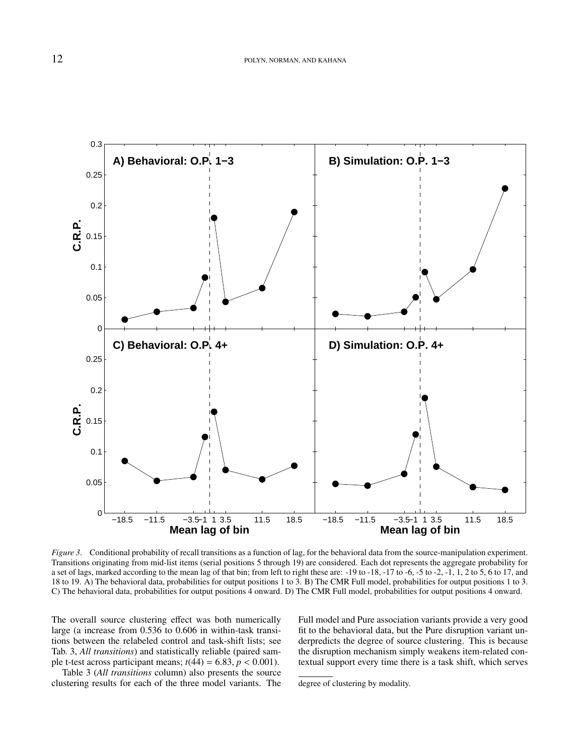*Figure 3*. Conditional probability of recall transitions as a function of lag, for the behavioral data from the source-manipulation experiment. Transitions originating from mid-list items (serial positions 5 through 19) are considered. Each dot represents the aggregate probability for a set of lags, marked according to the mean lag of that bin; from left to right these are: -19 to -18, -17 to -6, -5 to -2, -1, 1, 2 to 5, 6 to 17, and 18 to 19. A) The behavioral data, probabilities for output positions 1 to 3. B) The CMR Full model, probabilities for output positions 1 to 3. C) The behavioral data, probabilities for output positions 4 onward. D) The CMR Full model, probabilities for output positions 4 onward.

The overall source clustering effect was both numerically large (a increase from 0.536 to 0.606 in within-task transitions between the relabeled control and task-shift lists; see Tab. 3, *All transitions*) and statistically reliable (paired sample t-test across participant means; $t(44) = 6.83$, $p < 0.001$).

Table 3 (*All transitions* column) also presents the source clustering results for each of the three model variants. The Full model and Pure association variants provide a very good fit to the behavioral data, but the Pure disruption variant underpredicts the degree of source clustering. This is because the disruption mechanism simply weakens item-related contextual support every time there is a task shift, which serves

degree of clustering by modality.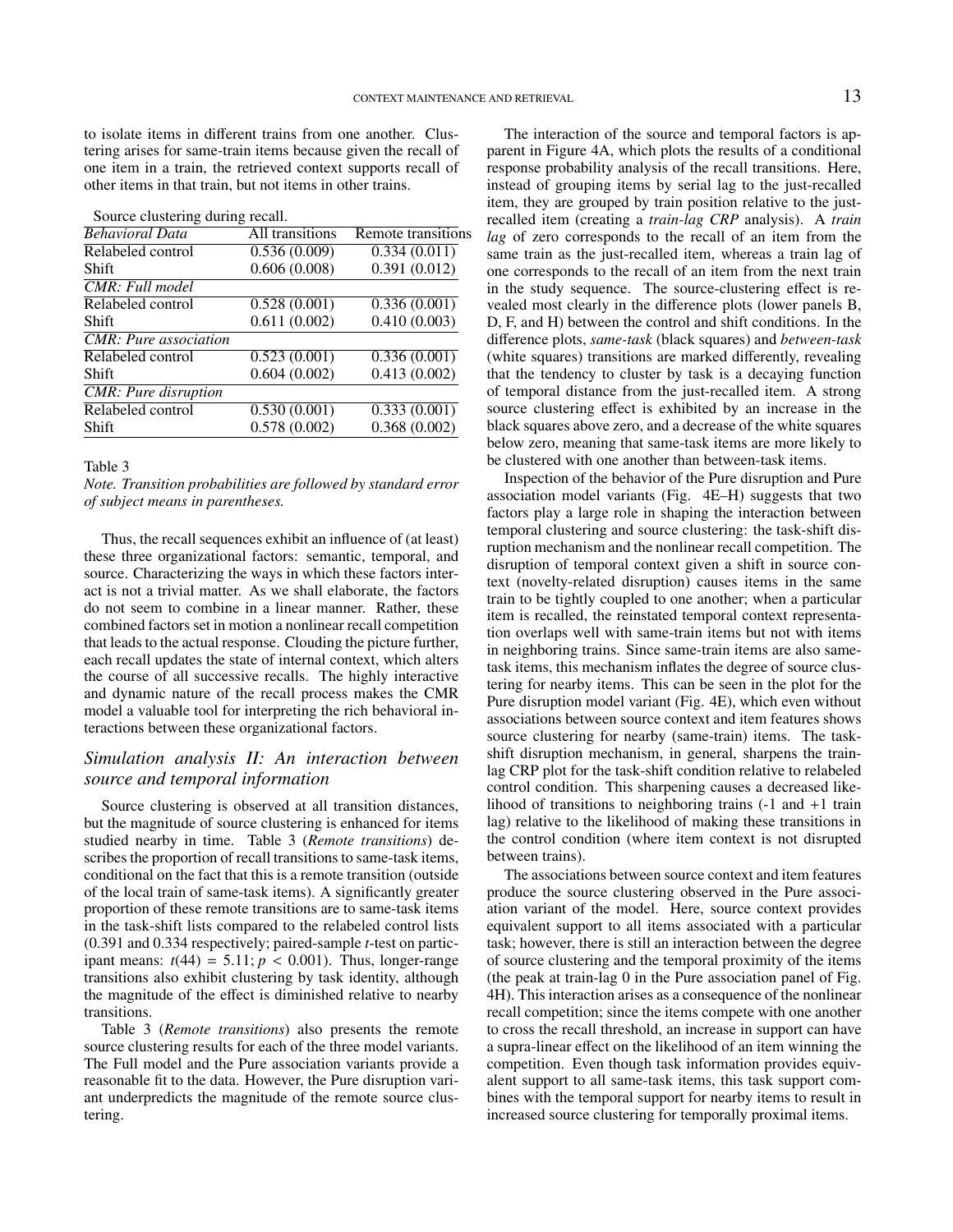to isolate items in different trains from one another. Clustering arises for same-train items because given the recall of one item in a train, the retrieved context supports recall of other items in that train, but not items in other trains.

Source clustering during recall.

| *Behavioral Data* | All transitions | Remote transitions |
|---|---|---|
| Relabeled control | 0.536 (0.009) | 0.334 (0.011) |
| Shift | 0.606 (0.008) | 0.391 (0.012) |
| *CMR: Full model* | | |
| Relabeled control | 0.528 (0.001) | 0.336 (0.001) |
| Shift | 0.611 (0.002) | 0.410 (0.003) |
| *CMR: Pure association* | | |
| Relabeled control | 0.523 (0.001) | 0.336 (0.001) |
| Shift | 0.604 (0.002) | 0.413 (0.002) |
| *CMR: Pure disruption* | | |
| Relabeled control | 0.530 (0.001) | 0.333 (0.001) |
| Shift | 0.578 (0.002) | 0.368 (0.002) |

Table 3

*Note. Transition probabilities are followed by standard error of subject means in parentheses.*

Thus, the recall sequences exhibit an influence of (at least) these three organizational factors: semantic, temporal, and source. Characterizing the ways in which these factors interact is not a trivial matter. As we shall elaborate, the factors do not seem to combine in a linear manner. Rather, these combined factors set in motion a nonlinear recall competition that leads to the actual response. Clouding the picture further, each recall updates the state of internal context, which alters the course of all successive recalls. The highly interactive and dynamic nature of the recall process makes the CMR model a valuable tool for interpreting the rich behavioral interactions between these organizational factors.

## *Simulation analysis II: An interaction between source and temporal information*

Source clustering is observed at all transition distances, but the magnitude of source clustering is enhanced for items studied nearby in time. Table 3 (*Remote transitions*) describes the proportion of recall transitions to same-task items, conditional on the fact that this is a remote transition (outside of the local train of same-task items). A significantly greater proportion of these remote transitions are to same-task items in the task-shift lists compared to the relabeled control lists (0.391 and 0.334 respectively; paired-sample *t*-test on participant means: $t(44) = 5.11; p < 0.001$). Thus, longer-range transitions also exhibit clustering by task identity, although the magnitude of the effect is diminished relative to nearby transitions.

Table 3 (*Remote transitions*) also presents the remote source clustering results for each of the three model variants. The Full model and the Pure association variants provide a reasonable fit to the data. However, the Pure disruption variant underpredicts the magnitude of the remote source clustering.

The interaction of the source and temporal factors is apparent in Figure 4A, which plots the results of a conditional response probability analysis of the recall transitions. Here, instead of grouping items by serial lag to the just-recalled item, they are grouped by train position relative to the just-recalled item (creating a *train-lag CRP* analysis). A *train lag* of zero corresponds to the recall of an item from the same train as the just-recalled item, whereas a train lag of one corresponds to the recall of an item from the next train in the study sequence. The source-clustering effect is revealed most clearly in the difference plots (lower panels B, D, F, and H) between the control and shift conditions. In the difference plots, *same-task* (black squares) and *between-task* (white squares) transitions are marked differently, revealing that the tendency to cluster by task is a decaying function of temporal distance from the just-recalled item. A strong source clustering effect is exhibited by an increase in the black squares above zero, and a decrease of the white squares below zero, meaning that same-task items are more likely to be clustered with one another than between-task items.

Inspection of the behavior of the Pure disruption and Pure association model variants (Fig. 4E–H) suggests that two factors play a large role in shaping the interaction between temporal clustering and source clustering: the task-shift disruption mechanism and the nonlinear recall competition. The disruption of temporal context given a shift in source context (novelty-related disruption) causes items in the same train to be tightly coupled to one another; when a particular item is recalled, the reinstated temporal context representation overlaps well with same-train items but not with items in neighboring trains. Since same-train items are also same-task items, this mechanism inflates the degree of source clustering for nearby items. This can be seen in the plot for the Pure disruption model variant (Fig. 4E), which even without associations between source context and item features shows source clustering for nearby (same-train) items. The task-shift disruption mechanism, in general, sharpens the train-lag CRP plot for the task-shift condition relative to relabeled control condition. This sharpening causes a decreased likelihood of transitions to neighboring trains (-1 and +1 train lag) relative to the likelihood of making these transitions in the control condition (where item context is not disrupted between trains).

The associations between source context and item features produce the source clustering observed in the Pure association variant of the model. Here, source context provides equivalent support to all items associated with a particular task; however, there is still an interaction between the degree of source clustering and the temporal proximity of the items (the peak at train-lag 0 in the Pure association panel of Fig. 4H). This interaction arises as a consequence of the nonlinear recall competition; since the items compete with one another to cross the recall threshold, an increase in support can have a supra-linear effect on the likelihood of an item winning the competition. Even though task information provides equivalent support to all same-task items, this task support combines with the temporal support for nearby items to result in increased source clustering for temporally proximal items.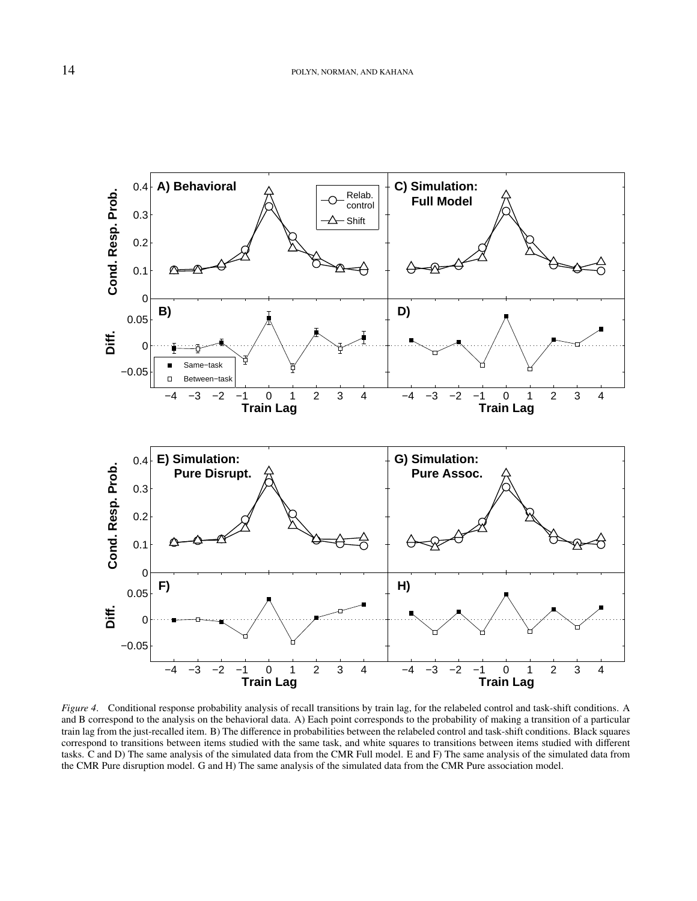*Figure 4*. Conditional response probability analysis of recall transitions by train lag, for the relabeled control and task-shift conditions. A and B correspond to the analysis on the behavioral data. A) Each point corresponds to the probability of making a transition of a particular train lag from the just-recalled item. B) The difference in probabilities between the relabeled control and task-shift conditions. Black squares correspond to transitions between items studied with the same task, and white squares to transitions between items studied with different tasks. C and D) The same analysis of the simulated data from the CMR Full model. E and F) The same analysis of the simulated data from the CMR Pure disruption model. G and H) The same analysis of the simulated data from the CMR Pure association model.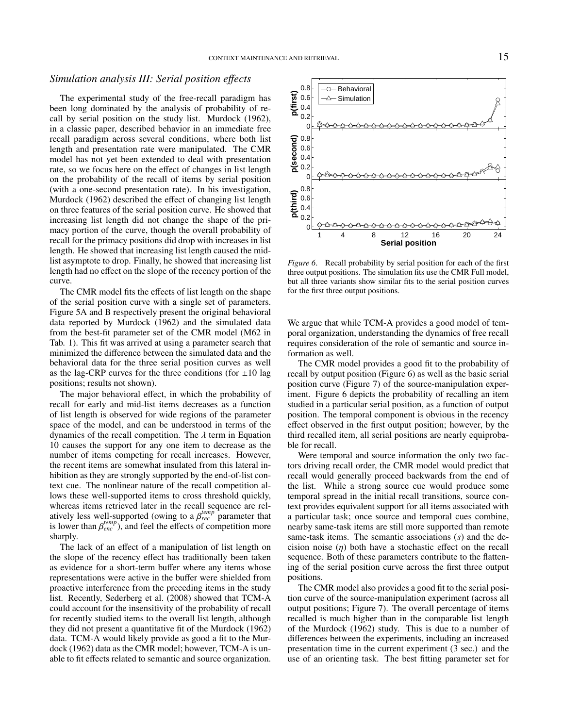### *Simulation analysis III: Serial position effects*

The experimental study of the free-recall paradigm has been long dominated by the analysis of probability of recall by serial position on the study list. Murdock (1962), in a classic paper, described behavior in an immediate free recall paradigm across several conditions, where both list length and presentation rate were manipulated. The CMR model has not yet been extended to deal with presentation rate, so we focus here on the effect of changes in list length on the probability of the recall of items by serial position (with a one-second presentation rate). In his investigation, Murdock (1962) described the effect of changing list length on three features of the serial position curve. He showed that increasing list length did not change the shape of the primacy portion of the curve, though the overall probability of recall for the primacy positions did drop with increases in list length. He showed that increasing list length caused the mid-list asymptote to drop. Finally, he showed that increasing list length had no effect on the slope of the recency portion of the curve.

The CMR model fits the effects of list length on the shape of the serial position curve with a single set of parameters. Figure 5A and B respectively present the original behavioral data reported by Murdock (1962) and the simulated data from the best-fit parameter set of the CMR model (M62 in Tab. 1). This fit was arrived at using a parameter search that minimized the difference between the simulated data and the behavioral data for the three serial position curves as well as the lag-CRP curves for the three conditions (for $\pm 10$ lag positions; results not shown).

The major behavioral effect, in which the probability of recall for early and mid-list items decreases as a function of list length is observed for wide regions of the parameter space of the model, and can be understood in terms of the dynamics of the recall competition. The $\lambda$ term in Equation 10 causes the support for any one item to decrease as the number of items competing for recall increases. However, the recent items are somewhat insulated from this lateral inhibition as they are strongly supported by the end-of-list context cue. The nonlinear nature of the recall competition allows these well-supported items to cross threshold quickly, whereas items retrieved later in the recall sequence are relatively less well-supported (owing to a $\beta_{rec}^{temp}$ parameter that is lower than $\beta_{enc}^{temp}$), and feel the effects of competition more sharply.

The lack of an effect of a manipulation of list length on the slope of the recency effect has traditionally been taken as evidence for a short-term buffer where any items whose representations were active in the buffer were shielded from proactive interference from the preceding items in the study list. Recently, Sederberg et al. (2008) showed that TCM-A could account for the insensitivity of the probability of recall for recently studied items to the overall list length, although they did not present a quantitative fit of the Murdock (1962) data. TCM-A would likely provide as good a fit to the Murdock (1962) data as the CMR model; however, TCM-A is unable to fit effects related to semantic and source organization. We argue that while TCM-A provides a good model of temporal organization, understanding the dynamics of free recall requires consideration of the role of semantic and source information as well.

*Figure 6*. Recall probability by serial position for each of the first three output positions. The simulation fits use the CMR Full model, but all three variants show similar fits to the serial position curves for the first three output positions.

The CMR model provides a good fit to the probability of recall by output position (Figure 6) as well as the basic serial position curve (Figure 7) of the source-manipulation experiment. Figure 6 depicts the probability of recalling an item studied in a particular serial position, as a function of output position. The temporal component is obvious in the recency effect observed in the first output position; however, by the third recalled item, all serial positions are nearly equiprobable for recall.

Were temporal and source information the only two factors driving recall order, the CMR model would predict that recall would generally proceed backwards from the end of the list. While a strong source cue would produce some temporal spread in the initial recall transitions, source context provides equivalent support for all items associated with a particular task; once source and temporal cues combine, nearby same-task items are still more supported than remote same-task items. The semantic associations ($s$) and the decision noise ($\eta$) both have a stochastic effect on the recall sequence. Both of these parameters contribute to the flattening of the serial position curve across the first three output positions.

The CMR model also provides a good fit to the serial position curve of the source-manipulation experiment (across all output positions; Figure 7). The overall percentage of items recalled is much higher than in the comparable list length of the Murdock (1962) study. This is due to a number of differences between the experiments, including an increased presentation time in the current experiment (3 sec.) and the use of an orienting task. The best fitting parameter set for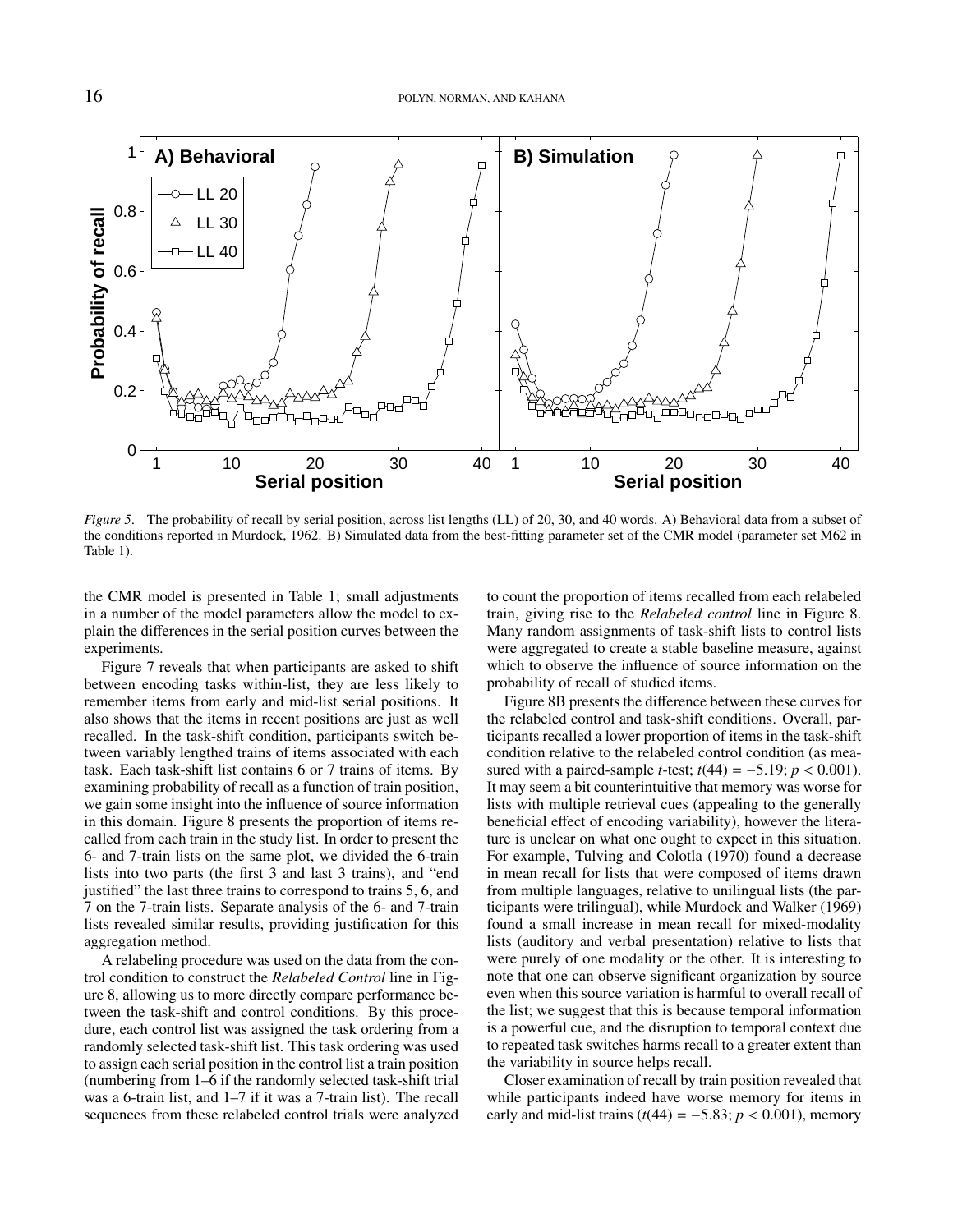*Figure 5*. The probability of recall by serial position, across list lengths (LL) of 20, 30, and 40 words. A) Behavioral data from a subset of the conditions reported in Murdock, 1962. B) Simulated data from the best-fitting parameter set of the CMR model (parameter set M62 in Table 1).

the CMR model is presented in Table 1; small adjustments in a number of the model parameters allow the model to explain the differences in the serial position curves between the experiments.

Figure 7 reveals that when participants are asked to shift between encoding tasks within-list, they are less likely to remember items from early and mid-list serial positions. It also shows that the items in recent positions are just as well recalled. In the task-shift condition, participants switch between variably lengthed trains of items associated with each task. Each task-shift list contains 6 or 7 trains of items. By examining probability of recall as a function of train position, we gain some insight into the influence of source information in this domain. Figure 8 presents the proportion of items recalled from each train in the study list. In order to present the 6- and 7-train lists on the same plot, we divided the 6-train lists into two parts (the first 3 and last 3 trains), and "end justified" the last three trains to correspond to trains 5, 6, and 7 on the 7-train lists. Separate analysis of the 6- and 7-train lists revealed similar results, providing justification for this aggregation method.

A relabeling procedure was used on the data from the control condition to construct the *Relabeled Control* line in Figure 8, allowing us to more directly compare performance between the task-shift and control conditions. By this procedure, each control list was assigned the task ordering from a randomly selected task-shift list. This task ordering was used to assign each serial position in the control list a train position (numbering from 1–6 if the randomly selected task-shift trial was a 6-train list, and 1–7 if it was a 7-train list). The recall sequences from these relabeled control trials were analyzed to count the proportion of items recalled from each relabeled train, giving rise to the *Relabeled control* line in Figure 8. Many random assignments of task-shift lists to control lists were aggregated to create a stable baseline measure, against which to observe the influence of source information on the probability of recall of studied items.

Figure 8B presents the difference between these curves for the relabeled control and task-shift conditions. Overall, participants recalled a lower proportion of items in the task-shift condition relative to the relabeled control condition (as measured with a paired-sample $t$-test; $t(44) = -5.19$; $p < 0.001$). It may seem a bit counterintuitive that memory was worse for lists with multiple retrieval cues (appealing to the generally beneficial effect of encoding variability), however the literature is unclear on what one ought to expect in this situation. For example, Tulving and Colotla (1970) found a decrease in mean recall for lists that were composed of items drawn from multiple languages, relative to unilingual lists (the participants were trilingual), while Murdock and Walker (1969) found a small increase in mean recall for mixed-modality lists (auditory and verbal presentation) relative to lists that were purely of one modality or the other. It is interesting to note that one can observe significant organization by source even when this source variation is harmful to overall recall of the list; we suggest that this is because temporal information is a powerful cue, and the disruption to temporal context due to repeated task switches harms recall to a greater extent than the variability in source helps recall.

Closer examination of recall by train position revealed that while participants indeed have worse memory for items in early and mid-list trains ($t(44) = -5.83$; $p < 0.001$), memory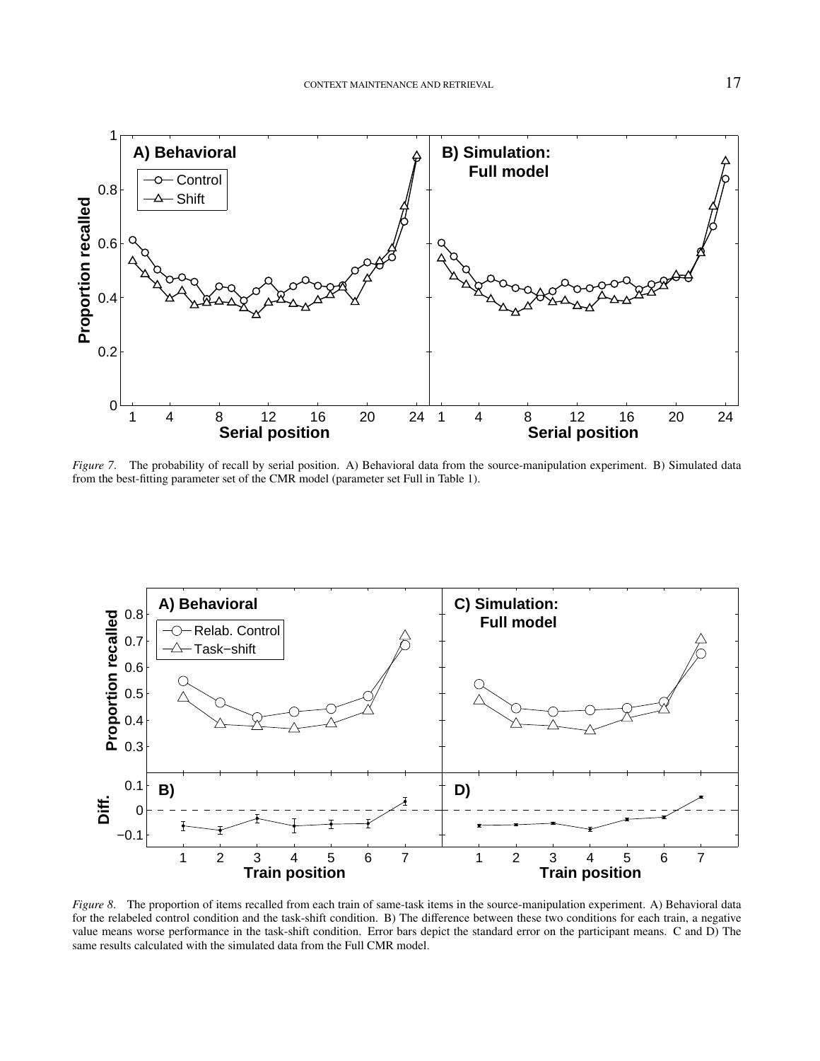*Figure 7.* The probability of recall by serial position. A) Behavioral data from the source-manipulation experiment. B) Simulated data from the best-fitting parameter set of the CMR model (parameter set Full in Table 1).

*Figure 8.* The proportion of items recalled from each train of same-task items in the source-manipulation experiment. A) Behavioral data for the relabeled control condition and the task-shift condition. B) The difference between these two conditions for each train, a negative value means worse performance in the task-shift condition. Error bars depict the standard error on the participant means. C and D) The same results calculated with the simulated data from the Full CMR model.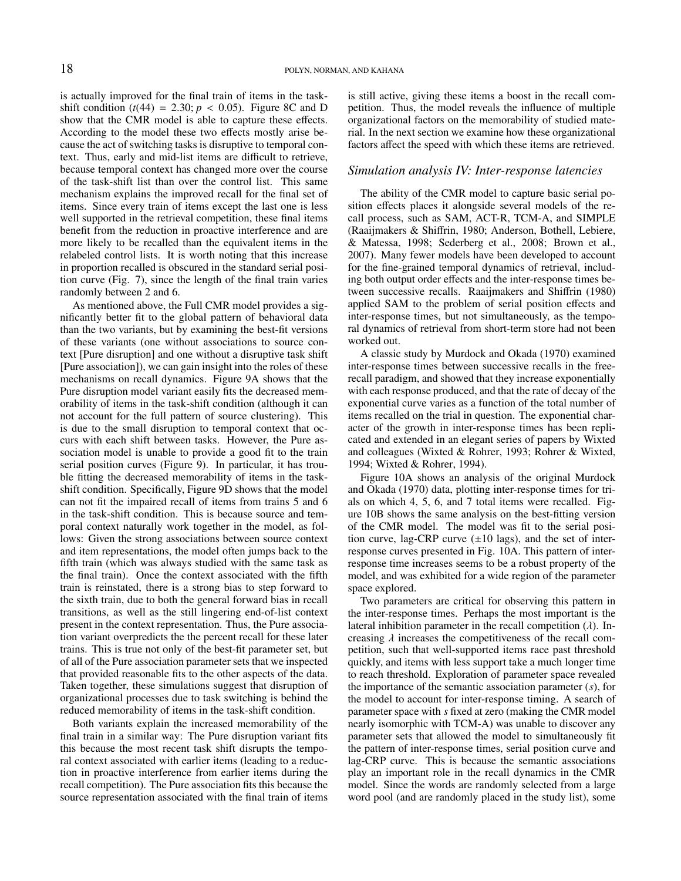is actually improved for the final train of items in the task-shift condition ($t(44) = 2.30; p < 0.05$). Figure 8C and D show that the CMR model is able to capture these effects. According to the model these two effects mostly arise because the act of switching tasks is disruptive to temporal context. Thus, early and mid-list items are difficult to retrieve, because temporal context has changed more over the course of the task-shift list than over the control list. This same mechanism explains the improved recall for the final set of items. Since every train of items except the last one is less well supported in the retrieval competition, these final items benefit from the reduction in proactive interference and are more likely to be recalled than the equivalent items in the relabeled control lists. It is worth noting that this increase in proportion recalled is obscured in the standard serial position curve (Fig. 7), since the length of the final train varies randomly between 2 and 6.

As mentioned above, the Full CMR model provides a significantly better fit to the global pattern of behavioral data than the two variants, but by examining the best-fit versions of these variants (one without associations to source context [Pure disruption] and one without a disruptive task shift [Pure association]), we can gain insight into the roles of these mechanisms on recall dynamics. Figure 9A shows that the Pure disruption model variant easily fits the decreased memorability of items in the task-shift condition (although it can not account for the full pattern of source clustering). This is due to the small disruption to temporal context that occurs with each shift between tasks. However, the Pure association model is unable to provide a good fit to the train serial position curves (Figure 9). In particular, it has trouble fitting the decreased memorability of items in the task-shift condition. Specifically, Figure 9D shows that the model can not fit the impaired recall of items from trains 5 and 6 in the task-shift condition. This is because source and temporal context naturally work together in the model, as follows: Given the strong associations between source context and item representations, the model often jumps back to the fifth train (which was always studied with the same task as the final train). Once the context associated with the fifth train is reinstated, there is a strong bias to step forward to the sixth train, due to both the general forward bias in recall transitions, as well as the still lingering end-of-list context present in the context representation. Thus, the Pure association variant overpredicts the the percent recall for these later trains. This is true not only of the best-fit parameter set, but of all of the Pure association parameter sets that we inspected that provided reasonable fits to the other aspects of the data. Taken together, these simulations suggest that disruption of organizational processes due to task switching is behind the reduced memorability of items in the task-shift condition.

Both variants explain the increased memorability of the final train in a similar way: The Pure disruption variant fits this because the most recent task shift disrupts the temporal context associated with earlier items (leading to a reduction in proactive interference from earlier items during the recall competition). The Pure association fits this because the source representation associated with the final train of items is still active, giving these items a boost in the recall competition. Thus, the model reveals the influence of multiple organizational factors on the memorability of studied material. In the next section we examine how these organizational factors affect the speed with which these items are retrieved.

## *Simulation analysis IV: Inter-response latencies*

The ability of the CMR model to capture basic serial position effects places it alongside several models of the recall process, such as SAM, ACT-R, TCM-A, and SIMPLE (Raaijmakers & Shiffrin, 1980; Anderson, Bothell, Lebiere, & Matessa, 1998; Sederberg et al., 2008; Brown et al., 2007). Many fewer models have been developed to account for the fine-grained temporal dynamics of retrieval, including both output order effects and the inter-response times between successive recalls. Raaijmakers and Shiffrin (1980) applied SAM to the problem of serial position effects and inter-response times, but not simultaneously, as the temporal dynamics of retrieval from short-term store had not been worked out.

A classic study by Murdock and Okada (1970) examined inter-response times between successive recalls in the free-recall paradigm, and showed that they increase exponentially with each response produced, and that the rate of decay of the exponential curve varies as a function of the total number of items recalled on the trial in question. The exponential character of the growth in inter-response times has been replicated and extended in an elegant series of papers by Wixted and colleagues (Wixted & Rohrer, 1993; Rohrer & Wixted, 1994; Wixted & Rohrer, 1994).

Figure 10A shows an analysis of the original Murdock and Okada (1970) data, plotting inter-response times for trials on which 4, 5, 6, and 7 total items were recalled. Figure 10B shows the same analysis on the best-fitting version of the CMR model. The model was fit to the serial position curve, lag-CRP curve ($\pm 10$ lags), and the set of inter-response curves presented in Fig. 10A. This pattern of inter-response time increases seems to be a robust property of the model, and was exhibited for a wide region of the parameter space explored.

Two parameters are critical for observing this pattern in the inter-response times. Perhaps the most important is the lateral inhibition parameter in the recall competition ($\lambda$). Increasing $\lambda$ increases the competitiveness of the recall competition, such that well-supported items race past threshold quickly, and items with less support take a much longer time to reach threshold. Exploration of parameter space revealed the importance of the semantic association parameter ($s$), for the model to account for inter-response timing. A search of parameter space with $s$ fixed at zero (making the CMR model nearly isomorphic with TCM-A) was unable to discover any parameter sets that allowed the model to simultaneously fit the pattern of inter-response times, serial position curve and lag-CRP curve. This is because the semantic associations play an important role in the recall dynamics in the CMR model. Since the words are randomly selected from a large word pool (and are randomly placed in the study list), some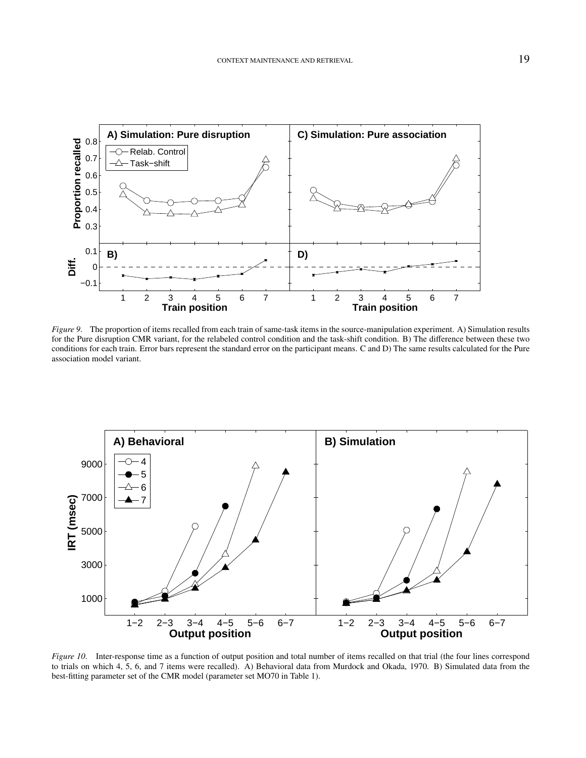*Figure 9*. The proportion of items recalled from each train of same-task items in the source-manipulation experiment. A) Simulation results for the Pure disruption CMR variant, for the relabeled control condition and the task-shift condition. B) The difference between these two conditions for each train. Error bars represent the standard error on the participant means. C and D) The same results calculated for the Pure association model variant.

*Figure 10*. Inter-response time as a function of output position and total number of items recalled on that trial (the four lines correspond to trials on which 4, 5, 6, and 7 items were recalled). A) Behavioral data from Murdock and Okada, 1970. B) Simulated data from the best-fitting parameter set of the CMR model (parameter set MO70 in Table 1).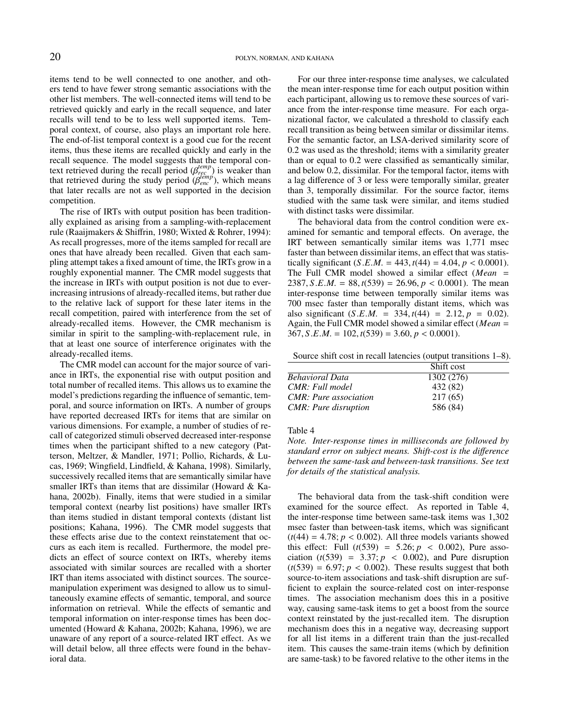items tend to be well connected to one another, and others tend to have fewer strong semantic associations with the other list members. The well-connected items will tend to be retrieved quickly and early in the recall sequence, and later recalls will tend to be to less well supported items. Temporal context, of course, also plays an important role here. The end-of-list temporal context is a good cue for the recent items, thus these items are recalled quickly and early in the recall sequence. The model suggests that the temporal context retrieved during the recall period ($\beta^{temp}_{rec}$) is weaker than that retrieved during the study period ($\beta^{temp}_{enc}$), which means that later recalls are not as well supported in the decision competition.

The rise of IRTs with output position has been traditionally explained as arising from a sampling-with-replacement rule (Raaijmakers & Shiffrin, 1980; Wixted & Rohrer, 1994): As recall progresses, more of the items sampled for recall are ones that have already been recalled. Given that each sampling attempt takes a fixed amount of time, the IRTs grow in a roughly exponential manner. The CMR model suggests that the increase in IRTs with output position is not due to ever-increasing intrusions of already-recalled items, but rather due to the relative lack of support for these later items in the recall competition, paired with interference from the set of already-recalled items. However, the CMR mechanism is similar in spirit to the sampling-with-replacement rule, in that at least one source of interference originates with the already-recalled items.

The CMR model can account for the major source of variance in IRTs, the exponential rise with output position and total number of recalled items. This allows us to examine the model's predictions regarding the influence of semantic, temporal, and source information on IRTs. A number of groups have reported decreased IRTs for items that are similar on various dimensions. For example, a number of studies of recall of categorized stimuli observed decreased inter-response times when the participant shifted to a new category (Patterson, Meltzer, & Mandler, 1971; Pollio, Richards, & Lucas, 1969; Wingfield, Lindfield, & Kahana, 1998). Similarly, successively recalled items that are semantically similar have smaller IRTs than items that are dissimilar (Howard & Kahana, 2002b). Finally, items that were studied in a similar temporal context (nearby list positions) have smaller IRTs than items studied in distant temporal contexts (distant list positions; Kahana, 1996). The CMR model suggests that these effects arise due to the context reinstatement that occurs as each item is recalled. Furthermore, the model predicts an effect of source context on IRTs, whereby items associated with similar sources are recalled with a shorter IRT than items associated with distinct sources. The source-manipulation experiment was designed to allow us to simultaneously examine effects of semantic, temporal, and source information on retrieval. While the effects of semantic and temporal information on inter-response times has been documented (Howard & Kahana, 2002b; Kahana, 1996), we are unaware of any report of a source-related IRT effect. As we will detail below, all three effects were found in the behavioral data.

For our three inter-response time analyses, we calculated the mean inter-response time for each output position within each participant, allowing us to remove these sources of variance from the inter-response time measure. For each organizational factor, we calculated a threshold to classify each recall transition as being between similar or dissimilar items. For the semantic factor, an LSA-derived similarity score of 0.2 was used as the threshold; items with a similarity greater than or equal to 0.2 were classified as semantically similar, and below 0.2, dissimilar. For the temporal factor, items with a lag difference of 3 or less were temporally similar, greater than 3, temporally dissimilar. For the source factor, items studied with the same task were similar, and items studied with distinct tasks were dissimilar.

The behavioral data from the control condition were examined for semantic and temporal effects. On average, the IRT between semantically similar items was 1,771 msec faster than between dissimilar items, an effect that was statistically significant ($S.E.M. = 443, t(44) = 4.04, p < 0.0001$). The Full CMR model showed a similar effect ($Mean = 2387, S.E.M. = 88, t(539) = 26.96, p < 0.0001$). The mean inter-response time between temporally similar items was 700 msec faster than temporally distant items, which was also significant ($S.E.M. = 334, t(44) = 2.12, p = 0.02$). Again, the Full CMR model showed a similar effect ($Mean = 367, S.E.M. = 102, t(539) = 3.60, p < 0.0001$).

Source shift cost in recall latencies (output transitions 1–8).

| | Shift cost |
|---|---|
| *Behavioral Data* | 1302 (276) |
| *CMR: Full model* | 432 (82) |
| *CMR: Pure association* | 217 (65) |
| *CMR: Pure disruption* | 586 (84) |

Table 4

*Note. Inter-response times in milliseconds are followed by standard error on subject means. Shift-cost is the difference between the same-task and between-task transitions. See text for details of the statistical analysis.*

The behavioral data from the task-shift condition were examined for the source effect. As reported in Table 4, the inter-response time between same-task items was 1,302 msec faster than between-task items, which was significant ($t(44) = 4.78; p < 0.002$). All three models variants showed this effect: Full ($t(539) = 5.26; p < 0.002$), Pure association ($t(539) = 3.37; p < 0.002$), and Pure disruption ($t(539) = 6.97; p < 0.002$). These results suggest that both source-to-item associations and task-shift disruption are sufficient to explain the source-related cost on inter-response times. The association mechanism does this in a positive way, causing same-task items to get a boost from the source context reinstated by the just-recalled item. The disruption mechanism does this in a negative way, decreasing support for all list items in a different train than the just-recalled item. This causes the same-train items (which by definition are same-task) to be favored relative to the other items in the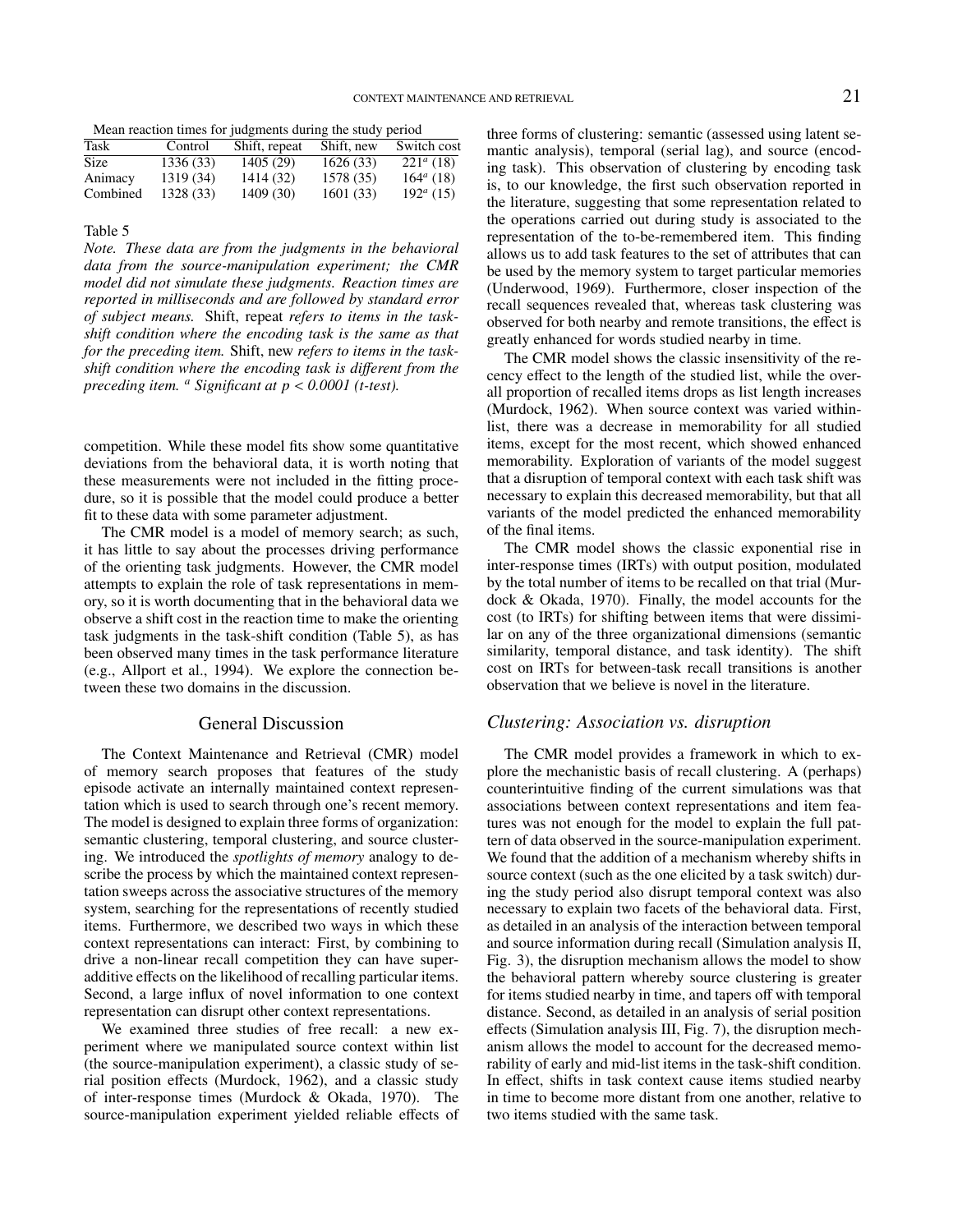Mean reaction times for judgments during the study period

| Task | Control | Shift, repeat | Shift, new | Switch cost |
|---|---|---|---|---|
| Size | 1336 (33) | 1405 (29) | 1626 (33) | 221[a] (18) |
| Animacy | 1319 (34) | 1414 (32) | 1578 (35) | 164[a] (18) |
| Combined | 1328 (33) | 1409 (30) | 1601 (33) | 192[a] (15) |

Table 5

*Note. These data are from the judgments in the behavioral data from the source-manipulation experiment; the CMR model did not simulate these judgments. Reaction times are reported in milliseconds and are followed by standard error of subject means.* Shift, repeat *refers to items in the task-shift condition where the encoding task is the same as that for the preceding item.* Shift, new *refers to items in the task-shift condition where the encoding task is different from the preceding item.* [a] *Significant at $p < 0.0001$ (t-test).*

competition. While these model fits show some quantitative deviations from the behavioral data, it is worth noting that these measurements were not included in the fitting procedure, so it is possible that the model could produce a better fit to these data with some parameter adjustment.

The CMR model is a model of memory search; as such, it has little to say about the processes driving performance of the orienting task judgments. However, the CMR model attempts to explain the role of task representations in memory, so it is worth documenting that in the behavioral data we observe a shift cost in the reaction time to make the orienting task judgments in the task-shift condition (Table 5), as has been observed many times in the task performance literature (e.g., Allport et al., 1994). We explore the connection between these two domains in the discussion.

## General Discussion

The Context Maintenance and Retrieval (CMR) model of memory search proposes that features of the study episode activate an internally maintained context representation which is used to search through one's recent memory. The model is designed to explain three forms of organization: semantic clustering, temporal clustering, and source clustering. We introduced the *spotlights of memory* analogy to describe the process by which the maintained context representation sweeps across the associative structures of the memory system, searching for the representations of recently studied items. Furthermore, we described two ways in which these context representations can interact: First, by combining to drive a non-linear recall competition they can have super-additive effects on the likelihood of recalling particular items. Second, a large influx of novel information to one context representation can disrupt other context representations.

We examined three studies of free recall: a new experiment where we manipulated source context within list (the source-manipulation experiment), a classic study of serial position effects (Murdock, 1962), and a classic study of inter-response times (Murdock & Okada, 1970). The source-manipulation experiment yielded reliable effects of three forms of clustering: semantic (assessed using latent semantic analysis), temporal (serial lag), and source (encoding task). This observation of clustering by encoding task is, to our knowledge, the first such observation reported in the literature, suggesting that some representation related to the operations carried out during study is associated to the representation of the to-be-remembered item. This finding allows us to add task features to the set of attributes that can be used by the memory system to target particular memories (Underwood, 1969). Furthermore, closer inspection of the recall sequences revealed that, whereas task clustering was observed for both nearby and remote transitions, the effect is greatly enhanced for words studied nearby in time.

The CMR model shows the classic insensitivity of the recency effect to the length of the studied list, while the overall proportion of recalled items drops as list length increases (Murdock, 1962). When source context was varied within-list, there was a decrease in memorability for all studied items, except for the most recent, which showed enhanced memorability. Exploration of variants of the model suggest that a disruption of temporal context with each task shift was necessary to explain this decreased memorability, but that all variants of the model predicted the enhanced memorability of the final items.

The CMR model shows the classic exponential rise in inter-response times (IRTs) with output position, modulated by the total number of items to be recalled on that trial (Murdock & Okada, 1970). Finally, the model accounts for the cost (to IRTs) for shifting between items that were dissimilar on any of the three organizational dimensions (semantic similarity, temporal distance, and task identity). The shift cost on IRTs for between-task recall transitions is another observation that we believe is novel in the literature.

### *Clustering: Association vs. disruption*

The CMR model provides a framework in which to explore the mechanistic basis of recall clustering. A (perhaps) counterintuitive finding of the current simulations was that associations between context representations and item features was not enough for the model to explain the full pattern of data observed in the source-manipulation experiment. We found that the addition of a mechanism whereby shifts in source context (such as the one elicited by a task switch) during the study period also disrupt temporal context was also necessary to explain two facets of the behavioral data. First, as detailed in an analysis of the interaction between temporal and source information during recall (Simulation analysis II, Fig. 3), the disruption mechanism allows the model to show the behavioral pattern whereby source clustering is greater for items studied nearby in time, and tapers off with temporal distance. Second, as detailed in an analysis of serial position effects (Simulation analysis III, Fig. 7), the disruption mechanism allows the model to account for the decreased memorability of early and mid-list items in the task-shift condition. In effect, shifts in task context cause items studied nearby in time to become more distant from one another, relative to two items studied with the same task.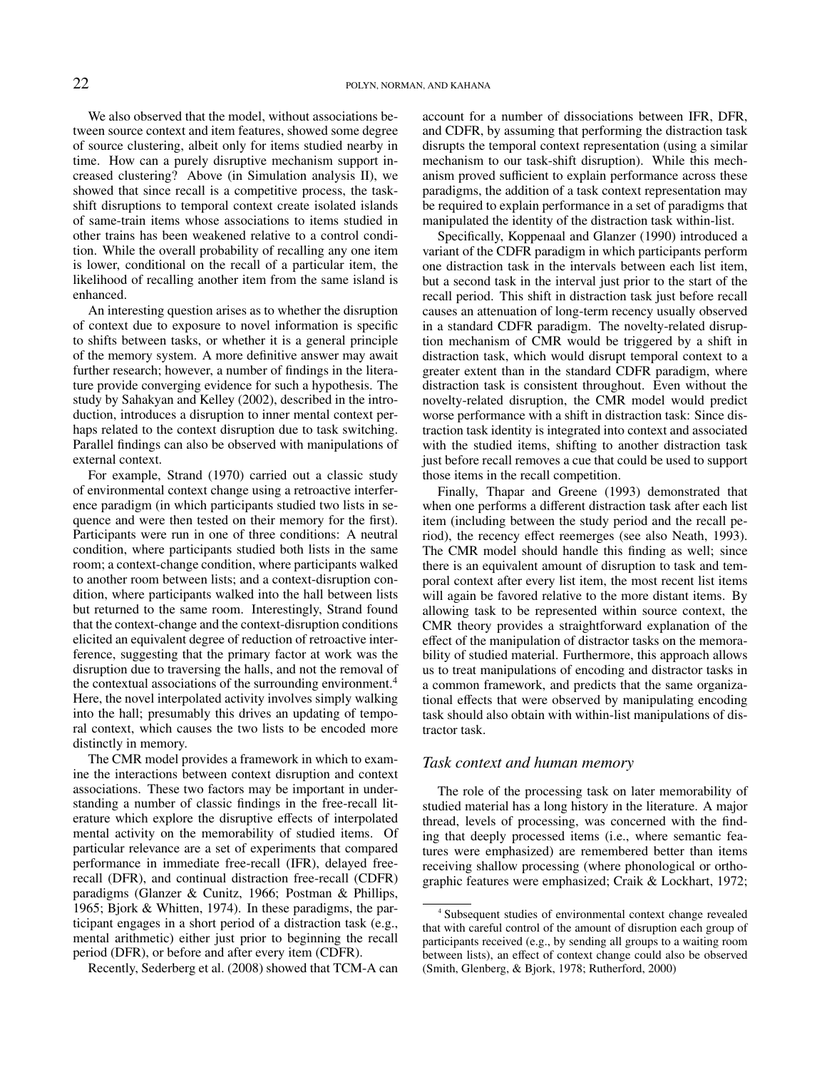We also observed that the model, without associations between source context and item features, showed some degree of source clustering, albeit only for items studied nearby in time. How can a purely disruptive mechanism support increased clustering? Above (in Simulation analysis II), we showed that since recall is a competitive process, the task-shift disruptions to temporal context create isolated islands of same-train items whose associations to items studied in other trains has been weakened relative to a control condition. While the overall probability of recalling any one item is lower, conditional on the recall of a particular item, the likelihood of recalling another item from the same island is enhanced.

An interesting question arises as to whether the disruption of context due to exposure to novel information is specific to shifts between tasks, or whether it is a general principle of the memory system. A more definitive answer may await further research; however, a number of findings in the literature provide converging evidence for such a hypothesis. The study by Sahakyan and Kelley (2002), described in the introduction, introduces a disruption to inner mental context perhaps related to the context disruption due to task switching. Parallel findings can also be observed with manipulations of external context.

For example, Strand (1970) carried out a classic study of environmental context change using a retroactive interference paradigm (in which participants studied two lists in sequence and were then tested on their memory for the first). Participants were run in one of three conditions: A neutral condition, where participants studied both lists in the same room; a context-change condition, where participants walked to another room between lists; and a context-disruption condition, where participants walked into the hall between lists but returned to the same room. Interestingly, Strand found that the context-change and the context-disruption conditions elicited an equivalent degree of reduction of retroactive interference, suggesting that the primary factor at work was the disruption due to traversing the halls, and not the removal of the contextual associations of the surrounding environment.[4] Here, the novel interpolated activity involves simply walking into the hall; presumably this drives an updating of temporal context, which causes the two lists to be encoded more distinctly in memory.

The CMR model provides a framework in which to examine the interactions between context disruption and context associations. These two factors may be important in understanding a number of classic findings in the free-recall literature which explore the disruptive effects of interpolated mental activity on the memorability of studied items. Of particular relevance are a set of experiments that compared performance in immediate free-recall (IFR), delayed free-recall (DFR), and continual distraction free-recall (CDFR) paradigms (Glanzer & Cunitz, 1966; Postman & Phillips, 1965; Bjork & Whitten, 1974). In these paradigms, the participant engages in a short period of a distraction task (e.g., mental arithmetic) either just prior to beginning the recall period (DFR), or before and after every item (CDFR).

Recently, Sederberg et al. (2008) showed that TCM-A can account for a number of dissociations between IFR, DFR, and CDFR, by assuming that performing the distraction task disrupts the temporal context representation (using a similar mechanism to our task-shift disruption). While this mechanism proved sufficient to explain performance across these paradigms, the addition of a task context representation may be required to explain performance in a set of paradigms that manipulated the identity of the distraction task within-list.

Specifically, Koppenaal and Glanzer (1990) introduced a variant of the CDFR paradigm in which participants perform one distraction task in the intervals between each list item, but a second task in the interval just prior to the start of the recall period. This shift in distraction task just before recall causes an attenuation of long-term recency usually observed in a standard CDFR paradigm. The novelty-related disruption mechanism of CMR would be triggered by a shift in distraction task, which would disrupt temporal context to a greater extent than in the standard CDFR paradigm, where distraction task is consistent throughout. Even without the novelty-related disruption, the CMR model would predict worse performance with a shift in distraction task: Since distraction task identity is integrated into context and associated with the studied items, shifting to another distraction task just before recall removes a cue that could be used to support those items in the recall competition.

Finally, Thapar and Greene (1993) demonstrated that when one performs a different distraction task after each list item (including between the study period and the recall period), the recency effect reemerges (see also Neath, 1993). The CMR model should handle this finding as well; since there is an equivalent amount of disruption to task and temporal context after every list item, the most recent list items will again be favored relative to the more distant items. By allowing task to be represented within source context, the CMR theory provides a straightforward explanation of the effect of the manipulation of distractor tasks on the memorability of studied material. Furthermore, this approach allows us to treat manipulations of encoding and distractor tasks in a common framework, and predicts that the same organizational effects that were observed by manipulating encoding task should also obtain with within-list manipulations of distractor task.

## *Task context and human memory*

The role of the processing task on later memorability of studied material has a long history in the literature. A major thread, levels of processing, was concerned with the finding that deeply processed items (i.e., where semantic features were emphasized) are remembered better than items receiving shallow processing (where phonological or orthographic features were emphasized; Craik & Lockhart, 1972;

[4] Subsequent studies of environmental context change revealed that with careful control of the amount of disruption each group of participants received (e.g., by sending all groups to a waiting room between lists), an effect of context change could also be observed (Smith, Glenberg, & Bjork, 1978; Rutherford, 2000)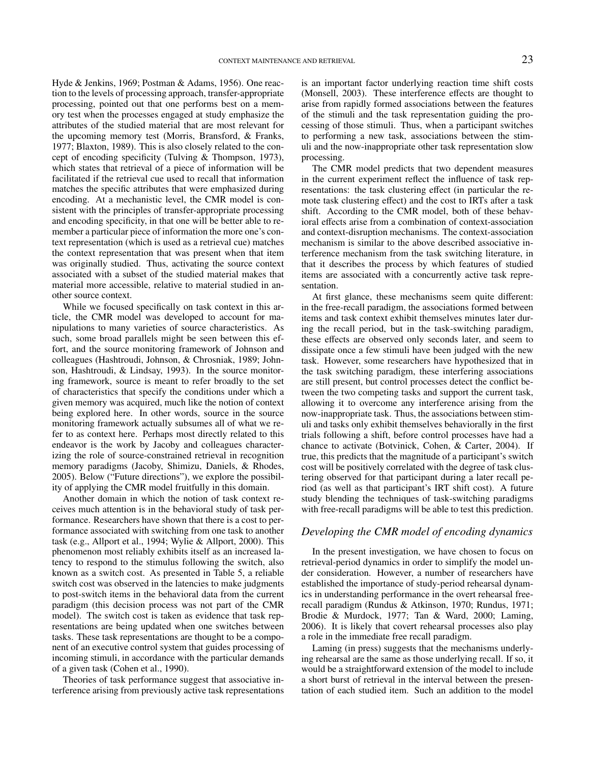Hyde & Jenkins, 1969; Postman & Adams, 1956). One reaction to the levels of processing approach, transfer-appropriate processing, pointed out that one performs best on a memory test when the processes engaged at study emphasize the attributes of the studied material that are most relevant for the upcoming memory test (Morris, Bransford, & Franks, 1977; Blaxton, 1989). This is also closely related to the concept of encoding specificity (Tulving & Thompson, 1973), which states that retrieval of a piece of information will be facilitated if the retrieval cue used to recall that information matches the specific attributes that were emphasized during encoding. At a mechanistic level, the CMR model is consistent with the principles of transfer-appropriate processing and encoding specificity, in that one will be better able to remember a particular piece of information the more one's context representation (which is used as a retrieval cue) matches the context representation that was present when that item was originally studied. Thus, activating the source context associated with a subset of the studied material makes that material more accessible, relative to material studied in another source context.

While we focused specifically on task context in this article, the CMR model was developed to account for manipulations to many varieties of source characteristics. As such, some broad parallels might be seen between this effort, and the source monitoring framework of Johnson and colleagues (Hashtroudi, Johnson, & Chrosniak, 1989; Johnson, Hashtroudi, & Lindsay, 1993). In the source monitoring framework, source is meant to refer broadly to the set of characteristics that specify the conditions under which a given memory was acquired, much like the notion of context being explored here. In other words, source in the source monitoring framework actually subsumes all of what we refer to as context here. Perhaps most directly related to this endeavor is the work by Jacoby and colleagues characterizing the role of source-constrained retrieval in recognition memory paradigms (Jacoby, Shimizu, Daniels, & Rhodes, 2005). Below ("Future directions"), we explore the possibility of applying the CMR model fruitfully in this domain.

Another domain in which the notion of task context receives much attention is in the behavioral study of task performance. Researchers have shown that there is a cost to performance associated with switching from one task to another task (e.g., Allport et al., 1994; Wylie & Allport, 2000). This phenomenon most reliably exhibits itself as an increased latency to respond to the stimulus following the switch, also known as a switch cost. As presented in Table 5, a reliable switch cost was observed in the latencies to make judgments to post-switch items in the behavioral data from the current paradigm (this decision process was not part of the CMR model). The switch cost is taken as evidence that task representations are being updated when one switches between tasks. These task representations are thought to be a component of an executive control system that guides processing of incoming stimuli, in accordance with the particular demands of a given task (Cohen et al., 1990).

Theories of task performance suggest that associative interference arising from previously active task representations is an important factor underlying reaction time shift costs (Monsell, 2003). These interference effects are thought to arise from rapidly formed associations between the features of the stimuli and the task representation guiding the processing of those stimuli. Thus, when a participant switches to performing a new task, associations between the stimuli and the now-inappropriate other task representation slow processing.

The CMR model predicts that two dependent measures in the current experiment reflect the influence of task representations: the task clustering effect (in particular the remote task clustering effect) and the cost to IRTs after a task shift. According to the CMR model, both of these behavioral effects arise from a combination of context-association and context-disruption mechanisms. The context-association mechanism is similar to the above described associative interference mechanism from the task switching literature, in that it describes the process by which features of studied items are associated with a concurrently active task representation.

At first glance, these mechanisms seem quite different: in the free-recall paradigm, the associations formed between items and task context exhibit themselves minutes later during the recall period, but in the task-switching paradigm, these effects are observed only seconds later, and seem to dissipate once a few stimuli have been judged with the new task. However, some researchers have hypothesized that in the task switching paradigm, these interfering associations are still present, but control processes detect the conflict between the two competing tasks and support the current task, allowing it to overcome any interference arising from the now-inappropriate task. Thus, the associations between stimuli and tasks only exhibit themselves behaviorally in the first trials following a shift, before control processes have had a chance to activate (Botvinick, Cohen, & Carter, 2004). If true, this predicts that the magnitude of a participant's switch cost will be positively correlated with the degree of task clustering observed for that participant during a later recall period (as well as that participant's IRT shift cost). A future study blending the techniques of task-switching paradigms with free-recall paradigms will be able to test this prediction.

### *Developing the CMR model of encoding dynamics*

In the present investigation, we have chosen to focus on retrieval-period dynamics in order to simplify the model under consideration. However, a number of researchers have established the importance of study-period rehearsal dynamics in understanding performance in the overt rehearsal free-recall paradigm (Rundus & Atkinson, 1970; Rundus, 1971; Brodie & Murdock, 1977; Tan & Ward, 2000; Laming, 2006). It is likely that covert rehearsal processes also play a role in the immediate free recall paradigm.

Laming (in press) suggests that the mechanisms underlying rehearsal are the same as those underlying recall. If so, it would be a straightforward extension of the model to include a short burst of retrieval in the interval between the presentation of each studied item. Such an addition to the model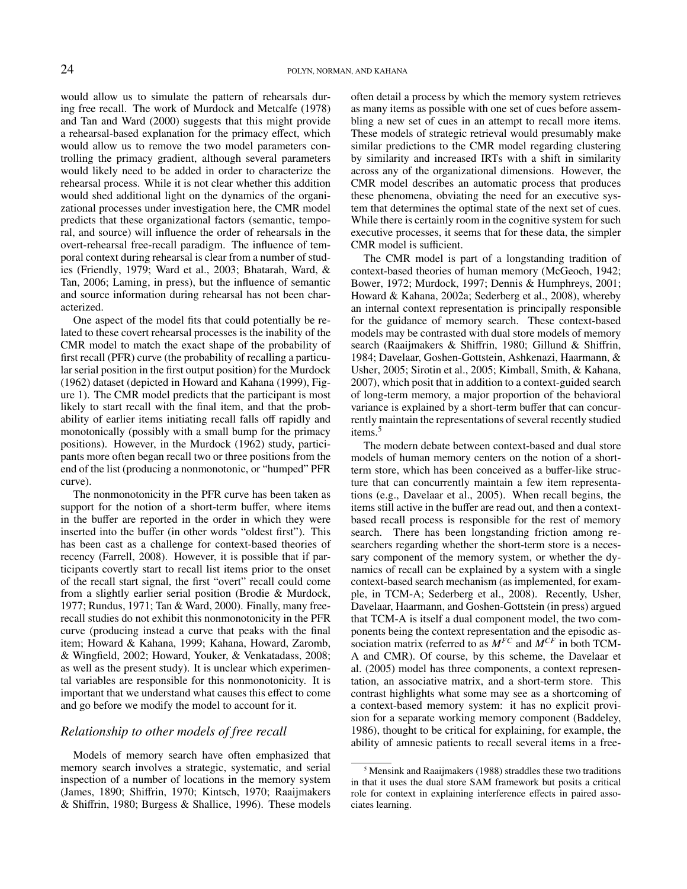would allow us to simulate the pattern of rehearsals during free recall. The work of Murdock and Metcalfe (1978) and Tan and Ward (2000) suggests that this might provide a rehearsal-based explanation for the primacy effect, which would allow us to remove the two model parameters controlling the primacy gradient, although several parameters would likely need to be added in order to characterize the rehearsal process. While it is not clear whether this addition would shed additional light on the dynamics of the organizational processes under investigation here, the CMR model predicts that these organizational factors (semantic, temporal, and source) will influence the order of rehearsals in the overt-rehearsal free-recall paradigm. The influence of temporal context during rehearsal is clear from a number of studies (Friendly, 1979; Ward et al., 2003; Bhatarah, Ward, & Tan, 2006; Laming, in press), but the influence of semantic and source information during rehearsal has not been characterized.

One aspect of the model fits that could potentially be related to these covert rehearsal processes is the inability of the CMR model to match the exact shape of the probability of first recall (PFR) curve (the probability of recalling a particular serial position in the first output position) for the Murdock (1962) dataset (depicted in Howard and Kahana (1999), Figure 1). The CMR model predicts that the participant is most likely to start recall with the final item, and that the probability of earlier items initiating recall falls off rapidly and monotonically (possibly with a small bump for the primacy positions). However, in the Murdock (1962) study, participants more often began recall two or three positions from the end of the list (producing a nonmonotonic, or "humped" PFR curve).

The nonmonotonicity in the PFR curve has been taken as support for the notion of a short-term buffer, where items in the buffer are reported in the order in which they were inserted into the buffer (in other words "oldest first"). This has been cast as a challenge for context-based theories of recency (Farrell, 2008). However, it is possible that if participants covertly start to recall list items prior to the onset of the recall start signal, the first "overt" recall could come from a slightly earlier serial position (Brodie & Murdock, 1977; Rundus, 1971; Tan & Ward, 2000). Finally, many free-recall studies do not exhibit this nonmonotonicity in the PFR curve (producing instead a curve that peaks with the final item; Howard & Kahana, 1999; Kahana, Howard, Zaromb, & Wingfield, 2002; Howard, Youker, & Venkatadass, 2008; as well as the present study). It is unclear which experimental variables are responsible for this nonmonotonicity. It is important that we understand what causes this effect to come and go before we modify the model to account for it.

### *Relationship to other models of free recall*

Models of memory search have often emphasized that memory search involves a strategic, systematic, and serial inspection of a number of locations in the memory system (James, 1890; Shiffrin, 1970; Kintsch, 1970; Raaijmakers & Shiffrin, 1980; Burgess & Shallice, 1996). These models often detail a process by which the memory system retrieves as many items as possible with one set of cues before assembling a new set of cues in an attempt to recall more items. These models of strategic retrieval would presumably make similar predictions to the CMR model regarding clustering by similarity and increased IRTs with a shift in similarity across any of the organizational dimensions. However, the CMR model describes an automatic process that produces these phenomena, obviating the need for an executive system that determines the optimal state of the next set of cues. While there is certainly room in the cognitive system for such executive processes, it seems that for these data, the simpler CMR model is sufficient.

The CMR model is part of a longstanding tradition of context-based theories of human memory (McGeoch, 1942; Bower, 1972; Murdock, 1997; Dennis & Humphreys, 2001; Howard & Kahana, 2002a; Sederberg et al., 2008), whereby an internal context representation is principally responsible for the guidance of memory search. These context-based models may be contrasted with dual store models of memory search (Raaijmakers & Shiffrin, 1980; Gillund & Shiffrin, 1984; Davelaar, Goshen-Gottstein, Ashkenazi, Haarmann, & Usher, 2005; Sirotin et al., 2005; Kimball, Smith, & Kahana, 2007), which posit that in addition to a context-guided search of long-term memory, a major proportion of the behavioral variance is explained by a short-term buffer that can concurrently maintain the representations of several recently studied items.[5]

The modern debate between context-based and dual store models of human memory centers on the notion of a short-term store, which has been conceived as a buffer-like structure that can concurrently maintain a few item representations (e.g., Davelaar et al., 2005). When recall begins, the items still active in the buffer are read out, and then a context-based recall process is responsible for the rest of memory search. There has been longstanding friction among researchers regarding whether the short-term store is a necessary component of the memory system, or whether the dynamics of recall can be explained by a system with a single context-based search mechanism (as implemented, for example, in TCM-A; Sederberg et al., 2008). Recently, Usher, Davelaar, Haarmann, and Goshen-Gottstein (in press) argued that TCM-A is itself a dual component model, the two components being the context representation and the episodic association matrix (referred to as $M^{FC}$ and $M^{CF}$ in both TCM-A and CMR). Of course, by this scheme, the Davelaar et al. (2005) model has three components, a context representation, an associative matrix, and a short-term store. This contrast highlights what some may see as a shortcoming of a context-based memory system: it has no explicit provision for a separate working memory component (Baddeley, 1986), thought to be critical for explaining, for example, the ability of amnesic patients to recall several items in a free-

[5] Mensink and Raaijmakers (1988) straddles these two traditions in that it uses the dual store SAM framework but posits a critical role for context in explaining interference effects in paired associates learning.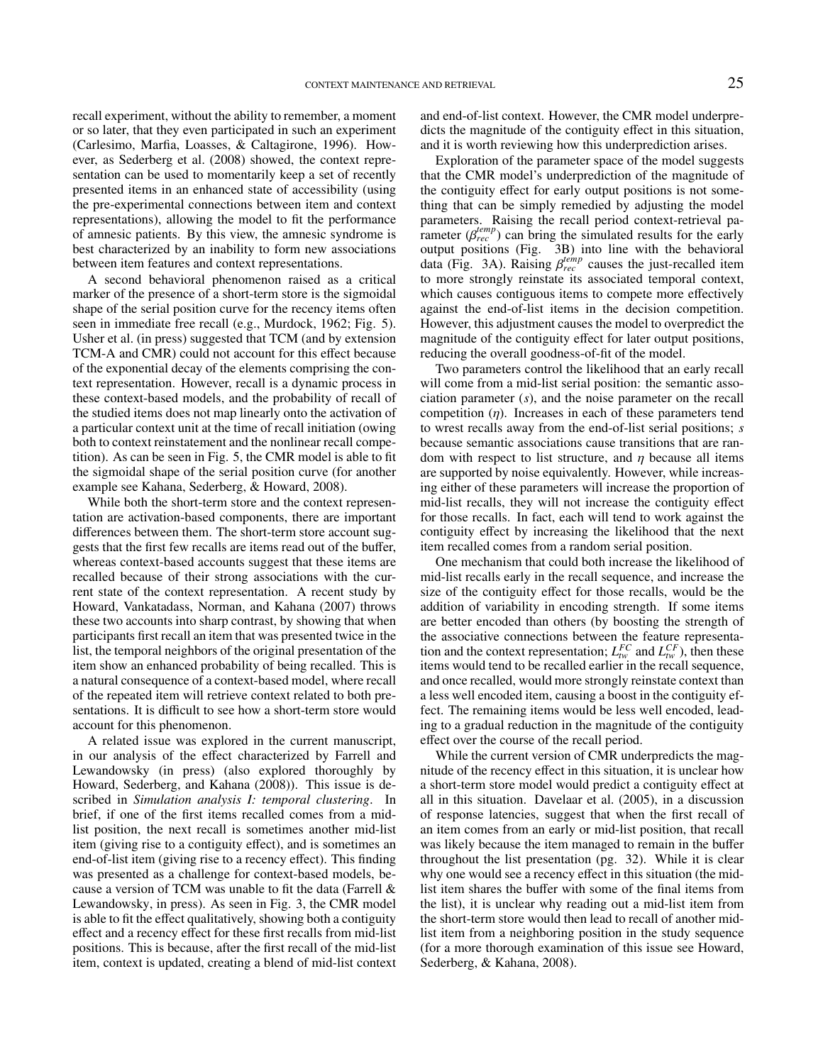recall experiment, without the ability to remember, a moment or so later, that they even participated in such an experiment (Carlesimo, Marfia, Loasses, & Caltagirone, 1996). However, as Sederberg et al. (2008) showed, the context representation can be used to momentarily keep a set of recently presented items in an enhanced state of accessibility (using the pre-experimental connections between item and context representations), allowing the model to fit the performance of amnesic patients. By this view, the amnesic syndrome is best characterized by an inability to form new associations between item features and context representations.

A second behavioral phenomenon raised as a critical marker of the presence of a short-term store is the sigmoidal shape of the serial position curve for the recency items often seen in immediate free recall (e.g., Murdock, 1962; Fig. 5). Usher et al. (in press) suggested that TCM (and by extension TCM-A and CMR) could not account for this effect because of the exponential decay of the elements comprising the context representation. However, recall is a dynamic process in these context-based models, and the probability of recall of the studied items does not map linearly onto the activation of a particular context unit at the time of recall initiation (owing both to context reinstatement and the nonlinear recall competition). As can be seen in Fig. 5, the CMR model is able to fit the sigmoidal shape of the serial position curve (for another example see Kahana, Sederberg, & Howard, 2008).

While both the short-term store and the context representation are activation-based components, there are important differences between them. The short-term store account suggests that the first few recalls are items read out of the buffer, whereas context-based accounts suggest that these items are recalled because of their strong associations with the current state of the context representation. A recent study by Howard, Vankatadass, Norman, and Kahana (2007) throws these two accounts into sharp contrast, by showing that when participants first recall an item that was presented twice in the list, the temporal neighbors of the original presentation of the item show an enhanced probability of being recalled. This is a natural consequence of a context-based model, where recall of the repeated item will retrieve context related to both presentations. It is difficult to see how a short-term store would account for this phenomenon.

A related issue was explored in the current manuscript, in our analysis of the effect characterized by Farrell and Lewandowsky (in press) (also explored thoroughly by Howard, Sederberg, and Kahana (2008)). This issue is described in *Simulation analysis I: temporal clustering*. In brief, if one of the first items recalled comes from a mid-list position, the next recall is sometimes another mid-list item (giving rise to a contiguity effect), and is sometimes an end-of-list item (giving rise to a recency effect). This finding was presented as a challenge for context-based models, because a version of TCM was unable to fit the data (Farrell & Lewandowsky, in press). As seen in Fig. 3, the CMR model is able to fit the effect qualitatively, showing both a contiguity effect and a recency effect for these first recalls from mid-list positions. This is because, after the first recall of the mid-list item, context is updated, creating a blend of mid-list context and end-of-list context. However, the CMR model underpredicts the magnitude of the contiguity effect in this situation, and it is worth reviewing how this underprediction arises.

Exploration of the parameter space of the model suggests that the CMR model's underprediction of the magnitude of the contiguity effect for early output positions is not something that can be simply remedied by adjusting the model parameters. Raising the recall period context-retrieval parameter ($\beta_{rec}^{temp}$) can bring the simulated results for the early output positions (Fig. 3B) into line with the behavioral data (Fig. 3A). Raising $\beta_{rec}^{temp}$ causes the just-recalled item to more strongly reinstate its associated temporal context, which causes contiguous items to compete more effectively against the end-of-list items in the decision competition. However, this adjustment causes the model to overpredict the magnitude of the contiguity effect for later output positions, reducing the overall goodness-of-fit of the model.

Two parameters control the likelihood that an early recall will come from a mid-list serial position: the semantic association parameter ($s$), and the noise parameter on the recall competition ($\eta$). Increases in each of these parameters tend to wrest recalls away from the end-of-list serial positions; $s$ because semantic associations cause transitions that are random with respect to list structure, and $\eta$ because all items are supported by noise equivalently. However, while increasing either of these parameters will increase the proportion of mid-list recalls, they will not increase the contiguity effect for those recalls. In fact, each will tend to work against the contiguity effect by increasing the likelihood that the next item recalled comes from a random serial position.

One mechanism that could both increase the likelihood of mid-list recalls early in the recall sequence, and increase the size of the contiguity effect for those recalls, would be the addition of variability in encoding strength. If some items are better encoded than others (by boosting the strength of the associative connections between the feature representation and the context representation; $L_{tw}^{FC}$ and $L_{tw}^{CF}$), then these items would tend to be recalled earlier in the recall sequence, and once recalled, would more strongly reinstate context than a less well encoded item, causing a boost in the contiguity effect. The remaining items would be less well encoded, leading to a gradual reduction in the magnitude of the contiguity effect over the course of the recall period.

While the current version of CMR underpredicts the magnitude of the recency effect in this situation, it is unclear how a short-term store model would predict a contiguity effect at all in this situation. Davelaar et al. (2005), in a discussion of response latencies, suggest that when the first recall of an item comes from an early or mid-list position, that recall was likely because the item managed to remain in the buffer throughout the list presentation (pg. 32). While it is clear why one would see a recency effect in this situation (the mid-list item shares the buffer with some of the final items from the list), it is unclear why reading out a mid-list item from the short-term store would then lead to recall of another mid-list item from a neighboring position in the study sequence (for a more thorough examination of this issue see Howard, Sederberg, & Kahana, 2008).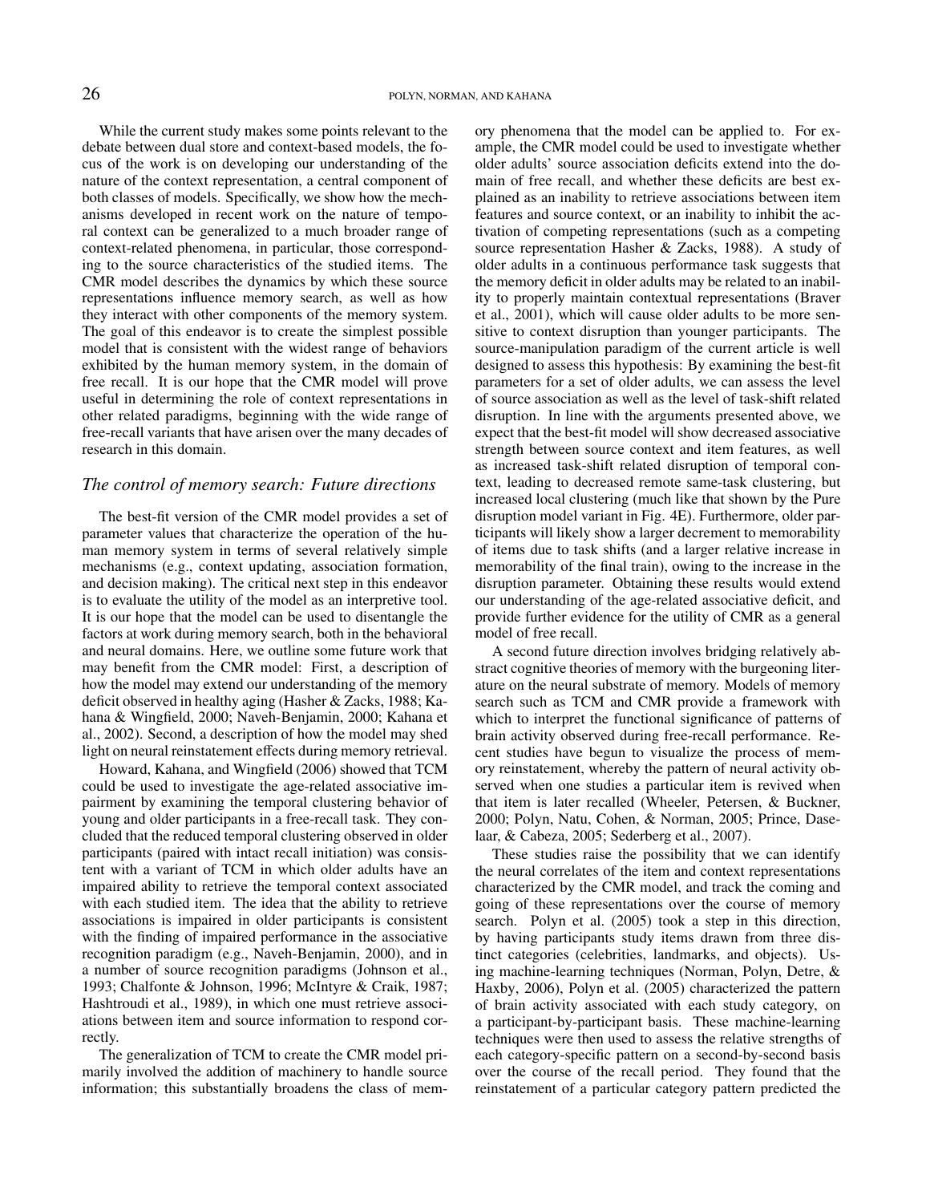While the current study makes some points relevant to the debate between dual store and context-based models, the focus of the work is on developing our understanding of the nature of the context representation, a central component of both classes of models. Specifically, we show how the mechanisms developed in recent work on the nature of temporal context can be generalized to a much broader range of context-related phenomena, in particular, those corresponding to the source characteristics of the studied items. The CMR model describes the dynamics by which these source representations influence memory search, as well as how they interact with other components of the memory system. The goal of this endeavor is to create the simplest possible model that is consistent with the widest range of behaviors exhibited by the human memory system, in the domain of free recall. It is our hope that the CMR model will prove useful in determining the role of context representations in other related paradigms, beginning with the wide range of free-recall variants that have arisen over the many decades of research in this domain.

### *The control of memory search: Future directions*

The best-fit version of the CMR model provides a set of parameter values that characterize the operation of the human memory system in terms of several relatively simple mechanisms (e.g., context updating, association formation, and decision making). The critical next step in this endeavor is to evaluate the utility of the model as an interpretive tool. It is our hope that the model can be used to disentangle the factors at work during memory search, both in the behavioral and neural domains. Here, we outline some future work that may benefit from the CMR model: First, a description of how the model may extend our understanding of the memory deficit observed in healthy aging (Hasher & Zacks, 1988; Kahana & Wingfield, 2000; Naveh-Benjamin, 2000; Kahana et al., 2002). Second, a description of how the model may shed light on neural reinstatement effects during memory retrieval.

Howard, Kahana, and Wingfield (2006) showed that TCM could be used to investigate the age-related associative impairment by examining the temporal clustering behavior of young and older participants in a free-recall task. They concluded that the reduced temporal clustering observed in older participants (paired with intact recall initiation) was consistent with a variant of TCM in which older adults have an impaired ability to retrieve the temporal context associated with each studied item. The idea that the ability to retrieve associations is impaired in older participants is consistent with the finding of impaired performance in the associative recognition paradigm (e.g., Naveh-Benjamin, 2000), and in a number of source recognition paradigms (Johnson et al., 1993; Chalfonte & Johnson, 1996; McIntyre & Craik, 1987; Hashtroudi et al., 1989), in which one must retrieve associations between item and source information to respond correctly.

The generalization of TCM to create the CMR model primarily involved the addition of machinery to handle source information; this substantially broadens the class of memory phenomena that the model can be applied to. For example, the CMR model could be used to investigate whether older adults' source association deficits extend into the domain of free recall, and whether these deficits are best explained as an inability to retrieve associations between item features and source context, or an inability to inhibit the activation of competing representations (such as a competing source representation Hasher & Zacks, 1988). A study of older adults in a continuous performance task suggests that the memory deficit in older adults may be related to an inability to properly maintain contextual representations (Braver et al., 2001), which will cause older adults to be more sensitive to context disruption than younger participants. The source-manipulation paradigm of the current article is well designed to assess this hypothesis: By examining the best-fit parameters for a set of older adults, we can assess the level of source association as well as the level of task-shift related disruption. In line with the arguments presented above, we expect that the best-fit model will show decreased associative strength between source context and item features, as well as increased task-shift related disruption of temporal context, leading to decreased remote same-task clustering, but increased local clustering (much like that shown by the Pure disruption model variant in Fig. 4E). Furthermore, older participants will likely show a larger decrement to memorability of items due to task shifts (and a larger relative increase in memorability of the final train), owing to the increase in the disruption parameter. Obtaining these results would extend our understanding of the age-related associative deficit, and provide further evidence for the utility of CMR as a general model of free recall.

A second future direction involves bridging relatively abstract cognitive theories of memory with the burgeoning literature on the neural substrate of memory. Models of memory search such as TCM and CMR provide a framework with which to interpret the functional significance of patterns of brain activity observed during free-recall performance. Recent studies have begun to visualize the process of memory reinstatement, whereby the pattern of neural activity observed when one studies a particular item is revived when that item is later recalled (Wheeler, Petersen, & Buckner, 2000; Polyn, Natu, Cohen, & Norman, 2005; Prince, Daselaar, & Cabeza, 2005; Sederberg et al., 2007).

These studies raise the possibility that we can identify the neural correlates of the item and context representations characterized by the CMR model, and track the coming and going of these representations over the course of memory search. Polyn et al. (2005) took a step in this direction, by having participants study items drawn from three distinct categories (celebrities, landmarks, and objects). Using machine-learning techniques (Norman, Polyn, Detre, & Haxby, 2006), Polyn et al. (2005) characterized the pattern of brain activity associated with each study category, on a participant-by-participant basis. These machine-learning techniques were then used to assess the relative strengths of each category-specific pattern on a second-by-second basis over the course of the recall period. They found that the reinstatement of a particular category pattern predicted the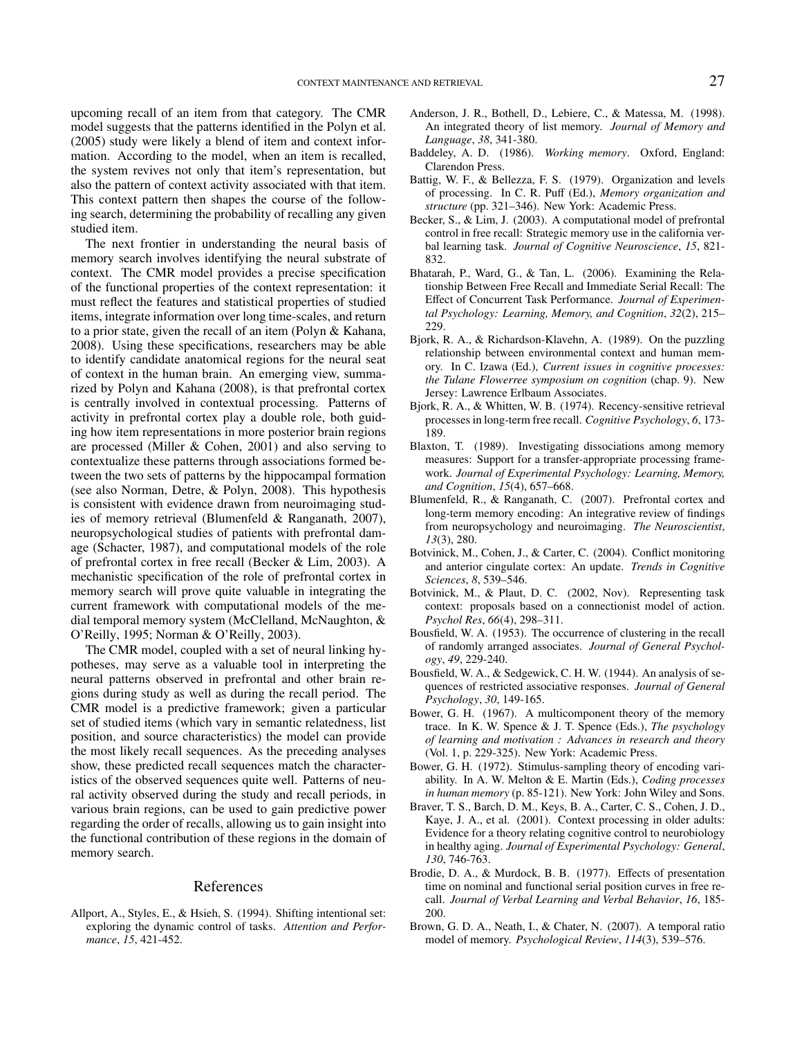upcoming recall of an item from that category. The CMR model suggests that the patterns identified in the Polyn et al. (2005) study were likely a blend of item and context information. According to the model, when an item is recalled, the system revives not only that item's representation, but also the pattern of context activity associated with that item. This context pattern then shapes the course of the following search, determining the probability of recalling any given studied item.

The next frontier in understanding the neural basis of memory search involves identifying the neural substrate of context. The CMR model provides a precise specification of the functional properties of the context representation: it must reflect the features and statistical properties of studied items, integrate information over long time-scales, and return to a prior state, given the recall of an item (Polyn & Kahana, 2008). Using these specifications, researchers may be able to identify candidate anatomical regions for the neural seat of context in the human brain. An emerging view, summarized by Polyn and Kahana (2008), is that prefrontal cortex is centrally involved in contextual processing. Patterns of activity in prefrontal cortex play a double role, both guiding how item representations in more posterior brain regions are processed (Miller & Cohen, 2001) and also serving to contextualize these patterns through associations formed between the two sets of patterns by the hippocampal formation (see also Norman, Detre, & Polyn, 2008). This hypothesis is consistent with evidence drawn from neuroimaging studies of memory retrieval (Blumenfeld & Ranganath, 2007), neuropsychological studies of patients with prefrontal damage (Schacter, 1987), and computational models of the role of prefrontal cortex in free recall (Becker & Lim, 2003). A mechanistic specification of the role of prefrontal cortex in memory search will prove quite valuable in integrating the current framework with computational models of the medial temporal memory system (McClelland, McNaughton, & O'Reilly, 1995; Norman & O'Reilly, 2003).

The CMR model, coupled with a set of neural linking hypotheses, may serve as a valuable tool in interpreting the neural patterns observed in prefrontal and other brain regions during study as well as during the recall period. The CMR model is a predictive framework; given a particular set of studied items (which vary in semantic relatedness, list position, and source characteristics) the model can provide the most likely recall sequences. As the preceding analyses show, these predicted recall sequences match the characteristics of the observed sequences quite well. Patterns of neural activity observed during the study and recall periods, in various brain regions, can be used to gain predictive power regarding the order of recalls, allowing us to gain insight into the functional contribution of these regions in the domain of memory search.

## References

Allport, A., Styles, E., & Hsieh, S. (1994). Shifting intentional set: exploring the dynamic control of tasks. *Attention and Performance*, *15*, 421-452.

Anderson, J. R., Bothell, D., Lebiere, C., & Matessa, M. (1998). An integrated theory of list memory. *Journal of Memory and Language*, *38*, 341-380.

Baddeley, A. D. (1986). *Working memory*. Oxford, England: Clarendon Press.

Battig, W. F., & Bellezza, F. S. (1979). Organization and levels of processing. In C. R. Puff (Ed.), *Memory organization and structure* (pp. 321–346). New York: Academic Press.

Becker, S., & Lim, J. (2003). A computational model of prefrontal control in free recall: Strategic memory use in the california verbal learning task. *Journal of Cognitive Neuroscience*, *15*, 821-832.

Bhatarah, P., Ward, G., & Tan, L. (2006). Examining the Relationship Between Free Recall and Immediate Serial Recall: The Effect of Concurrent Task Performance. *Journal of Experimental Psychology: Learning, Memory, and Cognition*, *32*(2), 215–229.

Bjork, R. A., & Richardson-Klavehn, A. (1989). On the puzzling relationship between environmental context and human memory. In C. Izawa (Ed.), *Current issues in cognitive processes: the Tulane Flowerree symposium on cognition* (chap. 9). New Jersey: Lawrence Erlbaum Associates.

Bjork, R. A., & Whitten, W. B. (1974). Recency-sensitive retrieval processes in long-term free recall. *Cognitive Psychology*, *6*, 173-189.

Blaxton, T. (1989). Investigating dissociations among memory measures: Support for a transfer-appropriate processing framework. *Journal of Experimental Psychology: Learning, Memory, and Cognition*, *15*(4), 657–668.

Blumenfeld, R., & Ranganath, C. (2007). Prefrontal cortex and long-term memory encoding: An integrative review of findings from neuropsychology and neuroimaging. *The Neuroscientist*, *13*(3), 280.

Botvinick, M., Cohen, J., & Carter, C. (2004). Conflict monitoring and anterior cingulate cortex: An update. *Trends in Cognitive Sciences*, *8*, 539–546.

Botvinick, M., & Plaut, D. C. (2002, Nov). Representing task context: proposals based on a connectionist model of action. *Psychol Res*, *66*(4), 298–311.

Bousfield, W. A. (1953). The occurrence of clustering in the recall of randomly arranged associates. *Journal of General Psychology*, *49*, 229-240.

Bousfield, W. A., & Sedgewick, C. H. W. (1944). An analysis of sequences of restricted associative responses. *Journal of General Psychology*, *30*, 149-165.

Bower, G. H. (1967). A multicomponent theory of the memory trace. In K. W. Spence & J. T. Spence (Eds.), *The psychology of learning and motivation : Advances in research and theory* (Vol. 1, p. 229-325). New York: Academic Press.

Bower, G. H. (1972). Stimulus-sampling theory of encoding variability. In A. W. Melton & E. Martin (Eds.), *Coding processes in human memory* (p. 85-121). New York: John Wiley and Sons.

Braver, T. S., Barch, D. M., Keys, B. A., Carter, C. S., Cohen, J. D., Kaye, J. A., et al. (2001). Context processing in older adults: Evidence for a theory relating cognitive control to neurobiology in healthy aging. *Journal of Experimental Psychology: General*, *130*, 746-763.

Brodie, D. A., & Murdock, B. B. (1977). Effects of presentation time on nominal and functional serial position curves in free recall. *Journal of Verbal Learning and Verbal Behavior*, *16*, 185-200.

Brown, G. D. A., Neath, I., & Chater, N. (2007). A temporal ratio model of memory. *Psychological Review*, *114*(3), 539–576.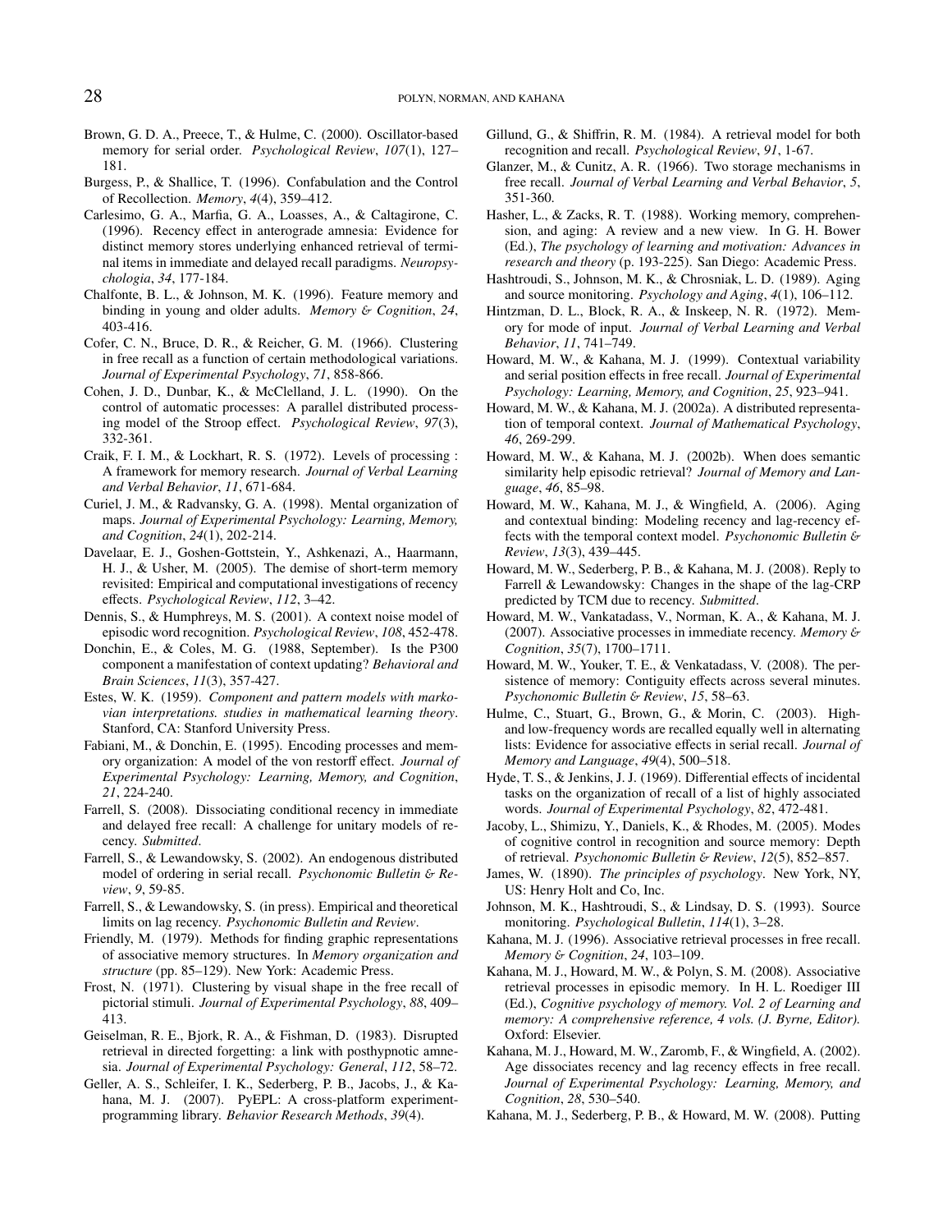Brown, G. D. A., Preece, T., & Hulme, C. (2000). Oscillator-based memory for serial order. *Psychological Review*, *107*(1), 127–181.

Burgess, P., & Shallice, T. (1996). Confabulation and the Control of Recollection. *Memory*, *4*(4), 359–412.

Carlesimo, G. A., Marfia, G. A., Loasses, A., & Caltagirone, C. (1996). Recency effect in anterograde amnesia: Evidence for distinct memory stores underlying enhanced retrieval of terminal items in immediate and delayed recall paradigms. *Neuropsychologia*, *34*, 177-184.

Chalfonte, B. L., & Johnson, M. K. (1996). Feature memory and binding in young and older adults. *Memory & Cognition*, *24*, 403-416.

Cofer, C. N., Bruce, D. R., & Reicher, G. M. (1966). Clustering in free recall as a function of certain methodological variations. *Journal of Experimental Psychology*, *71*, 858-866.

Cohen, J. D., Dunbar, K., & McClelland, J. L. (1990). On the control of automatic processes: A parallel distributed processing model of the Stroop effect. *Psychological Review*, *97*(3), 332-361.

Craik, F. I. M., & Lockhart, R. S. (1972). Levels of processing : A framework for memory research. *Journal of Verbal Learning and Verbal Behavior*, *11*, 671-684.

Curiel, J. M., & Radvansky, G. A. (1998). Mental organization of maps. *Journal of Experimental Psychology: Learning, Memory, and Cognition*, *24*(1), 202-214.

Davelaar, E. J., Goshen-Gottstein, Y., Ashkenazi, A., Haarmann, H. J., & Usher, M. (2005). The demise of short-term memory revisited: Empirical and computational investigations of recency effects. *Psychological Review*, *112*, 3–42.

Dennis, S., & Humphreys, M. S. (2001). A context noise model of episodic word recognition. *Psychological Review*, *108*, 452-478.

Donchin, E., & Coles, M. G. (1988, September). Is the P300 component a manifestation of context updating? *Behavioral and Brain Sciences*, *11*(3), 357-427.

Estes, W. K. (1959). *Component and pattern models with markovian interpretations. studies in mathematical learning theory*. Stanford, CA: Stanford University Press.

Fabiani, M., & Donchin, E. (1995). Encoding processes and memory organization: A model of the von restorff effect. *Journal of Experimental Psychology: Learning, Memory, and Cognition*, *21*, 224-240.

Farrell, S. (2008). Dissociating conditional recency in immediate and delayed free recall: A challenge for unitary models of recency. *Submitted*.

Farrell, S., & Lewandowsky, S. (2002). An endogenous distributed model of ordering in serial recall. *Psychonomic Bulletin & Review*, *9*, 59-85.

Farrell, S., & Lewandowsky, S. (in press). Empirical and theoretical limits on lag recency. *Psychonomic Bulletin and Review*.

Friendly, M. (1979). Methods for finding graphic representations of associative memory structures. In *Memory organization and structure* (pp. 85–129). New York: Academic Press.

Frost, N. (1971). Clustering by visual shape in the free recall of pictorial stimuli. *Journal of Experimental Psychology*, *88*, 409–413.

Geiselman, R. E., Bjork, R. A., & Fishman, D. (1983). Disrupted retrieval in directed forgetting: a link with posthypnotic amnesia. *Journal of Experimental Psychology: General*, *112*, 58–72.

Geller, A. S., Schleifer, I. K., Sederberg, P. B., Jacobs, J., & Kahana, M. J. (2007). PyEPL: A cross-platform experiment-programming library. *Behavior Research Methods*, *39*(4).

Gillund, G., & Shiffrin, R. M. (1984). A retrieval model for both recognition and recall. *Psychological Review*, *91*, 1-67.

Glanzer, M., & Cunitz, A. R. (1966). Two storage mechanisms in free recall. *Journal of Verbal Learning and Verbal Behavior*, *5*, 351-360.

Hasher, L., & Zacks, R. T. (1988). Working memory, comprehension, and aging: A review and a new view. In G. H. Bower (Ed.), *The psychology of learning and motivation: Advances in research and theory* (p. 193-225). San Diego: Academic Press.

Hashtroudi, S., Johnson, M. K., & Chrosniak, L. D. (1989). Aging and source monitoring. *Psychology and Aging*, *4*(1), 106–112.

Hintzman, D. L., Block, R. A., & Inskeep, N. R. (1972). Memory for mode of input. *Journal of Verbal Learning and Verbal Behavior*, *11*, 741–749.

Howard, M. W., & Kahana, M. J. (1999). Contextual variability and serial position effects in free recall. *Journal of Experimental Psychology: Learning, Memory, and Cognition*, *25*, 923–941.

Howard, M. W., & Kahana, M. J. (2002a). A distributed representation of temporal context. *Journal of Mathematical Psychology*, *46*, 269-299.

Howard, M. W., & Kahana, M. J. (2002b). When does semantic similarity help episodic retrieval? *Journal of Memory and Language*, *46*, 85–98.

Howard, M. W., Kahana, M. J., & Wingfield, A. (2006). Aging and contextual binding: Modeling recency and lag-recency effects with the temporal context model. *Psychonomic Bulletin & Review*, *13*(3), 439–445.

Howard, M. W., Sederberg, P. B., & Kahana, M. J. (2008). Reply to Farrell & Lewandowsky: Changes in the shape of the lag-CRP predicted by TCM due to recency. *Submitted*.

Howard, M. W., Vankatadass, V., Norman, K. A., & Kahana, M. J. (2007). Associative processes in immediate recency. *Memory & Cognition*, *35*(7), 1700–1711.

Howard, M. W., Youker, T. E., & Venkatadass, V. (2008). The persistence of memory: Contiguity effects across several minutes. *Psychonomic Bulletin & Review*, *15*, 58–63.

Hulme, C., Stuart, G., Brown, G., & Morin, C. (2003). High- and low-frequency words are recalled equally well in alternating lists: Evidence for associative effects in serial recall. *Journal of Memory and Language*, *49*(4), 500–518.

Hyde, T. S., & Jenkins, J. J. (1969). Differential effects of incidental tasks on the organization of recall of a list of highly associated words. *Journal of Experimental Psychology*, *82*, 472-481.

Jacoby, L., Shimizu, Y., Daniels, K., & Rhodes, M. (2005). Modes of cognitive control in recognition and source memory: Depth of retrieval. *Psychonomic Bulletin & Review*, *12*(5), 852–857.

James, W. (1890). *The principles of psychology*. New York, NY, US: Henry Holt and Co, Inc.

Johnson, M. K., Hashtroudi, S., & Lindsay, D. S. (1993). Source monitoring. *Psychological Bulletin*, *114*(1), 3–28.

Kahana, M. J. (1996). Associative retrieval processes in free recall. *Memory & Cognition*, *24*, 103–109.

Kahana, M. J., Howard, M. W., & Polyn, S. M. (2008). Associative retrieval processes in episodic memory. In H. L. Roediger III (Ed.), *Cognitive psychology of memory. Vol. 2 of Learning and memory: A comprehensive reference, 4 vols. (J. Byrne, Editor).* Oxford: Elsevier.

Kahana, M. J., Howard, M. W., Zaromb, F., & Wingfield, A. (2002). Age dissociates recency and lag recency effects in free recall. *Journal of Experimental Psychology: Learning, Memory, and Cognition*, *28*, 530–540.

Kahana, M. J., Sederberg, P. B., & Howard, M. W. (2008). Putting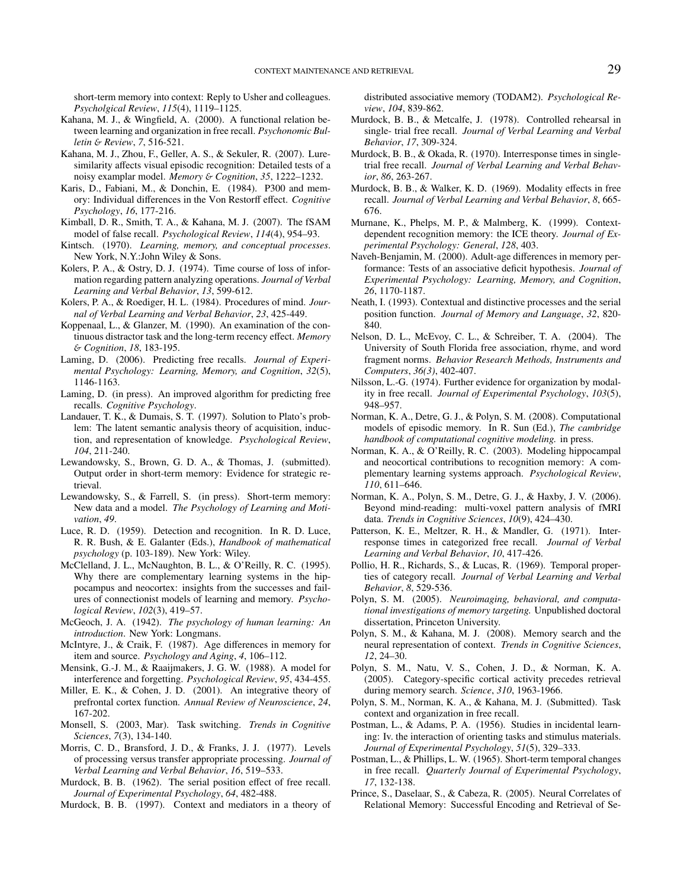short-term memory into context: Reply to Usher and colleagues. *Psycholgical Review*, *115*(4), 1119–1125.

Kahana, M. J., & Wingfield, A. (2000). A functional relation between learning and organization in free recall. *Psychonomic Bulletin & Review*, *7*, 516-521.

Kahana, M. J., Zhou, F., Geller, A. S., & Sekuler, R. (2007). Lure-similarity affects visual episodic recognition: Detailed tests of a noisy examplar model. *Memory & Cognition*, *35*, 1222–1232.

Karis, D., Fabiani, M., & Donchin, E. (1984). P300 and memory: Individual differences in the Von Restorff effect. *Cognitive Psychology*, *16*, 177-216.

Kimball, D. R., Smith, T. A., & Kahana, M. J. (2007). The fSAM model of false recall. *Psychological Review*, *114*(4), 954–93.

Kintsch. (1970). *Learning, memory, and conceptual processes*. New York, N.Y.:John Wiley & Sons.

Kolers, P. A., & Ostry, D. J. (1974). Time course of loss of information regarding pattern analyzing operations. *Journal of Verbal Learning and Verbal Behavior*, *13*, 599-612.

Kolers, P. A., & Roediger, H. L. (1984). Procedures of mind. *Journal of Verbal Learning and Verbal Behavior*, *23*, 425-449.

Koppenaal, L., & Glanzer, M. (1990). An examination of the continuous distractor task and the long-term recency effect. *Memory & Cognition*, *18*, 183-195.

Laming, D. (2006). Predicting free recalls. *Journal of Experimental Psychology: Learning, Memory, and Cognition*, *32*(5), 1146-1163.

Laming, D. (in press). An improved algorithm for predicting free recalls. *Cognitive Psychology*.

Landauer, T. K., & Dumais, S. T. (1997). Solution to Plato's problem: The latent semantic analysis theory of acquisition, induction, and representation of knowledge. *Psychological Review*, *104*, 211-240.

Lewandowsky, S., Brown, G. D. A., & Thomas, J. (submitted). Output order in short-term memory: Evidence for strategic retrieval.

Lewandowsky, S., & Farrell, S. (in press). Short-term memory: New data and a model. *The Psychology of Learning and Motivation*, *49*.

Luce, R. D. (1959). Detection and recognition. In R. D. Luce, R. R. Bush, & E. Galanter (Eds.), *Handbook of mathematical psychology* (p. 103-189). New York: Wiley.

McClelland, J. L., McNaughton, B. L., & O'Reilly, R. C. (1995). Why there are complementary learning systems in the hippocampus and neocortex: insights from the successes and failures of connectionist models of learning and memory. *Psychological Review*, *102*(3), 419–57.

McGeoch, J. A. (1942). *The psychology of human learning: An introduction*. New York: Longmans.

McIntyre, J., & Craik, F. (1987). Age differences in memory for item and source. *Psychology and Aging*, *4*, 106–112.

Mensink, G.-J. M., & Raaijmakers, J. G. W. (1988). A model for interference and forgetting. *Psychological Review*, *95*, 434-455.

Miller, E. K., & Cohen, J. D. (2001). An integrative theory of prefrontal cortex function. *Annual Review of Neuroscience*, *24*, 167-202.

Monsell, S. (2003, Mar). Task switching. *Trends in Cognitive Sciences*, *7*(3), 134-140.

Morris, C. D., Bransford, J. D., & Franks, J. J. (1977). Levels of processing versus transfer appropriate processing. *Journal of Verbal Learning and Verbal Behavior*, *16*, 519–533.

Murdock, B. B. (1962). The serial position effect of free recall. *Journal of Experimental Psychology*, *64*, 482-488.

Murdock, B. B. (1997). Context and mediators in a theory of distributed associative memory (TODAM2). *Psychological Review*, *104*, 839-862.

Murdock, B. B., & Metcalfe, J. (1978). Controlled rehearsal in single- trial free recall. *Journal of Verbal Learning and Verbal Behavior*, *17*, 309-324.

Murdock, B. B., & Okada, R. (1970). Interresponse times in single-trial free recall. *Journal of Verbal Learning and Verbal Behavior*, *86*, 263-267.

Murdock, B. B., & Walker, K. D. (1969). Modality effects in free recall. *Journal of Verbal Learning and Verbal Behavior*, *8*, 665-676.

Murnane, K., Phelps, M. P., & Malmberg, K. (1999). Context-dependent recognition memory: the ICE theory. *Journal of Experimental Psychology: General*, *128*, 403.

Naveh-Benjamin, M. (2000). Adult-age differences in memory performance: Tests of an associative deficit hypothesis. *Journal of Experimental Psychology: Learning, Memory, and Cognition*, *26*, 1170-1187.

Neath, I. (1993). Contextual and distinctive processes and the serial position function. *Journal of Memory and Language*, *32*, 820-840.

Nelson, D. L., McEvoy, C. L., & Schreiber, T. A. (2004). The University of South Florida free association, rhyme, and word fragment norms. *Behavior Research Methods, Instruments and Computers*, *36(3)*, 402-407.

Nilsson, L.-G. (1974). Further evidence for organization by modality in free recall. *Journal of Experimental Psychology*, *103*(5), 948–957.

Norman, K. A., Detre, G. J., & Polyn, S. M. (2008). Computational models of episodic memory. In R. Sun (Ed.), *The cambridge handbook of computational cognitive modeling.* in press.

Norman, K. A., & O'Reilly, R. C. (2003). Modeling hippocampal and neocortical contributions to recognition memory: A complementary learning systems approach. *Psychological Review*, *110*, 611–646.

Norman, K. A., Polyn, S. M., Detre, G. J., & Haxby, J. V. (2006). Beyond mind-reading: multi-voxel pattern analysis of fMRI data. *Trends in Cognitive Sciences*, *10*(9), 424–430.

Patterson, K. E., Meltzer, R. H., & Mandler, G. (1971). Interresponse times in categorized free recall. *Journal of Verbal Learning and Verbal Behavior*, *10*, 417-426.

Pollio, H. R., Richards, S., & Lucas, R. (1969). Temporal properties of category recall. *Journal of Verbal Learning and Verbal Behavior*, *8*, 529-536.

Polyn, S. M. (2005). *Neuroimaging, behavioral, and computational investigations of memory targeting.* Unpublished doctoral dissertation, Princeton University.

Polyn, S. M., & Kahana, M. J. (2008). Memory search and the neural representation of context. *Trends in Cognitive Sciences*, *12*, 24–30.

Polyn, S. M., Natu, V. S., Cohen, J. D., & Norman, K. A. (2005). Category-specific cortical activity precedes retrieval during memory search. *Science*, *310*, 1963-1966.

Polyn, S. M., Norman, K. A., & Kahana, M. J. (Submitted). Task context and organization in free recall.

Postman, L., & Adams, P. A. (1956). Studies in incidental learning: Iv. the interaction of orienting tasks and stimulus materials. *Journal of Experimental Psychology*, *51*(5), 329–333.

Postman, L., & Phillips, L. W. (1965). Short-term temporal changes in free recall. *Quarterly Journal of Experimental Psychology*, *17*, 132-138.

Prince, S., Daselaar, S., & Cabeza, R. (2005). Neural Correlates of Relational Memory: Successful Encoding and Retrieval of Se-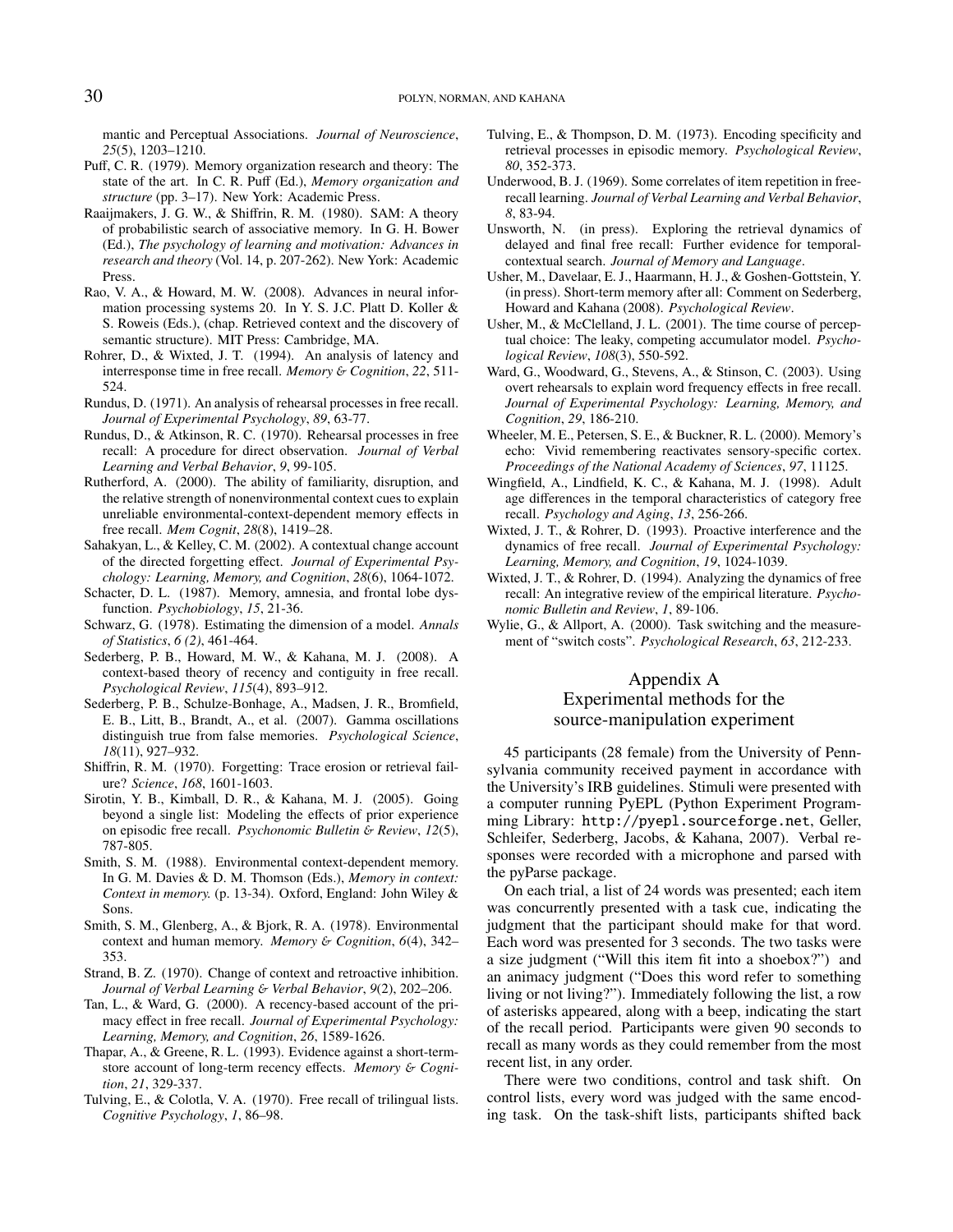mantic and Perceptual Associations. *Journal of Neuroscience*, *25*(5), 1203–1210.

Puff, C. R. (1979). Memory organization research and theory: The state of the art. In C. R. Puff (Ed.), *Memory organization and structure* (pp. 3–17). New York: Academic Press.

Raaijmakers, J. G. W., & Shiffrin, R. M. (1980). SAM: A theory of probabilistic search of associative memory. In G. H. Bower (Ed.), *The psychology of learning and motivation: Advances in research and theory* (Vol. 14, p. 207-262). New York: Academic Press.

Rao, V. A., & Howard, M. W. (2008). Advances in neural information processing systems 20. In Y. S. J.C. Platt D. Koller & S. Roweis (Eds.), (chap. Retrieved context and the discovery of semantic structure). MIT Press: Cambridge, MA.

Rohrer, D., & Wixted, J. T. (1994). An analysis of latency and interresponse time in free recall. *Memory & Cognition*, *22*, 511-524.

Rundus, D. (1971). An analysis of rehearsal processes in free recall. *Journal of Experimental Psychology*, *89*, 63-77.

Rundus, D., & Atkinson, R. C. (1970). Rehearsal processes in free recall: A procedure for direct observation. *Journal of Verbal Learning and Verbal Behavior*, *9*, 99-105.

Rutherford, A. (2000). The ability of familiarity, disruption, and the relative strength of nonenvironmental context cues to explain unreliable environmental-context-dependent memory effects in free recall. *Mem Cognit*, *28*(8), 1419–28.

Sahakyan, L., & Kelley, C. M. (2002). A contextual change account of the directed forgetting effect. *Journal of Experimental Psychology: Learning, Memory, and Cognition*, *28*(6), 1064-1072.

Schacter, D. L. (1987). Memory, amnesia, and frontal lobe dysfunction. *Psychobiology*, *15*, 21-36.

Schwarz, G. (1978). Estimating the dimension of a model. *Annals of Statistics*, *6 (2)*, 461-464.

Sederberg, P. B., Howard, M. W., & Kahana, M. J. (2008). A context-based theory of recency and contiguity in free recall. *Psychological Review*, *115*(4), 893–912.

Sederberg, P. B., Schulze-Bonhage, A., Madsen, J. R., Bromfield, E. B., Litt, B., Brandt, A., et al. (2007). Gamma oscillations distinguish true from false memories. *Psychological Science*, *18*(11), 927–932.

Shiffrin, R. M. (1970). Forgetting: Trace erosion or retrieval failure? *Science*, *168*, 1601-1603.

Sirotin, Y. B., Kimball, D. R., & Kahana, M. J. (2005). Going beyond a single list: Modeling the effects of prior experience on episodic free recall. *Psychonomic Bulletin & Review*, *12*(5), 787-805.

Smith, S. M. (1988). Environmental context-dependent memory. In G. M. Davies & D. M. Thomson (Eds.), *Memory in context: Context in memory.* (p. 13-34). Oxford, England: John Wiley & Sons.

Smith, S. M., Glenberg, A., & Bjork, R. A. (1978). Environmental context and human memory. *Memory & Cognition*, *6*(4), 342–353.

Strand, B. Z. (1970). Change of context and retroactive inhibition. *Journal of Verbal Learning & Verbal Behavior*, *9*(2), 202–206.

Tan, L., & Ward, G. (2000). A recency-based account of the primacy effect in free recall. *Journal of Experimental Psychology: Learning, Memory, and Cognition*, *26*, 1589-1626.

Thapar, A., & Greene, R. L. (1993). Evidence against a short-term-store account of long-term recency effects. *Memory & Cognition*, *21*, 329-337.

Tulving, E., & Colotla, V. A. (1970). Free recall of trilingual lists. *Cognitive Psychology*, *1*, 86–98.

Tulving, E., & Thompson, D. M. (1973). Encoding specificity and retrieval processes in episodic memory. *Psychological Review*, *80*, 352-373.

Underwood, B. J. (1969). Some correlates of item repetition in free-recall learning. *Journal of Verbal Learning and Verbal Behavior*, *8*, 83-94.

Unsworth, N. (in press). Exploring the retrieval dynamics of delayed and final free recall: Further evidence for temporal-contextual search. *Journal of Memory and Language*.

Usher, M., Davelaar, E. J., Haarmann, H. J., & Goshen-Gottstein, Y. (in press). Short-term memory after all: Comment on Sederberg, Howard and Kahana (2008). *Psychological Review*.

Usher, M., & McClelland, J. L. (2001). The time course of perceptual choice: The leaky, competing accumulator model. *Psychological Review*, *108*(3), 550-592.

Ward, G., Woodward, G., Stevens, A., & Stinson, C. (2003). Using overt rehearsals to explain word frequency effects in free recall. *Journal of Experimental Psychology: Learning, Memory, and Cognition*, *29*, 186-210.

Wheeler, M. E., Petersen, S. E., & Buckner, R. L. (2000). Memory's echo: Vivid remembering reactivates sensory-specific cortex. *Proceedings of the National Academy of Sciences*, *97*, 11125.

Wingfield, A., Lindfield, K. C., & Kahana, M. J. (1998). Adult age differences in the temporal characteristics of category free recall. *Psychology and Aging*, *13*, 256-266.

Wixted, J. T., & Rohrer, D. (1993). Proactive interference and the dynamics of free recall. *Journal of Experimental Psychology: Learning, Memory, and Cognition*, *19*, 1024-1039.

Wixted, J. T., & Rohrer, D. (1994). Analyzing the dynamics of free recall: An integrative review of the empirical literature. *Psychonomic Bulletin and Review*, *1*, 89-106.

Wylie, G., & Allport, A. (2000). Task switching and the measurement of "switch costs". *Psychological Research*, *63*, 212-233.

# Appendix A
## Experimental methods for the source-manipulation experiment

45 participants (28 female) from the University of Pennsylvania community received payment in accordance with the University's IRB guidelines. Stimuli were presented with a computer running PyEPL (Python Experiment Programming Library: `http://pyepl.sourceforge.net`, Geller, Schleifer, Sederberg, Jacobs, & Kahana, 2007). Verbal responses were recorded with a microphone and parsed with the pyParse package.

On each trial, a list of 24 words was presented; each item was concurrently presented with a task cue, indicating the judgment that the participant should make for that word. Each word was presented for 3 seconds. The two tasks were a size judgment ("Will this item fit into a shoebox?") and an animacy judgment ("Does this word refer to something living or not living?"). Immediately following the list, a row of asterisks appeared, along with a beep, indicating the start of the recall period. Participants were given 90 seconds to recall as many words as they could remember from the most recent list, in any order.

There were two conditions, control and task shift. On control lists, every word was judged with the same encoding task. On the task-shift lists, participants shifted back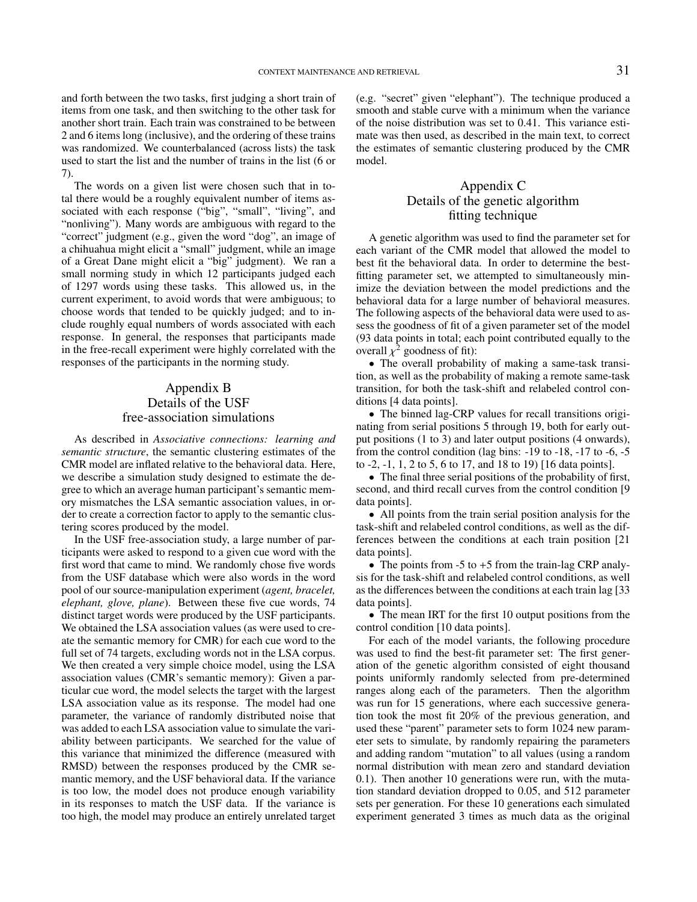and forth between the two tasks, first judging a short train of items from one task, and then switching to the other task for another short train. Each train was constrained to be between 2 and 6 items long (inclusive), and the ordering of these trains was randomized. We counterbalanced (across lists) the task used to start the list and the number of trains in the list (6 or 7).

The words on a given list were chosen such that in total there would be a roughly equivalent number of items associated with each response ("big", "small", "living", and "nonliving"). Many words are ambiguous with regard to the "correct" judgment (e.g., given the word "dog", an image of a chihuahua might elicit a "small" judgment, while an image of a Great Dane might elicit a "big" judgment). We ran a small norming study in which 12 participants judged each of 1297 words using these tasks. This allowed us, in the current experiment, to avoid words that were ambiguous; to choose words that tended to be quickly judged; and to include roughly equal numbers of words associated with each response. In general, the responses that participants made in the free-recall experiment were highly correlated with the responses of the participants in the norming study.

## Appendix B
## Details of the USF free-association simulations

As described in *Associative connections: learning and semantic structure*, the semantic clustering estimates of the CMR model are inflated relative to the behavioral data. Here, we describe a simulation study designed to estimate the degree to which an average human participant's semantic memory mismatches the LSA semantic association values, in order to create a correction factor to apply to the semantic clustering scores produced by the model.

In the USF free-association study, a large number of participants were asked to respond to a given cue word with the first word that came to mind. We randomly chose five words from the USF database which were also words in the word pool of our source-manipulation experiment (*agent, bracelet, elephant, glove, plane*). Between these five cue words, 74 distinct target words were produced by the USF participants. We obtained the LSA association values (as were used to create the semantic memory for CMR) for each cue word to the full set of 74 targets, excluding words not in the LSA corpus. We then created a very simple choice model, using the LSA association values (CMR's semantic memory): Given a particular cue word, the model selects the target with the largest LSA association value as its response. The model had one parameter, the variance of randomly distributed noise that was added to each LSA association value to simulate the variability between participants. We searched for the value of this variance that minimized the difference (measured with RMSD) between the responses produced by the CMR semantic memory, and the USF behavioral data. If the variance is too low, the model does not produce enough variability in its responses to match the USF data. If the variance is too high, the model may produce an entirely unrelated target (e.g. "secret" given "elephant"). The technique produced a smooth and stable curve with a minimum when the variance of the noise distribution was set to 0.41. This variance estimate was then used, as described in the main text, to correct the estimates of semantic clustering produced by the CMR model.

## Appendix C
## Details of the genetic algorithm fitting technique

A genetic algorithm was used to find the parameter set for each variant of the CMR model that allowed the model to best fit the behavioral data. In order to determine the best-fitting parameter set, we attempted to simultaneously minimize the deviation between the model predictions and the behavioral data for a large number of behavioral measures. The following aspects of the behavioral data were used to assess the goodness of fit of a given parameter set of the model (93 data points in total; each point contributed equally to the overall $\chi^2$ goodness of fit):

- The overall probability of making a same-task transition, as well as the probability of making a remote same-task transition, for both the task-shift and relabeled control conditions [4 data points].
- The binned lag-CRP values for recall transitions originating from serial positions 5 through 19, both for early output positions (1 to 3) and later output positions (4 onwards), from the control condition (lag bins: -19 to -18, -17 to -6, -5 to -2, -1, 1, 2 to 5, 6 to 17, and 18 to 19) [16 data points].
- The final three serial positions of the probability of first, second, and third recall curves from the control condition [9 data points].
- All points from the train serial position analysis for the task-shift and relabeled control conditions, as well as the differences between the conditions at each train position [21 data points].
- The points from -5 to +5 from the train-lag CRP analysis for the task-shift and relabeled control conditions, as well as the differences between the conditions at each train lag [33 data points].
- The mean IRT for the first 10 output positions from the control condition [10 data points].

For each of the model variants, the following procedure was used to find the best-fit parameter set: The first generation of the genetic algorithm consisted of eight thousand points uniformly randomly selected from pre-determined ranges along each of the parameters. Then the algorithm was run for 15 generations, where each successive generation took the most fit 20% of the previous generation, and used these "parent" parameter sets to form 1024 new parameter sets to simulate, by randomly repairing the parameters and adding random "mutation" to all values (using a random normal distribution with mean zero and standard deviation 0.1). Then another 10 generations were run, with the mutation standard deviation dropped to 0.05, and 512 parameter sets per generation. For these 10 generations each simulated experiment generated 3 times as much data as the original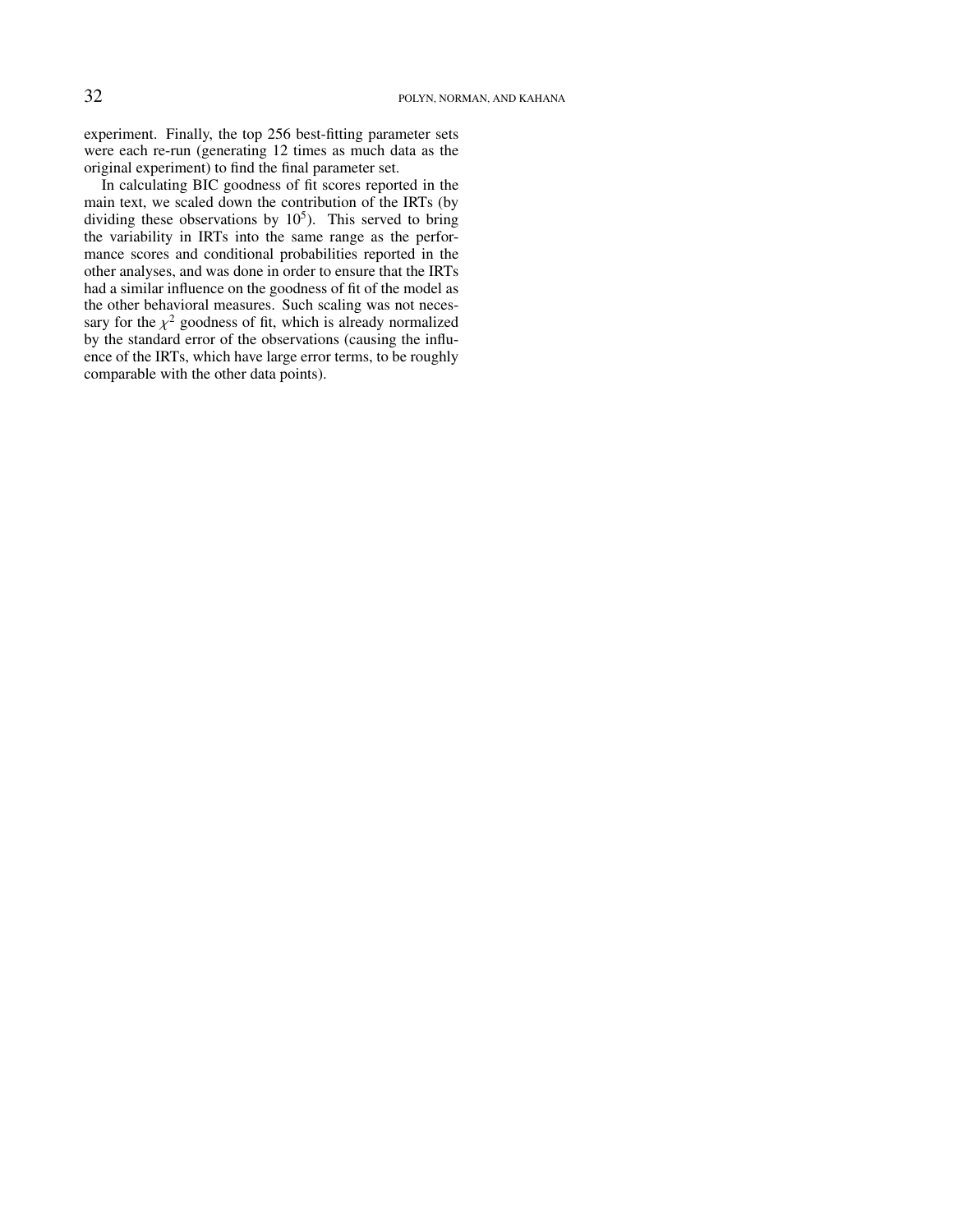experiment. Finally, the top 256 best-fitting parameter sets were each re-run (generating 12 times as much data as the original experiment) to find the final parameter set.

In calculating BIC goodness of fit scores reported in the main text, we scaled down the contribution of the IRTs (by dividing these observations by $10^5$). This served to bring the variability in IRTs into the same range as the performance scores and conditional probabilities reported in the other analyses, and was done in order to ensure that the IRTs had a similar influence on the goodness of fit of the model as the other behavioral measures. Such scaling was not necessary for the $\chi^2$ goodness of fit, which is already normalized by the standard error of the observations (causing the influence of the IRTs, which have large error terms, to be roughly comparable with the other data points).